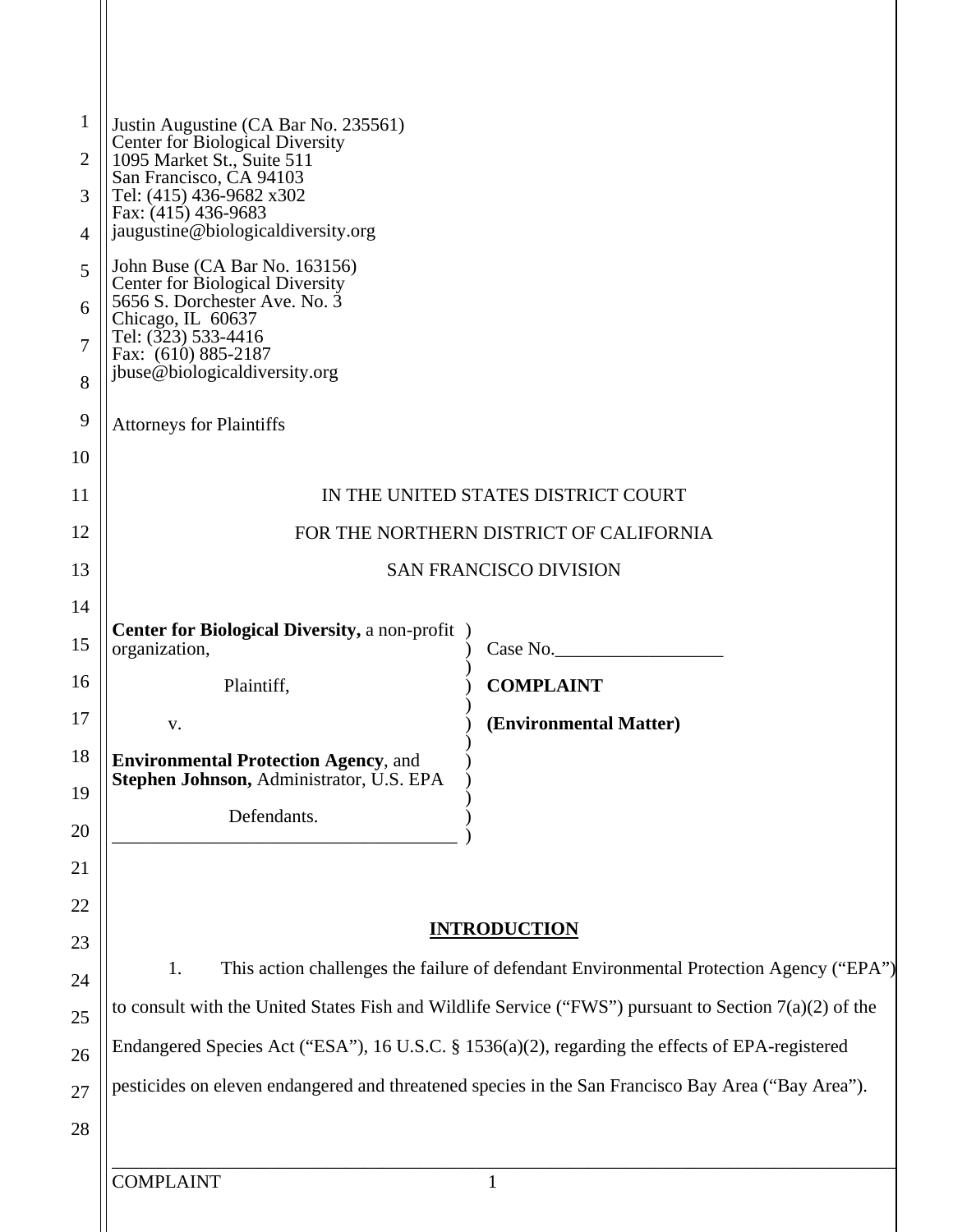Justin Augustine (CA Bar No. 235561)
Center for Biological Diversity
1095 Market St., Suite 511
San Francisco, CA 94103
Tel: (415) 436-9682 x302
Fax: (415) 436-9683
jaugustine@biologicaldiversity.org

John Buse (CA Bar No. 163156)
Center for Biological Diversity
5656 S. Dorchester Ave. No. 3
Chicago, IL 60637
Tel: (323) 533-4416
Fax: (610) 885-2187
jbuse@biologicaldiversity.org

Attorneys for Plaintiffs

IN THE UNITED STATES DISTRICT COURT

FOR THE NORTHERN DISTRICT OF CALIFORNIA

SAN FRANCISCO DIVISION

| | |
|---|---|
| **Center for Biological Diversity,** a non-profit organization,<br><br>Plaintiff,<br><br>v.<br><br>**Environmental Protection Agency**, and **Stephen Johnson,** Administrator, U.S. EPA<br><br>Defendants. | Case No.__________________<br><br>**COMPLAINT**<br><br>**(Environmental Matter)** |

## INTRODUCTION

1. This action challenges the failure of defendant Environmental Protection Agency ("EPA") to consult with the United States Fish and Wildlife Service ("FWS") pursuant to Section 7(a)(2) of the Endangered Species Act ("ESA"), 16 U.S.C. § 1536(a)(2), regarding the effects of EPA-registered pesticides on eleven endangered and threatened species in the San Francisco Bay Area ("Bay Area").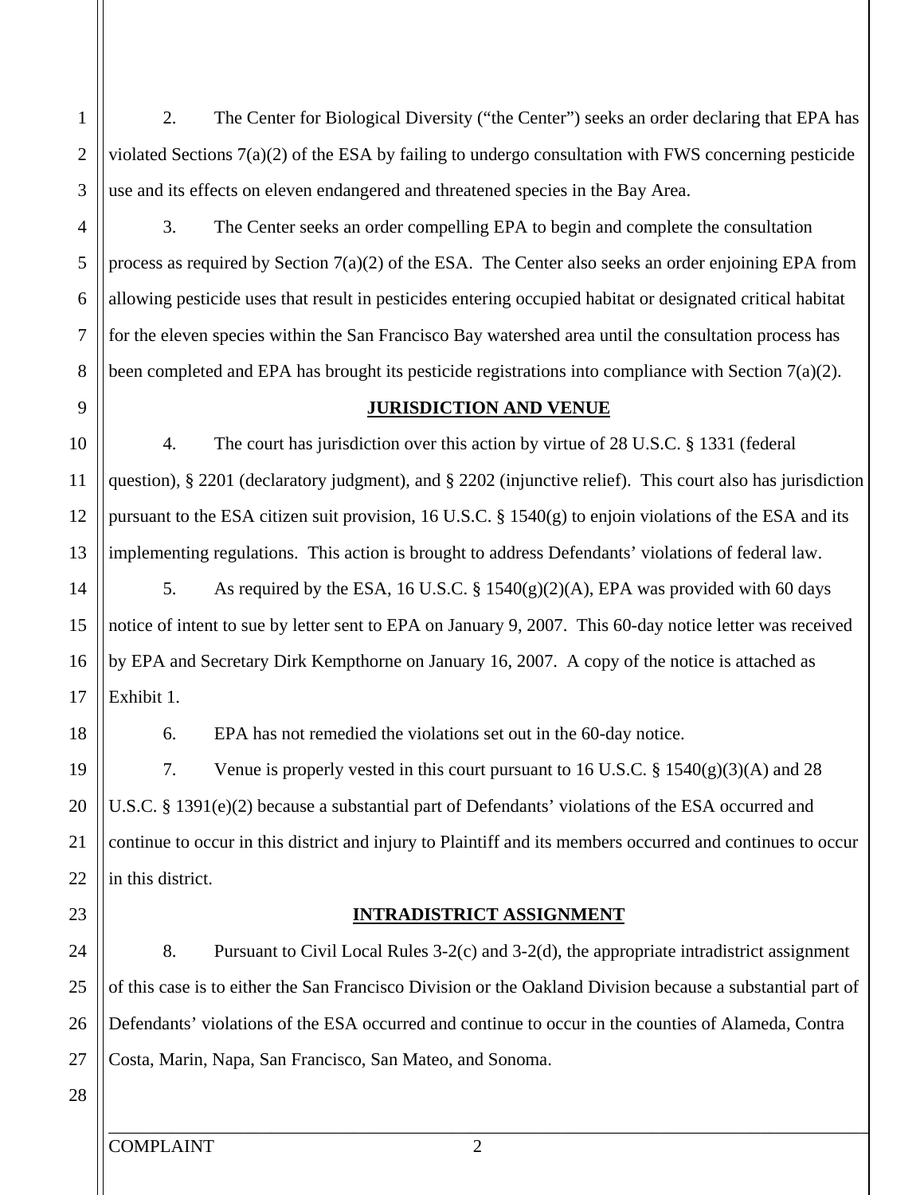2. The Center for Biological Diversity ("the Center") seeks an order declaring that EPA has violated Sections 7(a)(2) of the ESA by failing to undergo consultation with FWS concerning pesticide use and its effects on eleven endangered and threatened species in the Bay Area.

3. The Center seeks an order compelling EPA to begin and complete the consultation process as required by Section 7(a)(2) of the ESA. The Center also seeks an order enjoining EPA from allowing pesticide uses that result in pesticides entering occupied habitat or designated critical habitat for the eleven species within the San Francisco Bay watershed area until the consultation process has been completed and EPA has brought its pesticide registrations into compliance with Section 7(a)(2).

## JURISDICTION AND VENUE

4. The court has jurisdiction over this action by virtue of 28 U.S.C. § 1331 (federal question), § 2201 (declaratory judgment), and § 2202 (injunctive relief). This court also has jurisdiction pursuant to the ESA citizen suit provision, 16 U.S.C. § 1540(g) to enjoin violations of the ESA and its implementing regulations. This action is brought to address Defendants' violations of federal law.

5. As required by the ESA, 16 U.S.C. § 1540(g)(2)(A), EPA was provided with 60 days notice of intent to sue by letter sent to EPA on January 9, 2007. This 60-day notice letter was received by EPA and Secretary Dirk Kempthorne on January 16, 2007. A copy of the notice is attached as Exhibit 1.

6. EPA has not remedied the violations set out in the 60-day notice.

7. Venue is properly vested in this court pursuant to 16 U.S.C. § 1540(g)(3)(A) and 28 U.S.C. § 1391(e)(2) because a substantial part of Defendants' violations of the ESA occurred and continue to occur in this district and injury to Plaintiff and its members occurred and continues to occur in this district.

## INTRADISTRICT ASSIGNMENT

8. Pursuant to Civil Local Rules 3-2(c) and 3-2(d), the appropriate intradistrict assignment of this case is to either the San Francisco Division or the Oakland Division because a substantial part of Defendants' violations of the ESA occurred and continue to occur in the counties of Alameda, Contra Costa, Marin, Napa, San Francisco, San Mateo, and Sonoma.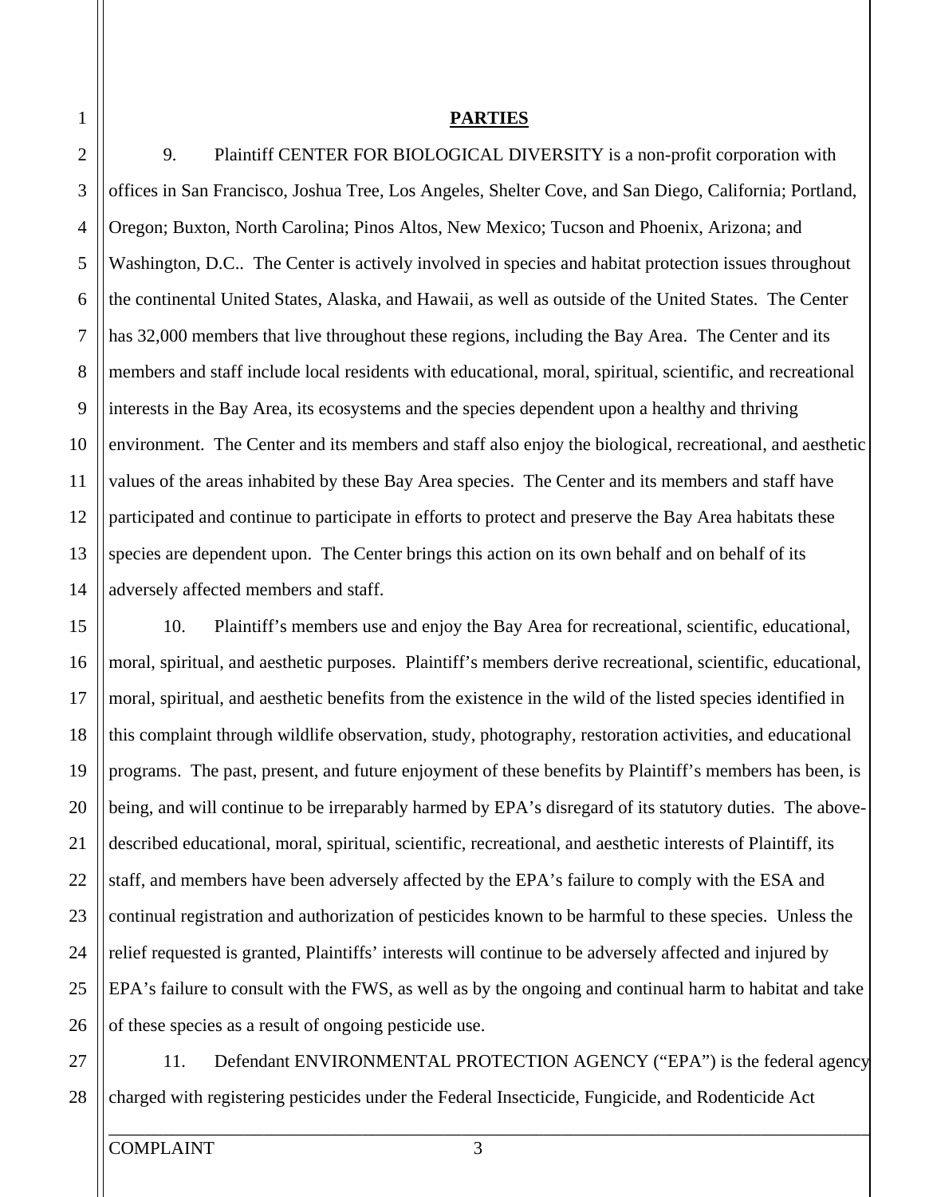## PARTIES

9. Plaintiff CENTER FOR BIOLOGICAL DIVERSITY is a non-profit corporation with offices in San Francisco, Joshua Tree, Los Angeles, Shelter Cove, and San Diego, California; Portland, Oregon; Buxton, North Carolina; Pinos Altos, New Mexico; Tucson and Phoenix, Arizona; and Washington, D.C.. The Center is actively involved in species and habitat protection issues throughout the continental United States, Alaska, and Hawaii, as well as outside of the United States. The Center has 32,000 members that live throughout these regions, including the Bay Area. The Center and its members and staff include local residents with educational, moral, spiritual, scientific, and recreational interests in the Bay Area, its ecosystems and the species dependent upon a healthy and thriving environment. The Center and its members and staff also enjoy the biological, recreational, and aesthetic values of the areas inhabited by these Bay Area species. The Center and its members and staff have participated and continue to participate in efforts to protect and preserve the Bay Area habitats these species are dependent upon. The Center brings this action on its own behalf and on behalf of its adversely affected members and staff.

10. Plaintiff's members use and enjoy the Bay Area for recreational, scientific, educational, moral, spiritual, and aesthetic purposes. Plaintiff's members derive recreational, scientific, educational, moral, spiritual, and aesthetic benefits from the existence in the wild of the listed species identified in this complaint through wildlife observation, study, photography, restoration activities, and educational programs. The past, present, and future enjoyment of these benefits by Plaintiff's members has been, is being, and will continue to be irreparably harmed by EPA's disregard of its statutory duties. The above-described educational, moral, spiritual, scientific, recreational, and aesthetic interests of Plaintiff, its staff, and members have been adversely affected by the EPA's failure to comply with the ESA and continual registration and authorization of pesticides known to be harmful to these species. Unless the relief requested is granted, Plaintiffs' interests will continue to be adversely affected and injured by EPA's failure to consult with the FWS, as well as by the ongoing and continual harm to habitat and take of these species as a result of ongoing pesticide use.

11. Defendant ENVIRONMENTAL PROTECTION AGENCY ("EPA") is the federal agency charged with registering pesticides under the Federal Insecticide, Fungicide, and Rodenticide Act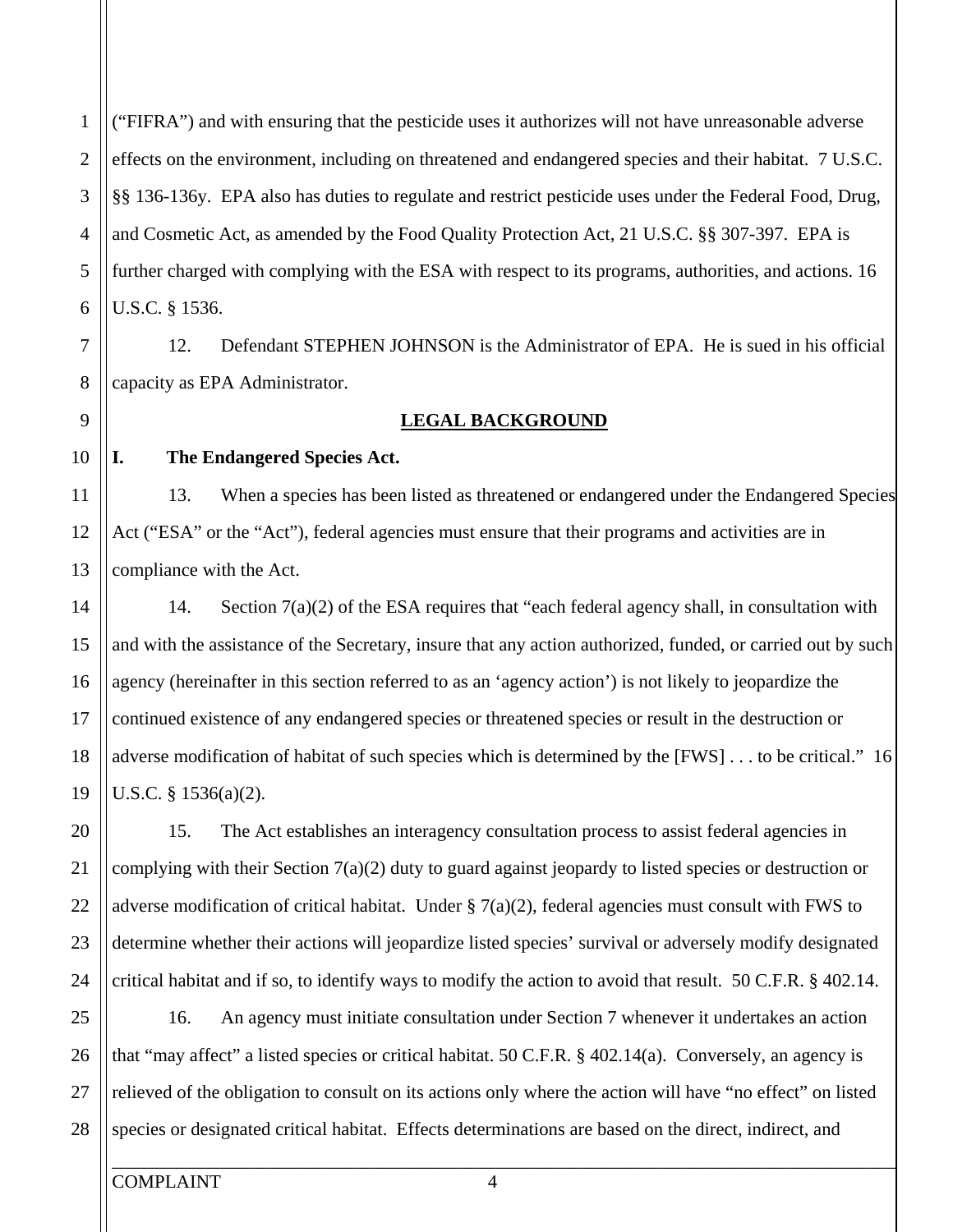("FIFRA") and with ensuring that the pesticide uses it authorizes will not have unreasonable adverse effects on the environment, including on threatened and endangered species and their habitat. 7 U.S.C. §§ 136-136y. EPA also has duties to regulate and restrict pesticide uses under the Federal Food, Drug, and Cosmetic Act, as amended by the Food Quality Protection Act, 21 U.S.C. §§ 307-397. EPA is further charged with complying with the ESA with respect to its programs, authorities, and actions. 16 U.S.C. § 1536.

12. Defendant STEPHEN JOHNSON is the Administrator of EPA. He is sued in his official capacity as EPA Administrator.

## LEGAL BACKGROUND

### I. The Endangered Species Act.

13. When a species has been listed as threatened or endangered under the Endangered Species Act ("ESA" or the "Act"), federal agencies must ensure that their programs and activities are in compliance with the Act.

14. Section 7(a)(2) of the ESA requires that "each federal agency shall, in consultation with and with the assistance of the Secretary, insure that any action authorized, funded, or carried out by such agency (hereinafter in this section referred to as an 'agency action') is not likely to jeopardize the continued existence of any endangered species or threatened species or result in the destruction or adverse modification of habitat of such species which is determined by the [FWS] . . . to be critical." 16 U.S.C. § 1536(a)(2).

15. The Act establishes an interagency consultation process to assist federal agencies in complying with their Section 7(a)(2) duty to guard against jeopardy to listed species or destruction or adverse modification of critical habitat. Under § 7(a)(2), federal agencies must consult with FWS to determine whether their actions will jeopardize listed species' survival or adversely modify designated critical habitat and if so, to identify ways to modify the action to avoid that result. 50 C.F.R. § 402.14.

16. An agency must initiate consultation under Section 7 whenever it undertakes an action that "may affect" a listed species or critical habitat. 50 C.F.R. § 402.14(a). Conversely, an agency is relieved of the obligation to consult on its actions only where the action will have "no effect" on listed species or designated critical habitat. Effects determinations are based on the direct, indirect, and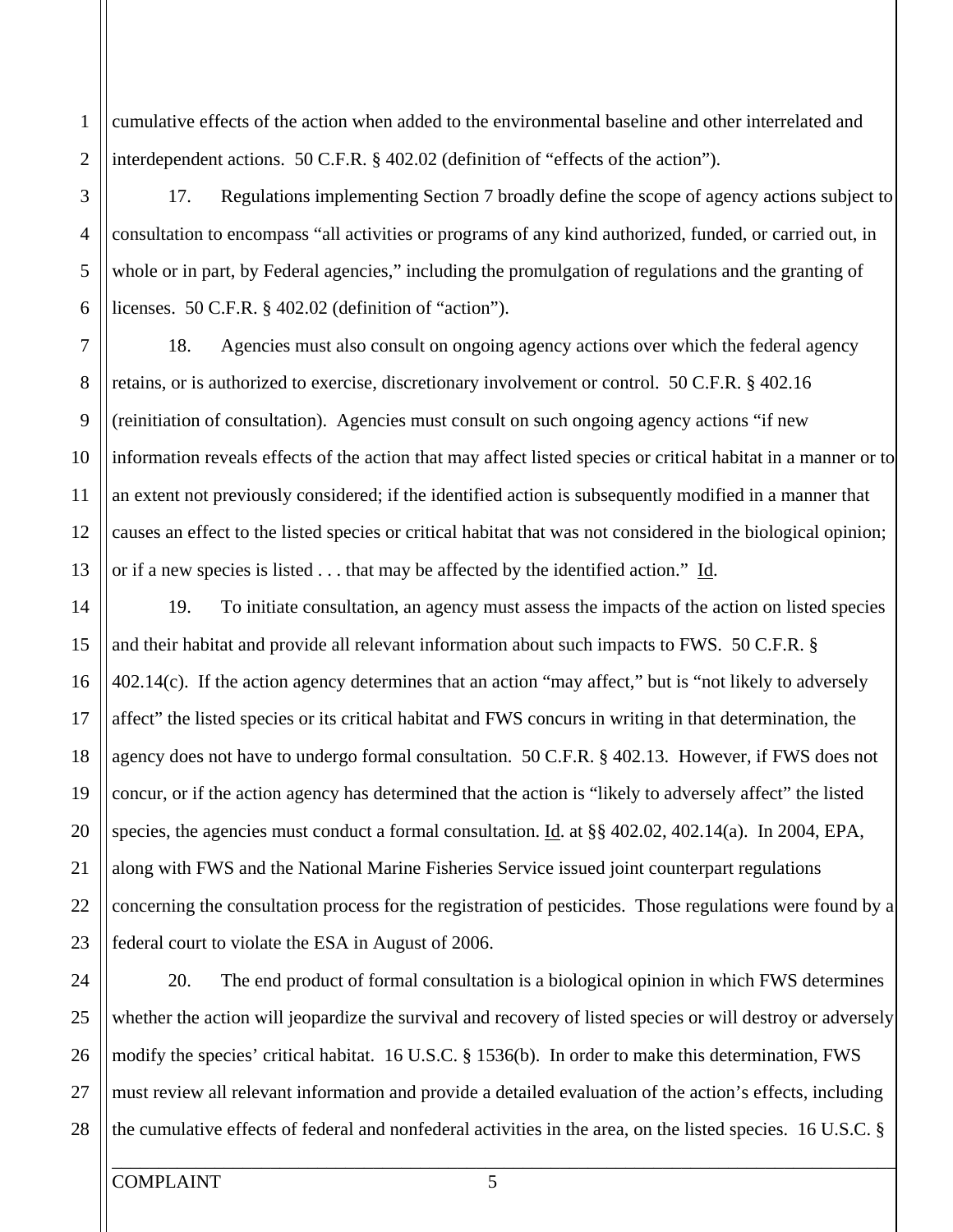cumulative effects of the action when added to the environmental baseline and other interrelated and interdependent actions. 50 C.F.R. § 402.02 (definition of "effects of the action").

17. Regulations implementing Section 7 broadly define the scope of agency actions subject to consultation to encompass "all activities or programs of any kind authorized, funded, or carried out, in whole or in part, by Federal agencies," including the promulgation of regulations and the granting of licenses. 50 C.F.R. § 402.02 (definition of "action").

18. Agencies must also consult on ongoing agency actions over which the federal agency retains, or is authorized to exercise, discretionary involvement or control. 50 C.F.R. § 402.16 (reinitiation of consultation). Agencies must consult on such ongoing agency actions "if new information reveals effects of the action that may affect listed species or critical habitat in a manner or to an extent not previously considered; if the identified action is subsequently modified in a manner that causes an effect to the listed species or critical habitat that was not considered in the biological opinion; or if a new species is listed . . . that may be affected by the identified action." Id.

19. To initiate consultation, an agency must assess the impacts of the action on listed species and their habitat and provide all relevant information about such impacts to FWS. 50 C.F.R. § 402.14(c). If the action agency determines that an action "may affect," but is "not likely to adversely affect" the listed species or its critical habitat and FWS concurs in writing in that determination, the agency does not have to undergo formal consultation. 50 C.F.R. § 402.13. However, if FWS does not concur, or if the action agency has determined that the action is "likely to adversely affect" the listed species, the agencies must conduct a formal consultation. Id. at §§ 402.02, 402.14(a). In 2004, EPA, along with FWS and the National Marine Fisheries Service issued joint counterpart regulations concerning the consultation process for the registration of pesticides. Those regulations were found by a federal court to violate the ESA in August of 2006.

20. The end product of formal consultation is a biological opinion in which FWS determines whether the action will jeopardize the survival and recovery of listed species or will destroy or adversely modify the species' critical habitat. 16 U.S.C. § 1536(b). In order to make this determination, FWS must review all relevant information and provide a detailed evaluation of the action's effects, including the cumulative effects of federal and nonfederal activities in the area, on the listed species. 16 U.S.C. §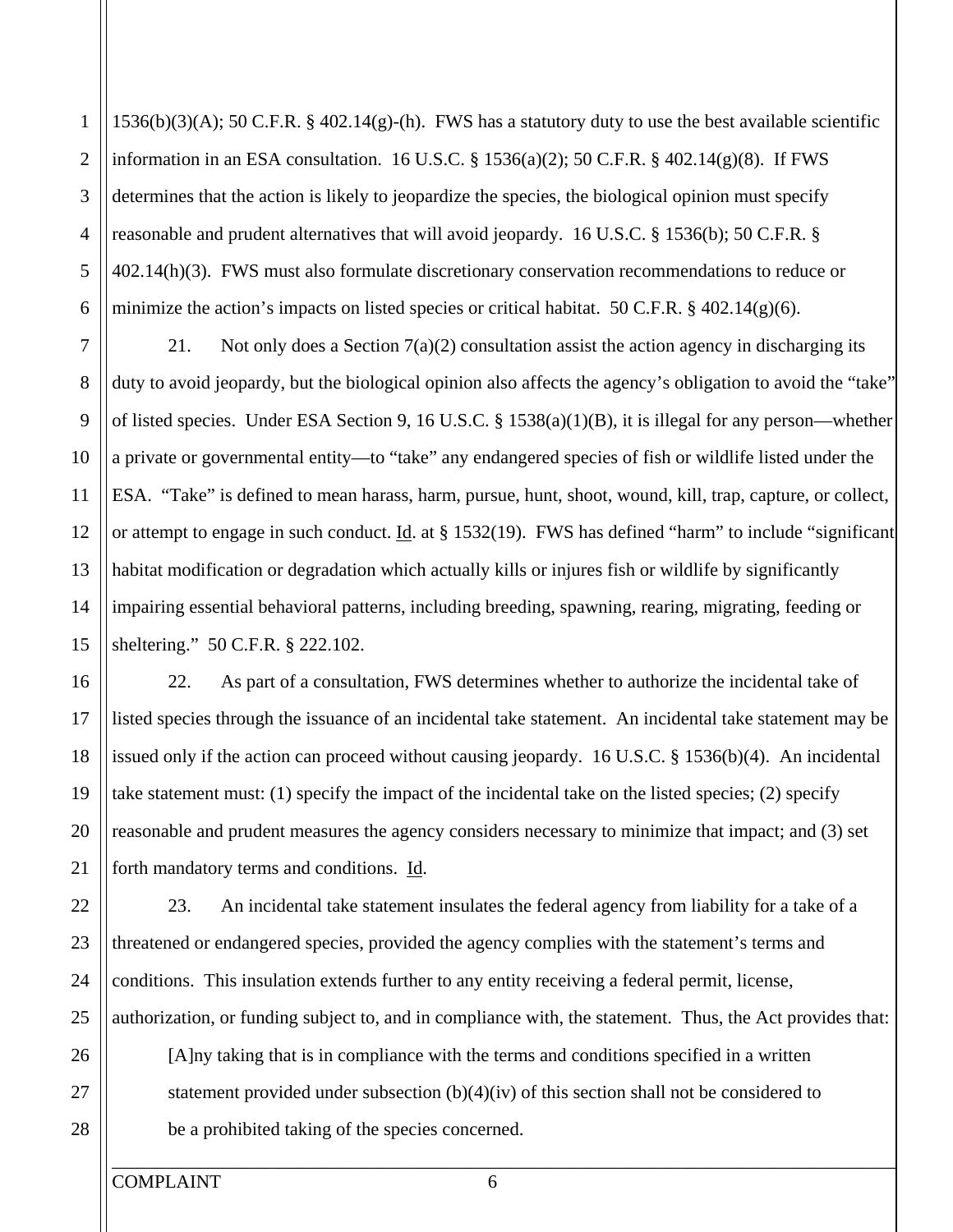1536(b)(3)(A); 50 C.F.R. § 402.14(g)-(h). FWS has a statutory duty to use the best available scientific information in an ESA consultation. 16 U.S.C. § 1536(a)(2); 50 C.F.R. § 402.14(g)(8). If FWS determines that the action is likely to jeopardize the species, the biological opinion must specify reasonable and prudent alternatives that will avoid jeopardy. 16 U.S.C. § 1536(b); 50 C.F.R. § 402.14(h)(3). FWS must also formulate discretionary conservation recommendations to reduce or minimize the action's impacts on listed species or critical habitat. 50 C.F.R. § 402.14(g)(6).

21. Not only does a Section 7(a)(2) consultation assist the action agency in discharging its duty to avoid jeopardy, but the biological opinion also affects the agency's obligation to avoid the "take" of listed species. Under ESA Section 9, 16 U.S.C. § 1538(a)(1)(B), it is illegal for any person—whether a private or governmental entity—to "take" any endangered species of fish or wildlife listed under the ESA. "Take" is defined to mean harass, harm, pursue, hunt, shoot, wound, kill, trap, capture, or collect, or attempt to engage in such conduct. Id. at § 1532(19). FWS has defined "harm" to include "significant habitat modification or degradation which actually kills or injures fish or wildlife by significantly impairing essential behavioral patterns, including breeding, spawning, rearing, migrating, feeding or sheltering." 50 C.F.R. § 222.102.

22. As part of a consultation, FWS determines whether to authorize the incidental take of listed species through the issuance of an incidental take statement. An incidental take statement may be issued only if the action can proceed without causing jeopardy. 16 U.S.C. § 1536(b)(4). An incidental take statement must: (1) specify the impact of the incidental take on the listed species; (2) specify reasonable and prudent measures the agency considers necessary to minimize that impact; and (3) set forth mandatory terms and conditions. Id.

23. An incidental take statement insulates the federal agency from liability for a take of a threatened or endangered species, provided the agency complies with the statement's terms and conditions. This insulation extends further to any entity receiving a federal permit, license, authorization, or funding subject to, and in compliance with, the statement. Thus, the Act provides that:

> [A]ny taking that is in compliance with the terms and conditions specified in a written statement provided under subsection (b)(4)(iv) of this section shall not be considered to be a prohibited taking of the species concerned.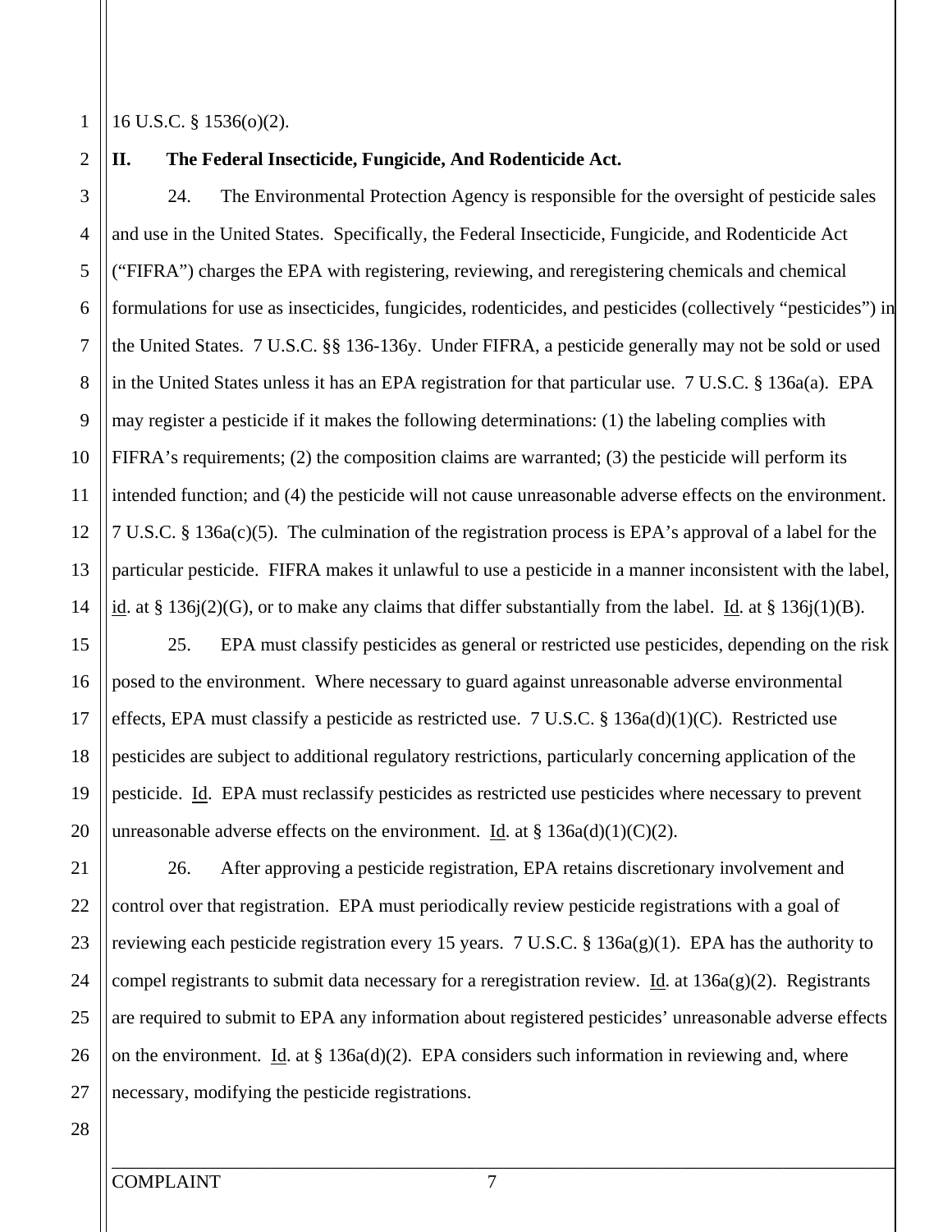16 U.S.C. § 1536(o)(2).

## II. The Federal Insecticide, Fungicide, And Rodenticide Act.

24. The Environmental Protection Agency is responsible for the oversight of pesticide sales and use in the United States. Specifically, the Federal Insecticide, Fungicide, and Rodenticide Act ("FIFRA") charges the EPA with registering, reviewing, and reregistering chemicals and chemical formulations for use as insecticides, fungicides, rodenticides, and pesticides (collectively "pesticides") in the United States. 7 U.S.C. §§ 136-136y. Under FIFRA, a pesticide generally may not be sold or used in the United States unless it has an EPA registration for that particular use. 7 U.S.C. § 136a(a). EPA may register a pesticide if it makes the following determinations: (1) the labeling complies with FIFRA's requirements; (2) the composition claims are warranted; (3) the pesticide will perform its intended function; and (4) the pesticide will not cause unreasonable adverse effects on the environment. 7 U.S.C. § 136a(c)(5). The culmination of the registration process is EPA's approval of a label for the particular pesticide. FIFRA makes it unlawful to use a pesticide in a manner inconsistent with the label, id. at § 136j(2)(G), or to make any claims that differ substantially from the label. Id. at § 136j(1)(B).

25. EPA must classify pesticides as general or restricted use pesticides, depending on the risk posed to the environment. Where necessary to guard against unreasonable adverse environmental effects, EPA must classify a pesticide as restricted use. 7 U.S.C. § 136a(d)(1)(C). Restricted use pesticides are subject to additional regulatory restrictions, particularly concerning application of the pesticide. Id. EPA must reclassify pesticides as restricted use pesticides where necessary to prevent unreasonable adverse effects on the environment. Id. at § 136a(d)(1)(C)(2).

26. After approving a pesticide registration, EPA retains discretionary involvement and control over that registration. EPA must periodically review pesticide registrations with a goal of reviewing each pesticide registration every 15 years. 7 U.S.C. § 136a(g)(1). EPA has the authority to compel registrants to submit data necessary for a reregistration review. Id. at 136a(g)(2). Registrants are required to submit to EPA any information about registered pesticides' unreasonable adverse effects on the environment. Id. at § 136a(d)(2). EPA considers such information in reviewing and, where necessary, modifying the pesticide registrations.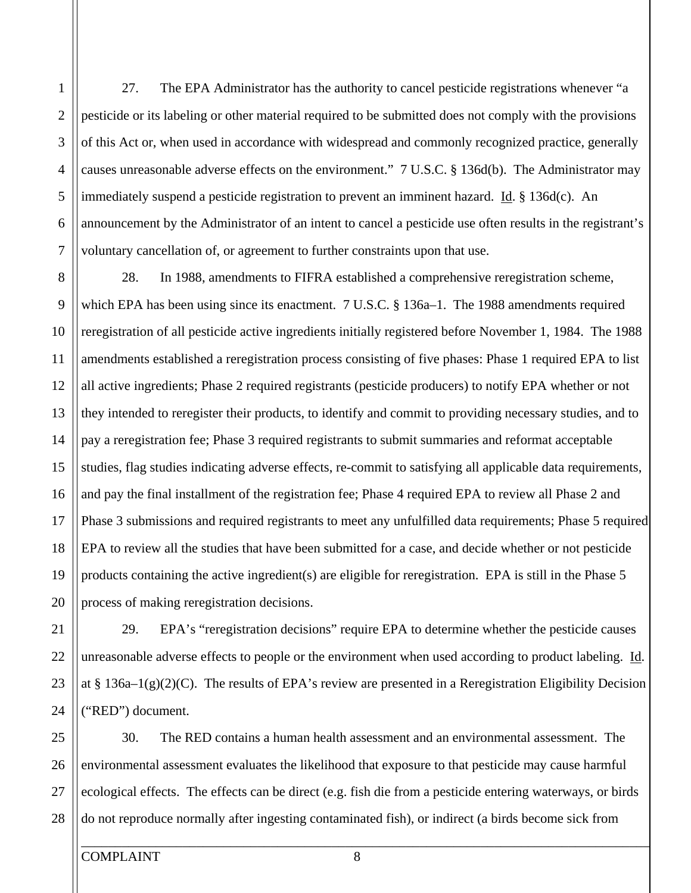27. The EPA Administrator has the authority to cancel pesticide registrations whenever "a pesticide or its labeling or other material required to be submitted does not comply with the provisions of this Act or, when used in accordance with widespread and commonly recognized practice, generally causes unreasonable adverse effects on the environment." 7 U.S.C. § 136d(b). The Administrator may immediately suspend a pesticide registration to prevent an imminent hazard. Id. § 136d(c). An announcement by the Administrator of an intent to cancel a pesticide use often results in the registrant's voluntary cancellation of, or agreement to further constraints upon that use.

28. In 1988, amendments to FIFRA established a comprehensive reregistration scheme, which EPA has been using since its enactment. 7 U.S.C. § 136a–1. The 1988 amendments required reregistration of all pesticide active ingredients initially registered before November 1, 1984. The 1988 amendments established a reregistration process consisting of five phases: Phase 1 required EPA to list all active ingredients; Phase 2 required registrants (pesticide producers) to notify EPA whether or not they intended to reregister their products, to identify and commit to providing necessary studies, and to pay a reregistration fee; Phase 3 required registrants to submit summaries and reformat acceptable studies, flag studies indicating adverse effects, re-commit to satisfying all applicable data requirements, and pay the final installment of the registration fee; Phase 4 required EPA to review all Phase 2 and Phase 3 submissions and required registrants to meet any unfulfilled data requirements; Phase 5 required EPA to review all the studies that have been submitted for a case, and decide whether or not pesticide products containing the active ingredient(s) are eligible for reregistration. EPA is still in the Phase 5 process of making reregistration decisions.

29. EPA's "reregistration decisions" require EPA to determine whether the pesticide causes unreasonable adverse effects to people or the environment when used according to product labeling. Id. at § 136a–1(g)(2)(C). The results of EPA's review are presented in a Reregistration Eligibility Decision ("RED") document.

30. The RED contains a human health assessment and an environmental assessment. The environmental assessment evaluates the likelihood that exposure to that pesticide may cause harmful ecological effects. The effects can be direct (e.g. fish die from a pesticide entering waterways, or birds do not reproduce normally after ingesting contaminated fish), or indirect (a birds become sick from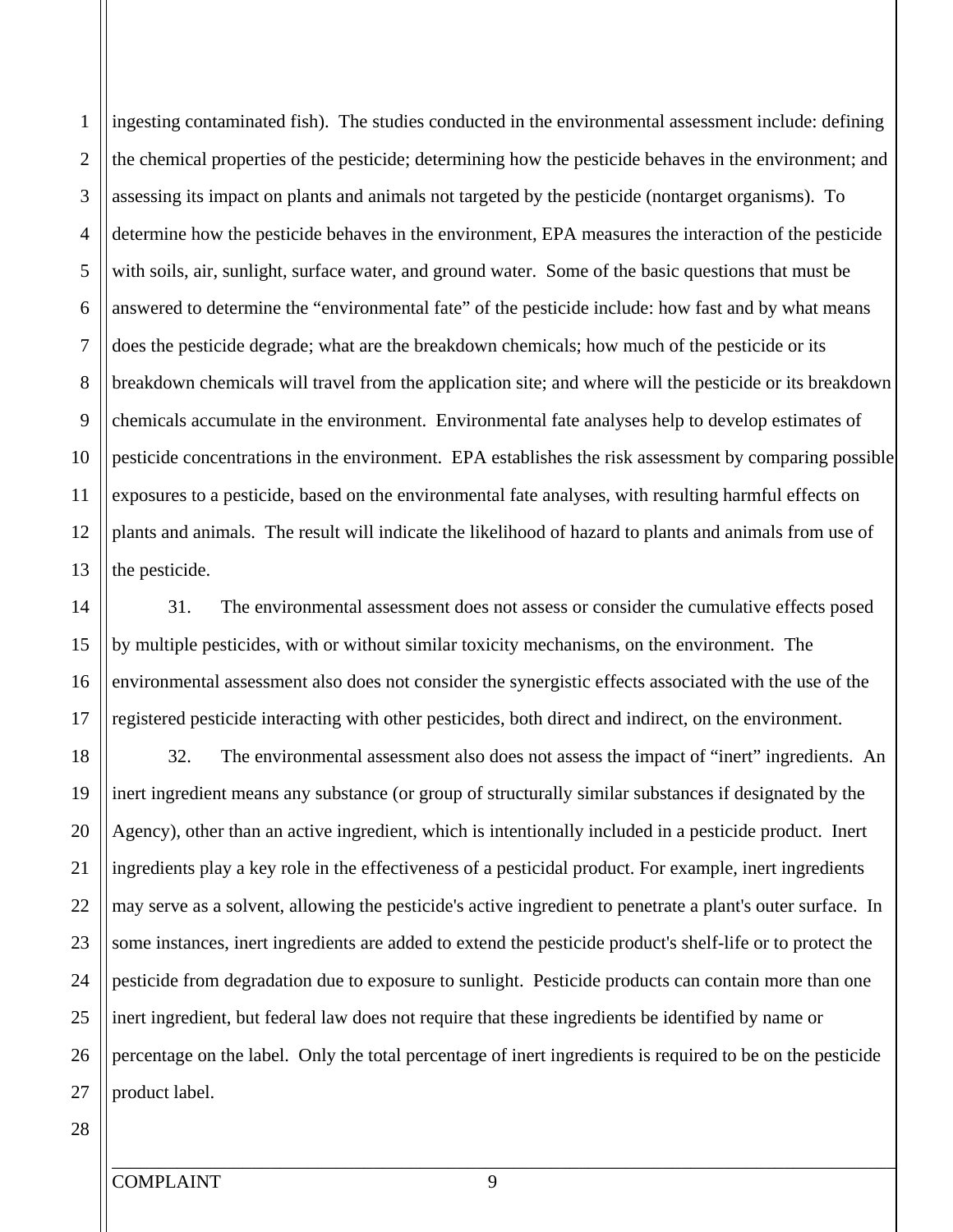ingesting contaminated fish). The studies conducted in the environmental assessment include: defining the chemical properties of the pesticide; determining how the pesticide behaves in the environment; and assessing its impact on plants and animals not targeted by the pesticide (nontarget organisms). To determine how the pesticide behaves in the environment, EPA measures the interaction of the pesticide with soils, air, sunlight, surface water, and ground water. Some of the basic questions that must be answered to determine the "environmental fate" of the pesticide include: how fast and by what means does the pesticide degrade; what are the breakdown chemicals; how much of the pesticide or its breakdown chemicals will travel from the application site; and where will the pesticide or its breakdown chemicals accumulate in the environment. Environmental fate analyses help to develop estimates of pesticide concentrations in the environment. EPA establishes the risk assessment by comparing possible exposures to a pesticide, based on the environmental fate analyses, with resulting harmful effects on plants and animals. The result will indicate the likelihood of hazard to plants and animals from use of the pesticide.

31. The environmental assessment does not assess or consider the cumulative effects posed by multiple pesticides, with or without similar toxicity mechanisms, on the environment. The environmental assessment also does not consider the synergistic effects associated with the use of the registered pesticide interacting with other pesticides, both direct and indirect, on the environment.

32. The environmental assessment also does not assess the impact of "inert" ingredients. An inert ingredient means any substance (or group of structurally similar substances if designated by the Agency), other than an active ingredient, which is intentionally included in a pesticide product. Inert ingredients play a key role in the effectiveness of a pesticidal product. For example, inert ingredients may serve as a solvent, allowing the pesticide's active ingredient to penetrate a plant's outer surface. In some instances, inert ingredients are added to extend the pesticide product's shelf-life or to protect the pesticide from degradation due to exposure to sunlight. Pesticide products can contain more than one inert ingredient, but federal law does not require that these ingredients be identified by name or percentage on the label. Only the total percentage of inert ingredients is required to be on the pesticide product label.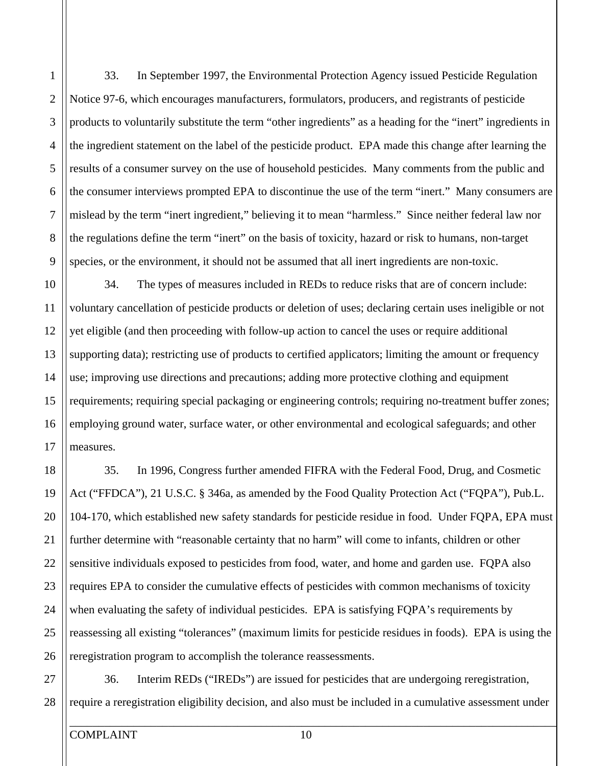33. In September 1997, the Environmental Protection Agency issued Pesticide Regulation Notice 97-6, which encourages manufacturers, formulators, producers, and registrants of pesticide products to voluntarily substitute the term "other ingredients" as a heading for the "inert" ingredients in the ingredient statement on the label of the pesticide product. EPA made this change after learning the results of a consumer survey on the use of household pesticides. Many comments from the public and the consumer interviews prompted EPA to discontinue the use of the term "inert." Many consumers are mislead by the term "inert ingredient," believing it to mean "harmless." Since neither federal law nor the regulations define the term "inert" on the basis of toxicity, hazard or risk to humans, non-target species, or the environment, it should not be assumed that all inert ingredients are non-toxic.

34. The types of measures included in REDs to reduce risks that are of concern include: voluntary cancellation of pesticide products or deletion of uses; declaring certain uses ineligible or not yet eligible (and then proceeding with follow-up action to cancel the uses or require additional supporting data); restricting use of products to certified applicators; limiting the amount or frequency use; improving use directions and precautions; adding more protective clothing and equipment requirements; requiring special packaging or engineering controls; requiring no-treatment buffer zones; employing ground water, surface water, or other environmental and ecological safeguards; and other measures.

35. In 1996, Congress further amended FIFRA with the Federal Food, Drug, and Cosmetic Act ("FFDCA"), 21 U.S.C. § 346a, as amended by the Food Quality Protection Act ("FQPA"), Pub.L. 104-170, which established new safety standards for pesticide residue in food. Under FQPA, EPA must further determine with "reasonable certainty that no harm" will come to infants, children or other sensitive individuals exposed to pesticides from food, water, and home and garden use. FQPA also requires EPA to consider the cumulative effects of pesticides with common mechanisms of toxicity when evaluating the safety of individual pesticides. EPA is satisfying FQPA's requirements by reassessing all existing "tolerances" (maximum limits for pesticide residues in foods). EPA is using the reregistration program to accomplish the tolerance reassessments.

36. Interim REDs ("IREDs") are issued for pesticides that are undergoing reregistration, require a reregistration eligibility decision, and also must be included in a cumulative assessment under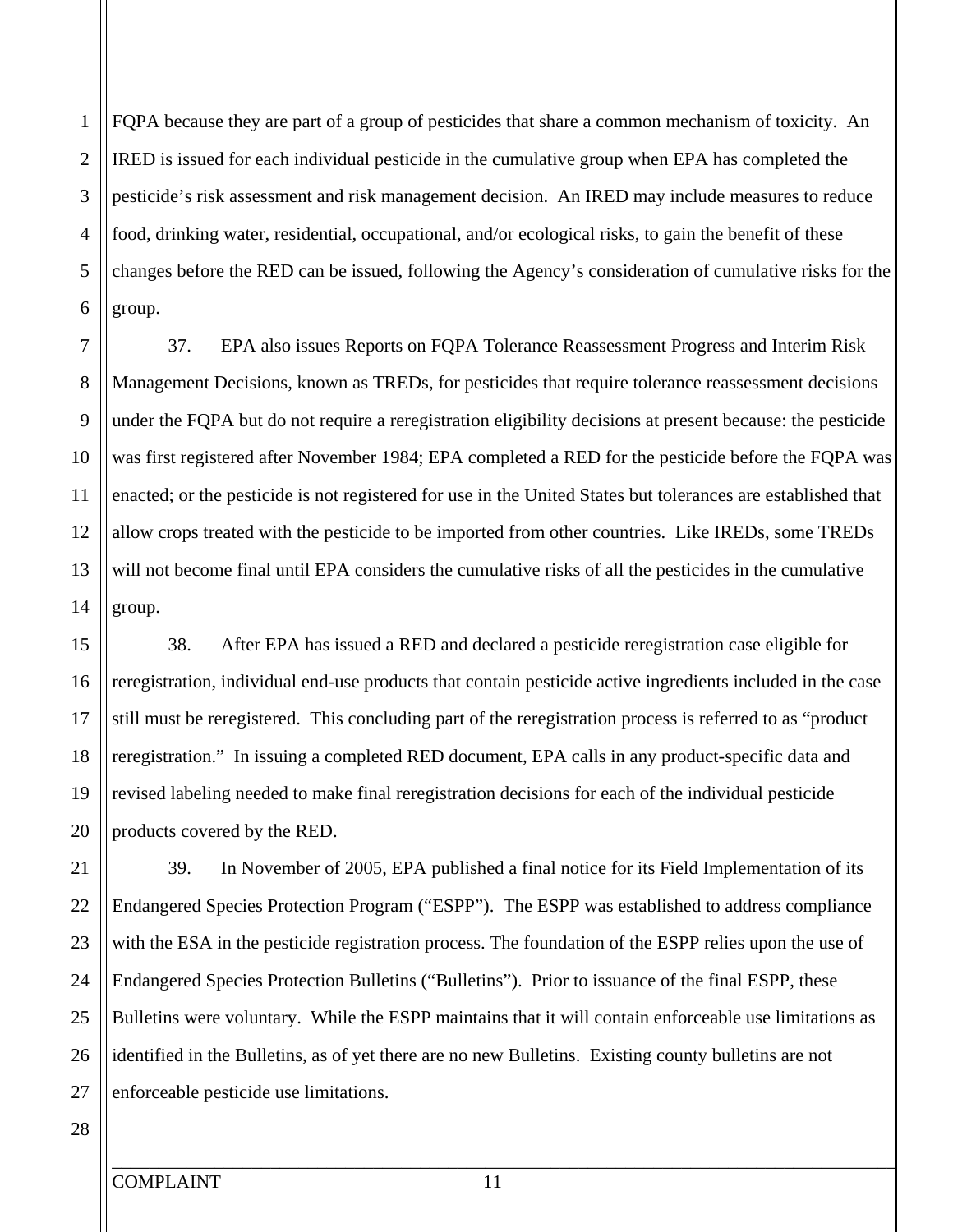FQPA because they are part of a group of pesticides that share a common mechanism of toxicity. An IRED is issued for each individual pesticide in the cumulative group when EPA has completed the pesticide's risk assessment and risk management decision. An IRED may include measures to reduce food, drinking water, residential, occupational, and/or ecological risks, to gain the benefit of these changes before the RED can be issued, following the Agency's consideration of cumulative risks for the group.

37. EPA also issues Reports on FQPA Tolerance Reassessment Progress and Interim Risk Management Decisions, known as TREDs, for pesticides that require tolerance reassessment decisions under the FQPA but do not require a reregistration eligibility decisions at present because: the pesticide was first registered after November 1984; EPA completed a RED for the pesticide before the FQPA was enacted; or the pesticide is not registered for use in the United States but tolerances are established that allow crops treated with the pesticide to be imported from other countries. Like IREDs, some TREDs will not become final until EPA considers the cumulative risks of all the pesticides in the cumulative group.

38. After EPA has issued a RED and declared a pesticide reregistration case eligible for reregistration, individual end-use products that contain pesticide active ingredients included in the case still must be reregistered. This concluding part of the reregistration process is referred to as "product reregistration." In issuing a completed RED document, EPA calls in any product-specific data and revised labeling needed to make final reregistration decisions for each of the individual pesticide products covered by the RED.

39. In November of 2005, EPA published a final notice for its Field Implementation of its Endangered Species Protection Program ("ESPP"). The ESPP was established to address compliance with the ESA in the pesticide registration process. The foundation of the ESPP relies upon the use of Endangered Species Protection Bulletins ("Bulletins"). Prior to issuance of the final ESPP, these Bulletins were voluntary. While the ESPP maintains that it will contain enforceable use limitations as identified in the Bulletins, as of yet there are no new Bulletins. Existing county bulletins are not enforceable pesticide use limitations.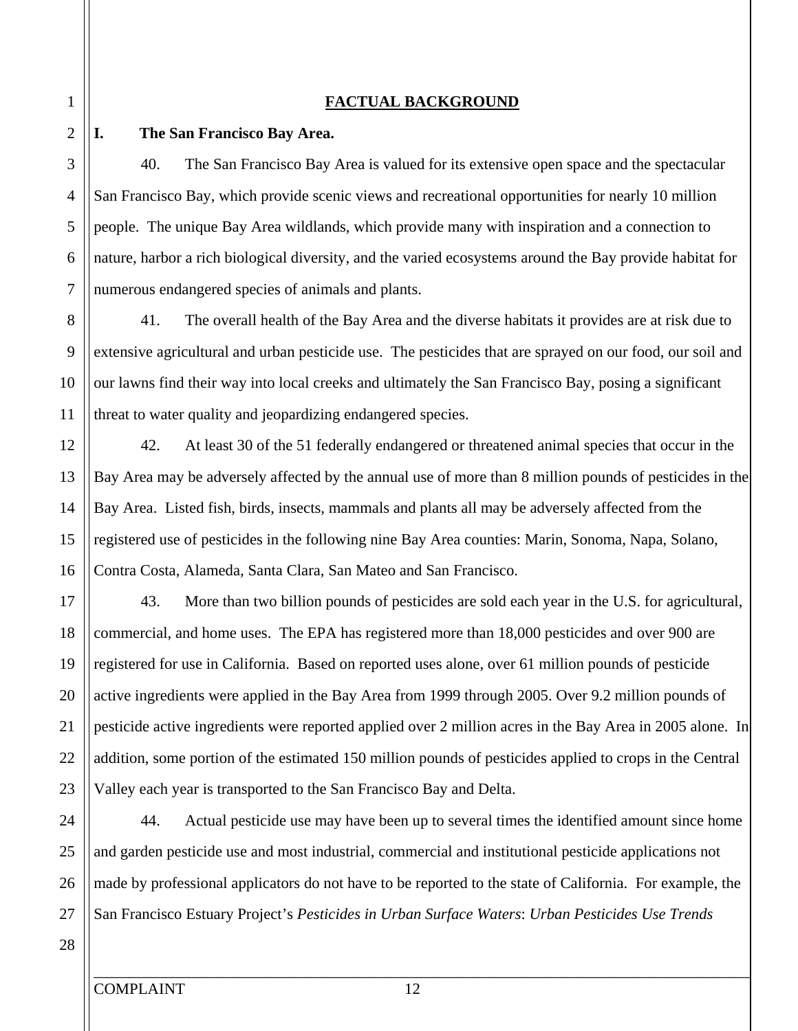## FACTUAL BACKGROUND

### I. The San Francisco Bay Area.

40. The San Francisco Bay Area is valued for its extensive open space and the spectacular San Francisco Bay, which provide scenic views and recreational opportunities for nearly 10 million people. The unique Bay Area wildlands, which provide many with inspiration and a connection to nature, harbor a rich biological diversity, and the varied ecosystems around the Bay provide habitat for numerous endangered species of animals and plants.

41. The overall health of the Bay Area and the diverse habitats it provides are at risk due to extensive agricultural and urban pesticide use. The pesticides that are sprayed on our food, our soil and our lawns find their way into local creeks and ultimately the San Francisco Bay, posing a significant threat to water quality and jeopardizing endangered species.

42. At least 30 of the 51 federally endangered or threatened animal species that occur in the Bay Area may be adversely affected by the annual use of more than 8 million pounds of pesticides in the Bay Area. Listed fish, birds, insects, mammals and plants all may be adversely affected from the registered use of pesticides in the following nine Bay Area counties: Marin, Sonoma, Napa, Solano, Contra Costa, Alameda, Santa Clara, San Mateo and San Francisco.

43. More than two billion pounds of pesticides are sold each year in the U.S. for agricultural, commercial, and home uses. The EPA has registered more than 18,000 pesticides and over 900 are registered for use in California. Based on reported uses alone, over 61 million pounds of pesticide active ingredients were applied in the Bay Area from 1999 through 2005. Over 9.2 million pounds of pesticide active ingredients were reported applied over 2 million acres in the Bay Area in 2005 alone. In addition, some portion of the estimated 150 million pounds of pesticides applied to crops in the Central Valley each year is transported to the San Francisco Bay and Delta.

44. Actual pesticide use may have been up to several times the identified amount since home and garden pesticide use and most industrial, commercial and institutional pesticide applications not made by professional applicators do not have to be reported to the state of California. For example, the San Francisco Estuary Project's *Pesticides in Urban Surface Waters*: *Urban Pesticides Use Trends*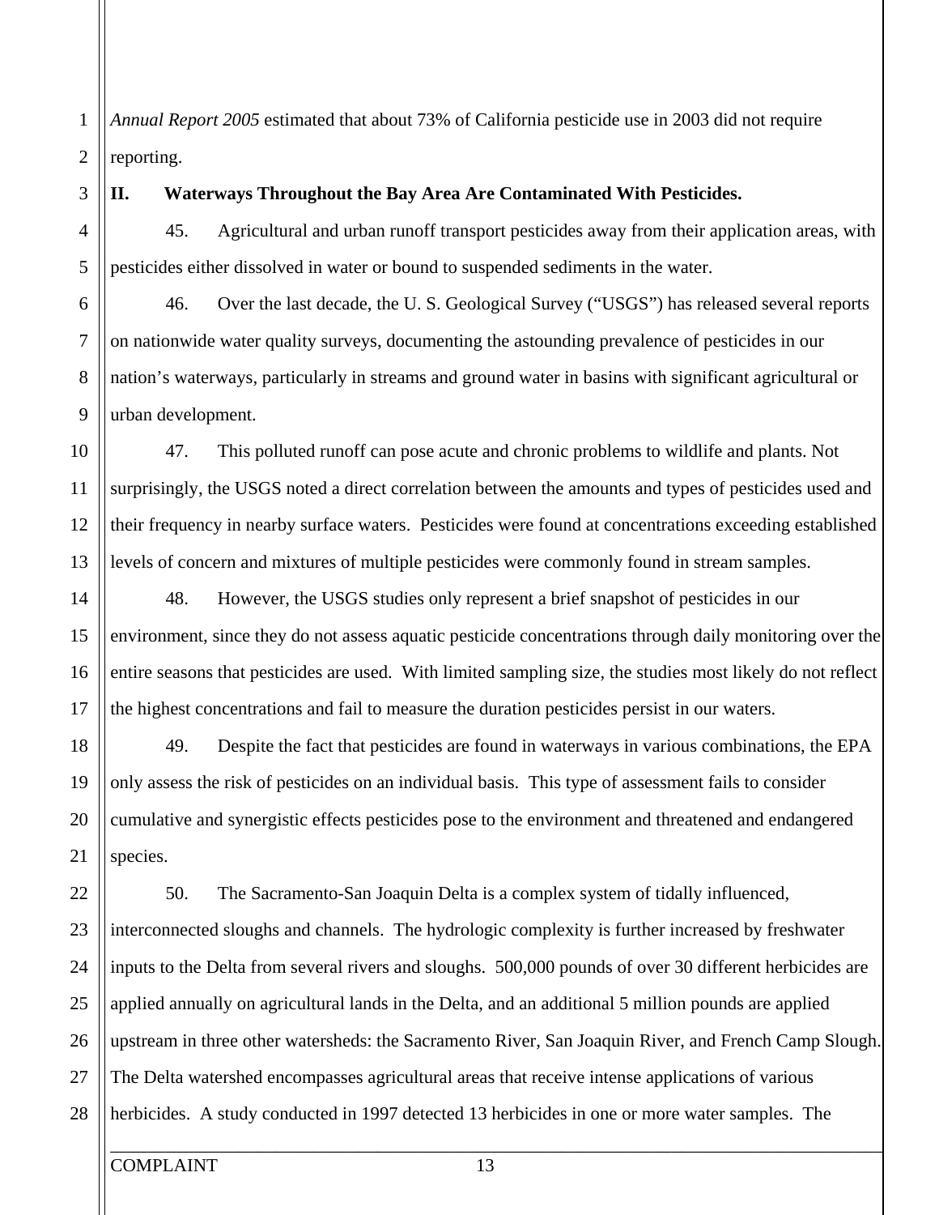*Annual Report 2005* estimated that about 73% of California pesticide use in 2003 did not require reporting.

**II. Waterways Throughout the Bay Area Are Contaminated With Pesticides.**

45. Agricultural and urban runoff transport pesticides away from their application areas, with pesticides either dissolved in water or bound to suspended sediments in the water.

46. Over the last decade, the U. S. Geological Survey ("USGS") has released several reports on nationwide water quality surveys, documenting the astounding prevalence of pesticides in our nation's waterways, particularly in streams and ground water in basins with significant agricultural or urban development.

47. This polluted runoff can pose acute and chronic problems to wildlife and plants. Not surprisingly, the USGS noted a direct correlation between the amounts and types of pesticides used and their frequency in nearby surface waters. Pesticides were found at concentrations exceeding established levels of concern and mixtures of multiple pesticides were commonly found in stream samples.

48. However, the USGS studies only represent a brief snapshot of pesticides in our environment, since they do not assess aquatic pesticide concentrations through daily monitoring over the entire seasons that pesticides are used. With limited sampling size, the studies most likely do not reflect the highest concentrations and fail to measure the duration pesticides persist in our waters.

49. Despite the fact that pesticides are found in waterways in various combinations, the EPA only assess the risk of pesticides on an individual basis. This type of assessment fails to consider cumulative and synergistic effects pesticides pose to the environment and threatened and endangered species.

50. The Sacramento-San Joaquin Delta is a complex system of tidally influenced, interconnected sloughs and channels. The hydrologic complexity is further increased by freshwater inputs to the Delta from several rivers and sloughs. 500,000 pounds of over 30 different herbicides are applied annually on agricultural lands in the Delta, and an additional 5 million pounds are applied upstream in three other watersheds: the Sacramento River, San Joaquin River, and French Camp Slough. The Delta watershed encompasses agricultural areas that receive intense applications of various herbicides. A study conducted in 1997 detected 13 herbicides in one or more water samples. The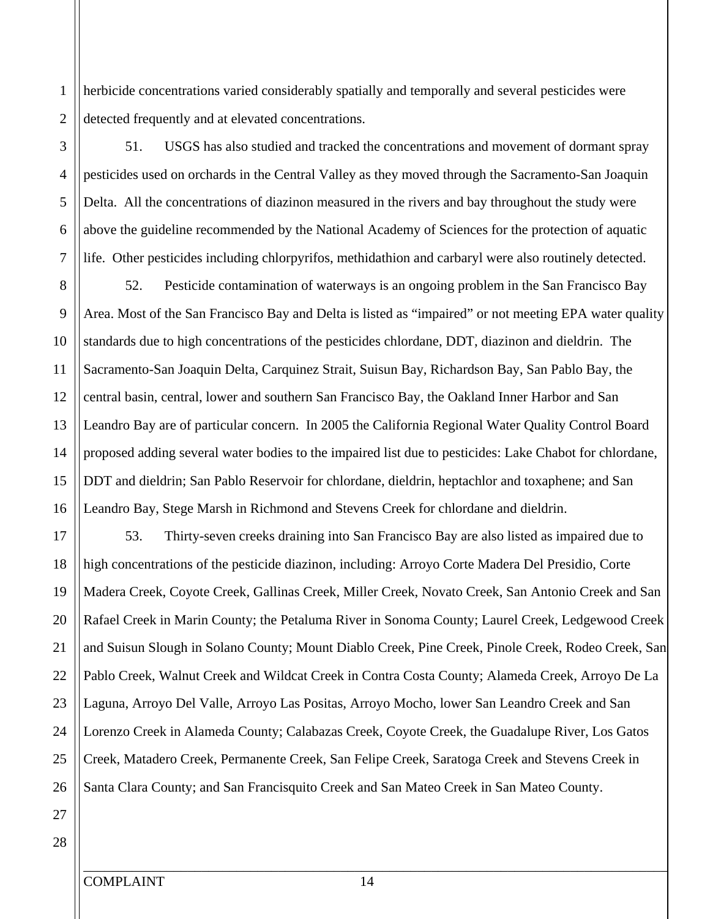herbicide concentrations varied considerably spatially and temporally and several pesticides were detected frequently and at elevated concentrations.

51. USGS has also studied and tracked the concentrations and movement of dormant spray pesticides used on orchards in the Central Valley as they moved through the Sacramento-San Joaquin Delta. All the concentrations of diazinon measured in the rivers and bay throughout the study were above the guideline recommended by the National Academy of Sciences for the protection of aquatic life. Other pesticides including chlorpyrifos, methidathion and carbaryl were also routinely detected.

52. Pesticide contamination of waterways is an ongoing problem in the San Francisco Bay Area. Most of the San Francisco Bay and Delta is listed as "impaired" or not meeting EPA water quality standards due to high concentrations of the pesticides chlordane, DDT, diazinon and dieldrin. The Sacramento-San Joaquin Delta, Carquinez Strait, Suisun Bay, Richardson Bay, San Pablo Bay, the central basin, central, lower and southern San Francisco Bay, the Oakland Inner Harbor and San Leandro Bay are of particular concern. In 2005 the California Regional Water Quality Control Board proposed adding several water bodies to the impaired list due to pesticides: Lake Chabot for chlordane, DDT and dieldrin; San Pablo Reservoir for chlordane, dieldrin, heptachlor and toxaphene; and San Leandro Bay, Stege Marsh in Richmond and Stevens Creek for chlordane and dieldrin.

53. Thirty-seven creeks draining into San Francisco Bay are also listed as impaired due to high concentrations of the pesticide diazinon, including: Arroyo Corte Madera Del Presidio, Corte Madera Creek, Coyote Creek, Gallinas Creek, Miller Creek, Novato Creek, San Antonio Creek and San Rafael Creek in Marin County; the Petaluma River in Sonoma County; Laurel Creek, Ledgewood Creek and Suisun Slough in Solano County; Mount Diablo Creek, Pine Creek, Pinole Creek, Rodeo Creek, San Pablo Creek, Walnut Creek and Wildcat Creek in Contra Costa County; Alameda Creek, Arroyo De La Laguna, Arroyo Del Valle, Arroyo Las Positas, Arroyo Mocho, lower San Leandro Creek and San Lorenzo Creek in Alameda County; Calabazas Creek, Coyote Creek, the Guadalupe River, Los Gatos Creek, Matadero Creek, Permanente Creek, San Felipe Creek, Saratoga Creek and Stevens Creek in Santa Clara County; and San Francisquito Creek and San Mateo Creek in San Mateo County.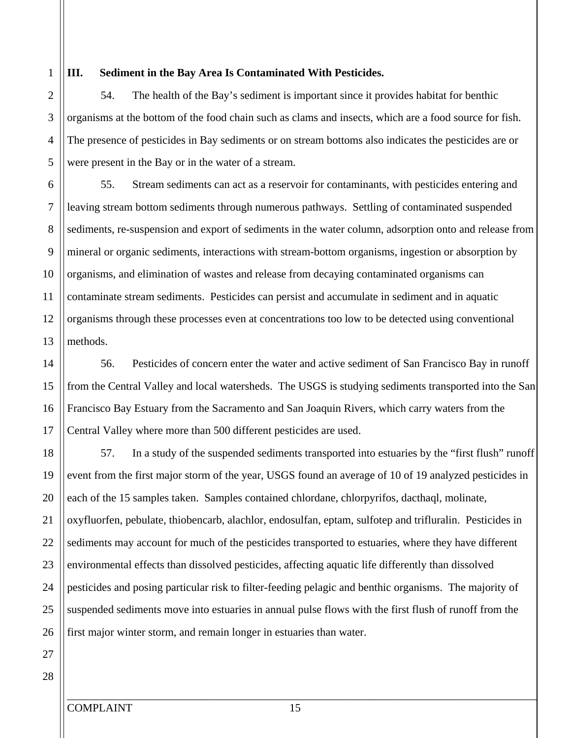### III. Sediment in the Bay Area Is Contaminated With Pesticides.

54. The health of the Bay's sediment is important since it provides habitat for benthic organisms at the bottom of the food chain such as clams and insects, which are a food source for fish. The presence of pesticides in Bay sediments or on stream bottoms also indicates the pesticides are or were present in the Bay or in the water of a stream.

55. Stream sediments can act as a reservoir for contaminants, with pesticides entering and leaving stream bottom sediments through numerous pathways. Settling of contaminated suspended sediments, re-suspension and export of sediments in the water column, adsorption onto and release from mineral or organic sediments, interactions with stream-bottom organisms, ingestion or absorption by organisms, and elimination of wastes and release from decaying contaminated organisms can contaminate stream sediments. Pesticides can persist and accumulate in sediment and in aquatic organisms through these processes even at concentrations too low to be detected using conventional methods.

56. Pesticides of concern enter the water and active sediment of San Francisco Bay in runoff from the Central Valley and local watersheds. The USGS is studying sediments transported into the San Francisco Bay Estuary from the Sacramento and San Joaquin Rivers, which carry waters from the Central Valley where more than 500 different pesticides are used.

57. In a study of the suspended sediments transported into estuaries by the "first flush" runoff event from the first major storm of the year, USGS found an average of 10 of 19 analyzed pesticides in each of the 15 samples taken. Samples contained chlordane, chlorpyrifos, dacthaql, molinate, oxyfluorfen, pebulate, thiobencarb, alachlor, endosulfan, eptam, sulfotep and trifluralin. Pesticides in sediments may account for much of the pesticides transported to estuaries, where they have different environmental effects than dissolved pesticides, affecting aquatic life differently than dissolved pesticides and posing particular risk to filter-feeding pelagic and benthic organisms. The majority of suspended sediments move into estuaries in annual pulse flows with the first flush of runoff from the first major winter storm, and remain longer in estuaries than water.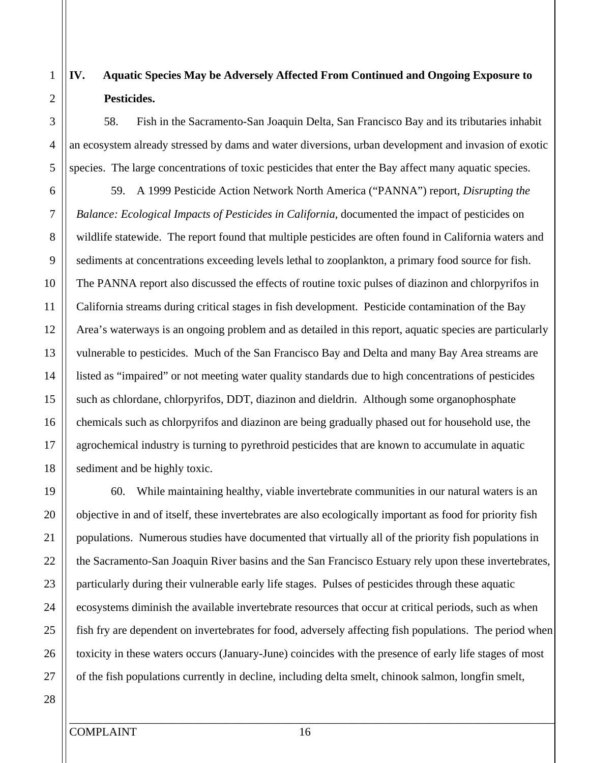## IV. Aquatic Species May be Adversely Affected From Continued and Ongoing Exposure to Pesticides.

58. Fish in the Sacramento-San Joaquin Delta, San Francisco Bay and its tributaries inhabit an ecosystem already stressed by dams and water diversions, urban development and invasion of exotic species. The large concentrations of toxic pesticides that enter the Bay affect many aquatic species.

59. A 1999 Pesticide Action Network North America ("PANNA") report, *Disrupting the Balance: Ecological Impacts of Pesticides in California*, documented the impact of pesticides on wildlife statewide. The report found that multiple pesticides are often found in California waters and sediments at concentrations exceeding levels lethal to zooplankton, a primary food source for fish. The PANNA report also discussed the effects of routine toxic pulses of diazinon and chlorpyrifos in California streams during critical stages in fish development. Pesticide contamination of the Bay Area's waterways is an ongoing problem and as detailed in this report, aquatic species are particularly vulnerable to pesticides. Much of the San Francisco Bay and Delta and many Bay Area streams are listed as "impaired" or not meeting water quality standards due to high concentrations of pesticides such as chlordane, chlorpyrifos, DDT, diazinon and dieldrin. Although some organophosphate chemicals such as chlorpyrifos and diazinon are being gradually phased out for household use, the agrochemical industry is turning to pyrethroid pesticides that are known to accumulate in aquatic sediment and be highly toxic.

60. While maintaining healthy, viable invertebrate communities in our natural waters is an objective in and of itself, these invertebrates are also ecologically important as food for priority fish populations. Numerous studies have documented that virtually all of the priority fish populations in the Sacramento-San Joaquin River basins and the San Francisco Estuary rely upon these invertebrates, particularly during their vulnerable early life stages. Pulses of pesticides through these aquatic ecosystems diminish the available invertebrate resources that occur at critical periods, such as when fish fry are dependent on invertebrates for food, adversely affecting fish populations. The period when toxicity in these waters occurs (January-June) coincides with the presence of early life stages of most of the fish populations currently in decline, including delta smelt, chinook salmon, longfin smelt,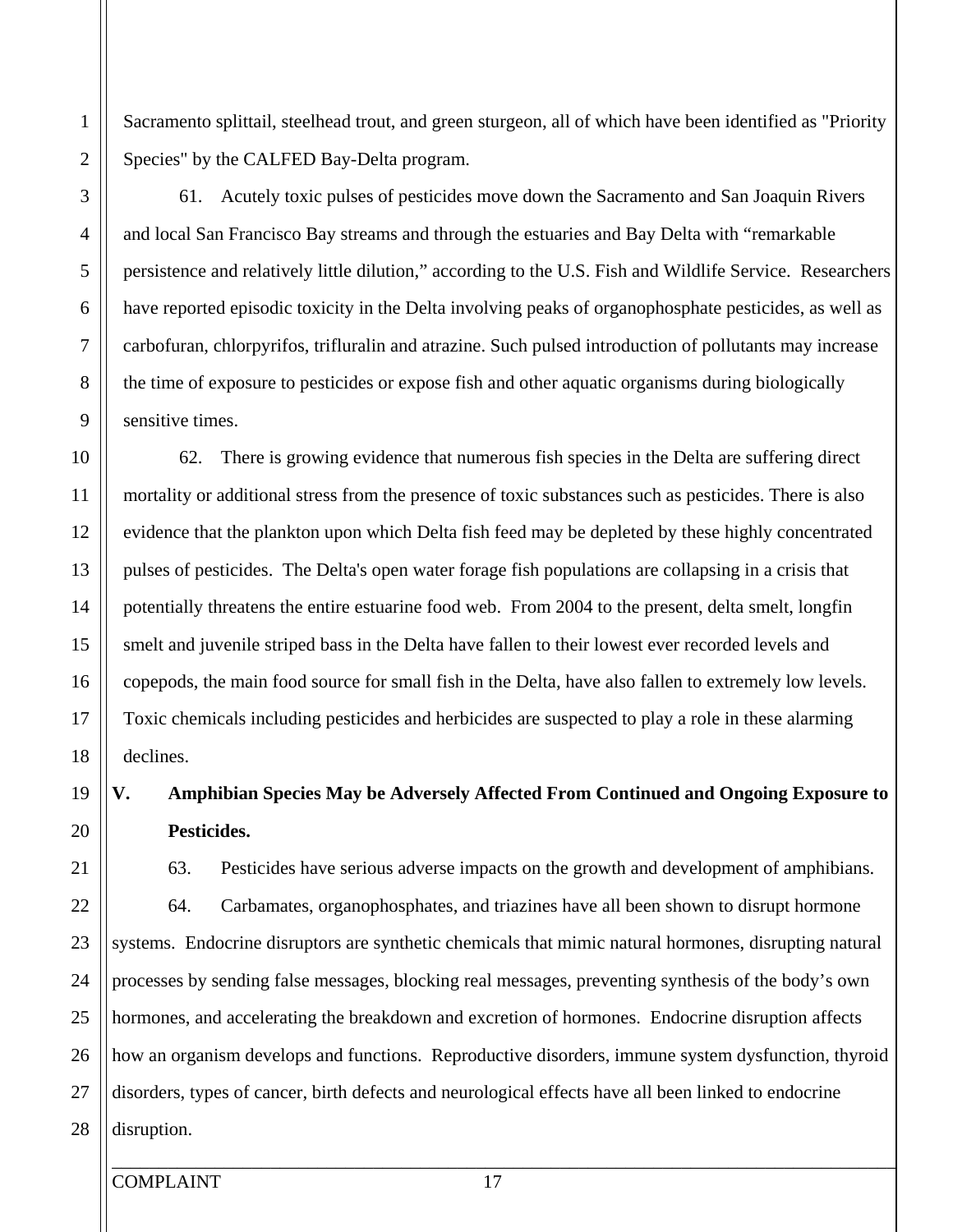Sacramento splittail, steelhead trout, and green sturgeon, all of which have been identified as "Priority Species" by the CALFED Bay-Delta program.

61. Acutely toxic pulses of pesticides move down the Sacramento and San Joaquin Rivers and local San Francisco Bay streams and through the estuaries and Bay Delta with "remarkable persistence and relatively little dilution," according to the U.S. Fish and Wildlife Service. Researchers have reported episodic toxicity in the Delta involving peaks of organophosphate pesticides, as well as carbofuran, chlorpyrifos, trifluralin and atrazine. Such pulsed introduction of pollutants may increase the time of exposure to pesticides or expose fish and other aquatic organisms during biologically sensitive times.

62. There is growing evidence that numerous fish species in the Delta are suffering direct mortality or additional stress from the presence of toxic substances such as pesticides. There is also evidence that the plankton upon which Delta fish feed may be depleted by these highly concentrated pulses of pesticides. The Delta's open water forage fish populations are collapsing in a crisis that potentially threatens the entire estuarine food web. From 2004 to the present, delta smelt, longfin smelt and juvenile striped bass in the Delta have fallen to their lowest ever recorded levels and copepods, the main food source for small fish in the Delta, have also fallen to extremely low levels. Toxic chemicals including pesticides and herbicides are suspected to play a role in these alarming declines.

## V. Amphibian Species May be Adversely Affected From Continued and Ongoing Exposure to Pesticides.

63. Pesticides have serious adverse impacts on the growth and development of amphibians.

64. Carbamates, organophosphates, and triazines have all been shown to disrupt hormone systems. Endocrine disruptors are synthetic chemicals that mimic natural hormones, disrupting natural processes by sending false messages, blocking real messages, preventing synthesis of the body's own hormones, and accelerating the breakdown and excretion of hormones. Endocrine disruption affects how an organism develops and functions. Reproductive disorders, immune system dysfunction, thyroid disorders, types of cancer, birth defects and neurological effects have all been linked to endocrine disruption.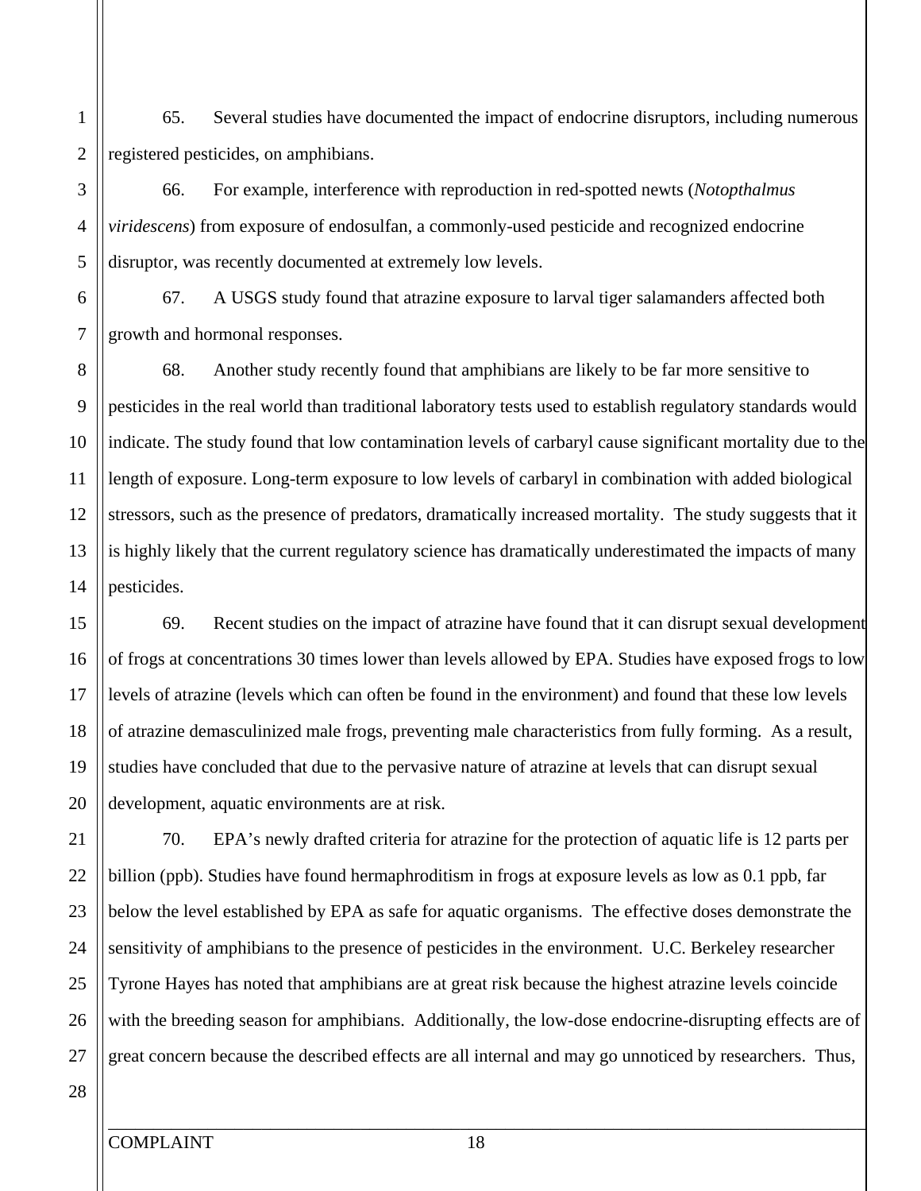65. Several studies have documented the impact of endocrine disruptors, including numerous registered pesticides, on amphibians.

66. For example, interference with reproduction in red-spotted newts (*Notopthalmus viridescens*) from exposure of endosulfan, a commonly-used pesticide and recognized endocrine disruptor, was recently documented at extremely low levels.

67. A USGS study found that atrazine exposure to larval tiger salamanders affected both growth and hormonal responses.

68. Another study recently found that amphibians are likely to be far more sensitive to pesticides in the real world than traditional laboratory tests used to establish regulatory standards would indicate. The study found that low contamination levels of carbaryl cause significant mortality due to the length of exposure. Long-term exposure to low levels of carbaryl in combination with added biological stressors, such as the presence of predators, dramatically increased mortality. The study suggests that it is highly likely that the current regulatory science has dramatically underestimated the impacts of many pesticides.

69. Recent studies on the impact of atrazine have found that it can disrupt sexual development of frogs at concentrations 30 times lower than levels allowed by EPA. Studies have exposed frogs to low levels of atrazine (levels which can often be found in the environment) and found that these low levels of atrazine demasculinized male frogs, preventing male characteristics from fully forming. As a result, studies have concluded that due to the pervasive nature of atrazine at levels that can disrupt sexual development, aquatic environments are at risk.

70. EPA's newly drafted criteria for atrazine for the protection of aquatic life is 12 parts per billion (ppb). Studies have found hermaphroditism in frogs at exposure levels as low as 0.1 ppb, far below the level established by EPA as safe for aquatic organisms. The effective doses demonstrate the sensitivity of amphibians to the presence of pesticides in the environment. U.C. Berkeley researcher Tyrone Hayes has noted that amphibians are at great risk because the highest atrazine levels coincide with the breeding season for amphibians. Additionally, the low-dose endocrine-disrupting effects are of great concern because the described effects are all internal and may go unnoticed by researchers. Thus,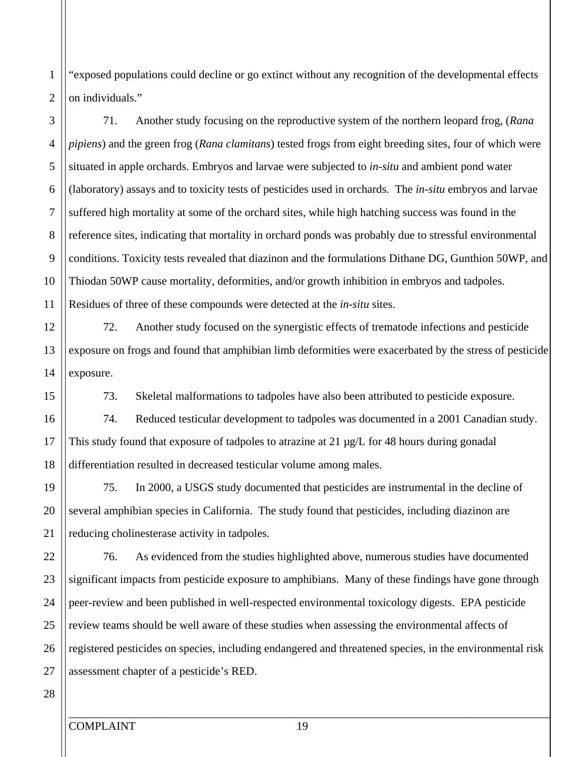"exposed populations could decline or go extinct without any recognition of the developmental effects on individuals."

71. Another study focusing on the reproductive system of the northern leopard frog, (*Rana pipiens*) and the green frog (*Rana clamitans*) tested frogs from eight breeding sites, four of which were situated in apple orchards. Embryos and larvae were subjected to *in-situ* and ambient pond water (laboratory) assays and to toxicity tests of pesticides used in orchards. The *in-situ* embryos and larvae suffered high mortality at some of the orchard sites, while high hatching success was found in the reference sites, indicating that mortality in orchard ponds was probably due to stressful environmental conditions. Toxicity tests revealed that diazinon and the formulations Dithane DG, Gunthion 50WP, and Thiodan 50WP cause mortality, deformities, and/or growth inhibition in embryos and tadpoles. Residues of three of these compounds were detected at the *in-situ* sites.

72. Another study focused on the synergistic effects of trematode infections and pesticide exposure on frogs and found that amphibian limb deformities were exacerbated by the stress of pesticide exposure.

73. Skeletal malformations to tadpoles have also been attributed to pesticide exposure.

74. Reduced testicular development to tadpoles was documented in a 2001 Canadian study. This study found that exposure of tadpoles to atrazine at 21 μg/L for 48 hours during gonadal differentiation resulted in decreased testicular volume among males.

75. In 2000, a USGS study documented that pesticides are instrumental in the decline of several amphibian species in California. The study found that pesticides, including diazinon are reducing cholinesterase activity in tadpoles.

76. As evidenced from the studies highlighted above, numerous studies have documented significant impacts from pesticide exposure to amphibians. Many of these findings have gone through peer-review and been published in well-respected environmental toxicology digests. EPA pesticide review teams should be well aware of these studies when assessing the environmental affects of registered pesticides on species, including endangered and threatened species, in the environmental risk assessment chapter of a pesticide's RED.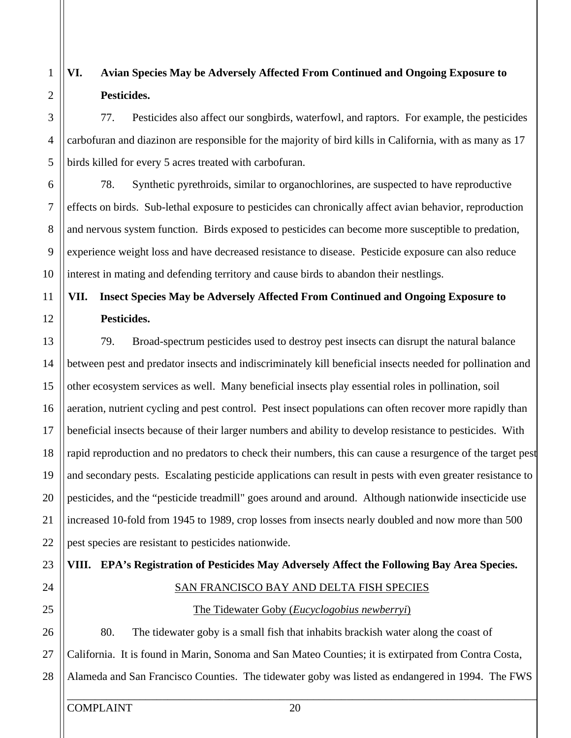## VI. Avian Species May be Adversely Affected From Continued and Ongoing Exposure to Pesticides.

77. Pesticides also affect our songbirds, waterfowl, and raptors. For example, the pesticides carbofuran and diazinon are responsible for the majority of bird kills in California, with as many as 17 birds killed for every 5 acres treated with carbofuran.

78. Synthetic pyrethroids, similar to organochlorines, are suspected to have reproductive effects on birds. Sub-lethal exposure to pesticides can chronically affect avian behavior, reproduction and nervous system function. Birds exposed to pesticides can become more susceptible to predation, experience weight loss and have decreased resistance to disease. Pesticide exposure can also reduce interest in mating and defending territory and cause birds to abandon their nestlings.

## VII. Insect Species May be Adversely Affected From Continued and Ongoing Exposure to Pesticides.

79. Broad-spectrum pesticides used to destroy pest insects can disrupt the natural balance between pest and predator insects and indiscriminately kill beneficial insects needed for pollination and other ecosystem services as well. Many beneficial insects play essential roles in pollination, soil aeration, nutrient cycling and pest control. Pest insect populations can often recover more rapidly than beneficial insects because of their larger numbers and ability to develop resistance to pesticides. With rapid reproduction and no predators to check their numbers, this can cause a resurgence of the target pest and secondary pests. Escalating pesticide applications can result in pests with even greater resistance to pesticides, and the "pesticide treadmill" goes around and around. Although nationwide insecticide use increased 10-fold from 1945 to 1989, crop losses from insects nearly doubled and now more than 500 pest species are resistant to pesticides nationwide.

## VIII. EPA's Registration of Pesticides May Adversely Affect the Following Bay Area Species.

<u>SAN FRANCISCO BAY AND DELTA FISH SPECIES</u>

<u>The Tidewater Goby (*Eucyclogobius newberryi*)</u>

80. The tidewater goby is a small fish that inhabits brackish water along the coast of California. It is found in Marin, Sonoma and San Mateo Counties; it is extirpated from Contra Costa, Alameda and San Francisco Counties. The tidewater goby was listed as endangered in 1994. The FWS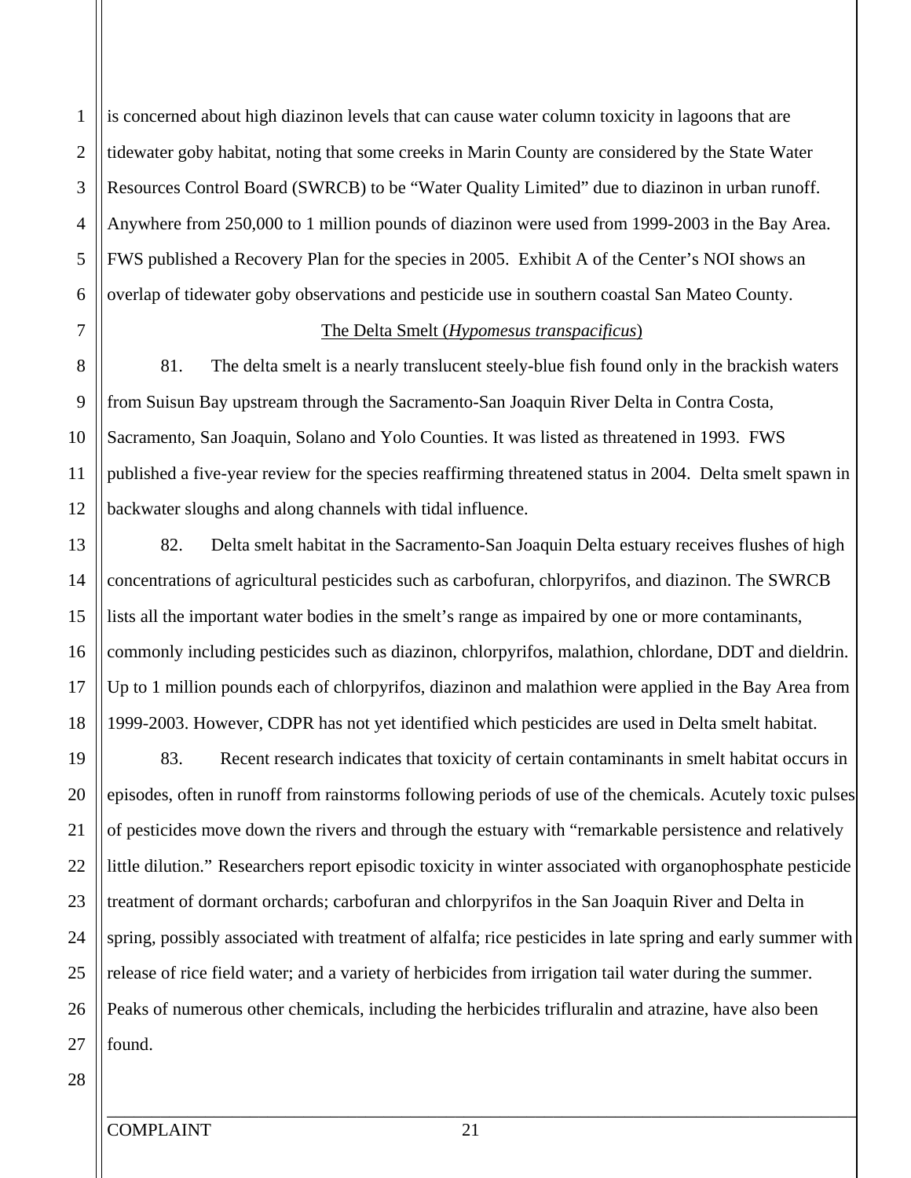is concerned about high diazinon levels that can cause water column toxicity in lagoons that are tidewater goby habitat, noting that some creeks in Marin County are considered by the State Water Resources Control Board (SWRCB) to be "Water Quality Limited" due to diazinon in urban runoff. Anywhere from 250,000 to 1 million pounds of diazinon were used from 1999-2003 in the Bay Area. FWS published a Recovery Plan for the species in 2005. Exhibit A of the Center's NOI shows an overlap of tidewater goby observations and pesticide use in southern coastal San Mateo County.

<u>The Delta Smelt (*Hypomesus transpacificus*)</u>

81. The delta smelt is a nearly translucent steely-blue fish found only in the brackish waters from Suisun Bay upstream through the Sacramento-San Joaquin River Delta in Contra Costa, Sacramento, San Joaquin, Solano and Yolo Counties. It was listed as threatened in 1993. FWS published a five-year review for the species reaffirming threatened status in 2004. Delta smelt spawn in backwater sloughs and along channels with tidal influence.

82. Delta smelt habitat in the Sacramento-San Joaquin Delta estuary receives flushes of high concentrations of agricultural pesticides such as carbofuran, chlorpyrifos, and diazinon. The SWRCB lists all the important water bodies in the smelt's range as impaired by one or more contaminants, commonly including pesticides such as diazinon, chlorpyrifos, malathion, chlordane, DDT and dieldrin. Up to 1 million pounds each of chlorpyrifos, diazinon and malathion were applied in the Bay Area from 1999-2003. However, CDPR has not yet identified which pesticides are used in Delta smelt habitat.

83. Recent research indicates that toxicity of certain contaminants in smelt habitat occurs in episodes, often in runoff from rainstorms following periods of use of the chemicals. Acutely toxic pulses of pesticides move down the rivers and through the estuary with "remarkable persistence and relatively little dilution." Researchers report episodic toxicity in winter associated with organophosphate pesticide treatment of dormant orchards; carbofuran and chlorpyrifos in the San Joaquin River and Delta in spring, possibly associated with treatment of alfalfa; rice pesticides in late spring and early summer with release of rice field water; and a variety of herbicides from irrigation tail water during the summer. Peaks of numerous other chemicals, including the herbicides trifluralin and atrazine, have also been found.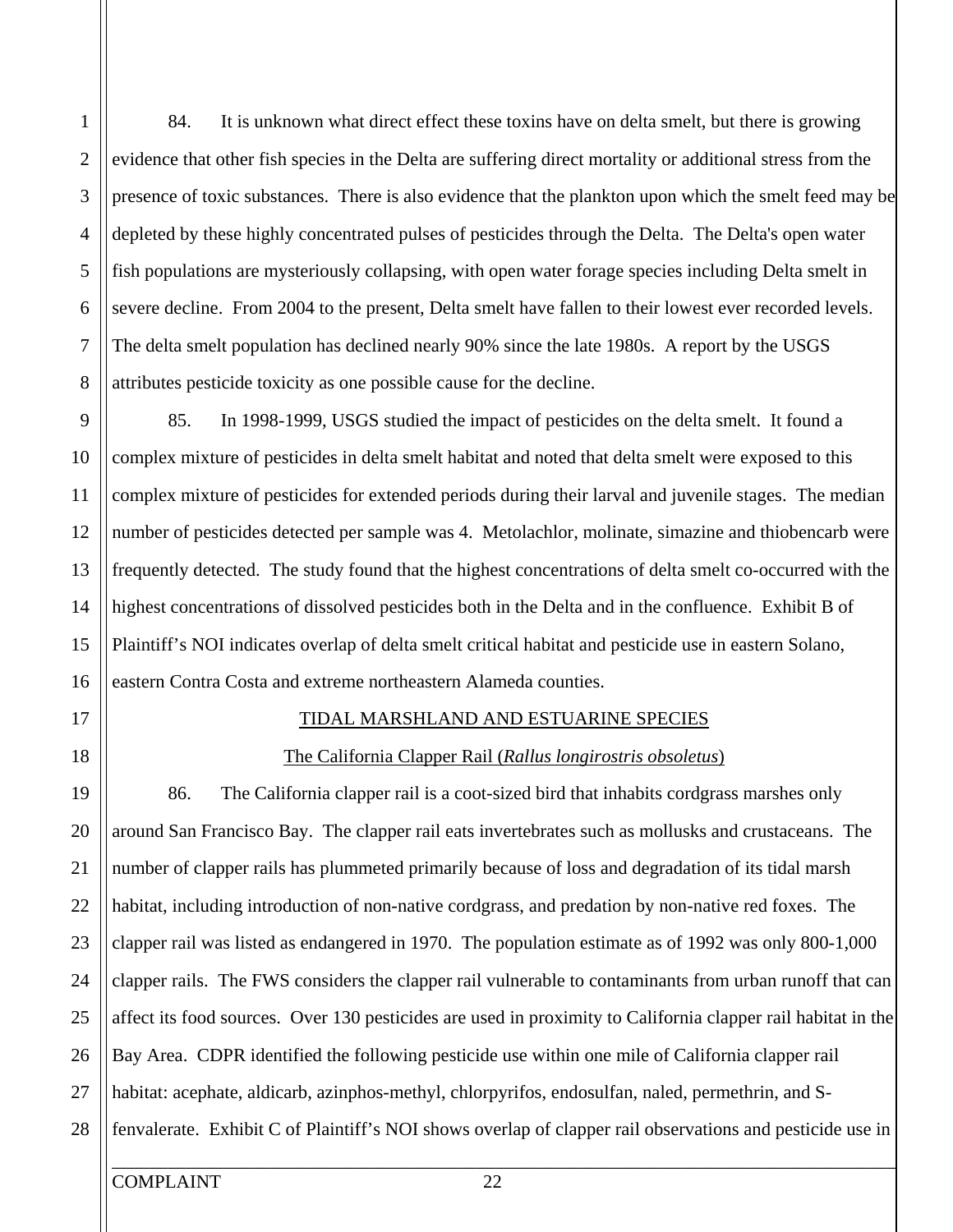84. It is unknown what direct effect these toxins have on delta smelt, but there is growing evidence that other fish species in the Delta are suffering direct mortality or additional stress from the presence of toxic substances. There is also evidence that the plankton upon which the smelt feed may be depleted by these highly concentrated pulses of pesticides through the Delta. The Delta's open water fish populations are mysteriously collapsing, with open water forage species including Delta smelt in severe decline. From 2004 to the present, Delta smelt have fallen to their lowest ever recorded levels. The delta smelt population has declined nearly 90% since the late 1980s. A report by the USGS attributes pesticide toxicity as one possible cause for the decline.

85. In 1998-1999, USGS studied the impact of pesticides on the delta smelt. It found a complex mixture of pesticides in delta smelt habitat and noted that delta smelt were exposed to this complex mixture of pesticides for extended periods during their larval and juvenile stages. The median number of pesticides detected per sample was 4. Metolachlor, molinate, simazine and thiobencarb were frequently detected. The study found that the highest concentrations of delta smelt co-occurred with the highest concentrations of dissolved pesticides both in the Delta and in the confluence. Exhibit B of Plaintiff's NOI indicates overlap of delta smelt critical habitat and pesticide use in eastern Solano, eastern Contra Costa and extreme northeastern Alameda counties.

## TIDAL MARSHLAND AND ESTUARINE SPECIES

### The California Clapper Rail (*Rallus longirostris obsoletus*)

86. The California clapper rail is a coot-sized bird that inhabits cordgrass marshes only around San Francisco Bay. The clapper rail eats invertebrates such as mollusks and crustaceans. The number of clapper rails has plummeted primarily because of loss and degradation of its tidal marsh habitat, including introduction of non-native cordgrass, and predation by non-native red foxes. The clapper rail was listed as endangered in 1970. The population estimate as of 1992 was only 800-1,000 clapper rails. The FWS considers the clapper rail vulnerable to contaminants from urban runoff that can affect its food sources. Over 130 pesticides are used in proximity to California clapper rail habitat in the Bay Area. CDPR identified the following pesticide use within one mile of California clapper rail habitat: acephate, aldicarb, azinphos-methyl, chlorpyrifos, endosulfan, naled, permethrin, and S-fenvalerate. Exhibit C of Plaintiff's NOI shows overlap of clapper rail observations and pesticide use in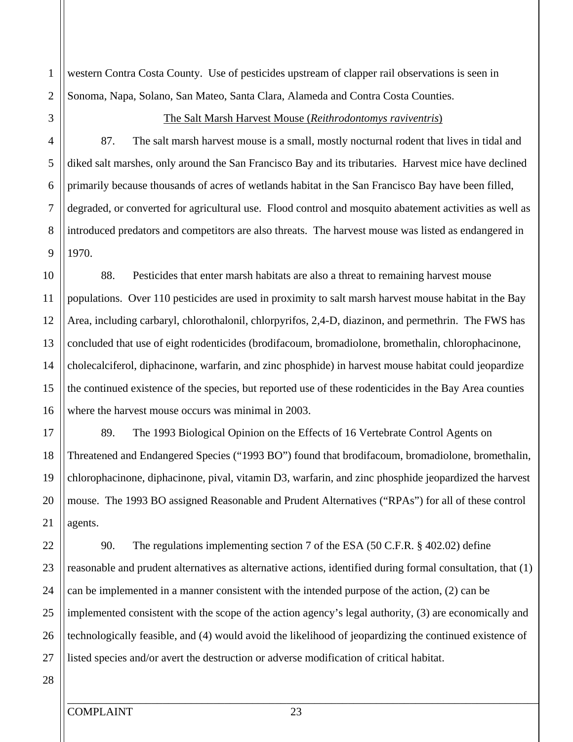western Contra Costa County. Use of pesticides upstream of clapper rail observations is seen in Sonoma, Napa, Solano, San Mateo, Santa Clara, Alameda and Contra Costa Counties.

<u>The Salt Marsh Harvest Mouse (*Reithrodontomys raviventris*)</u>

87. The salt marsh harvest mouse is a small, mostly nocturnal rodent that lives in tidal and diked salt marshes, only around the San Francisco Bay and its tributaries. Harvest mice have declined primarily because thousands of acres of wetlands habitat in the San Francisco Bay have been filled, degraded, or converted for agricultural use. Flood control and mosquito abatement activities as well as introduced predators and competitors are also threats. The harvest mouse was listed as endangered in 1970.

88. Pesticides that enter marsh habitats are also a threat to remaining harvest mouse populations. Over 110 pesticides are used in proximity to salt marsh harvest mouse habitat in the Bay Area, including carbaryl, chlorothalonil, chlorpyrifos, 2,4-D, diazinon, and permethrin. The FWS has concluded that use of eight rodenticides (brodifacoum, bromadiolone, bromethalin, chlorophacinone, cholecalciferol, diphacinone, warfarin, and zinc phosphide) in harvest mouse habitat could jeopardize the continued existence of the species, but reported use of these rodenticides in the Bay Area counties where the harvest mouse occurs was minimal in 2003.

89. The 1993 Biological Opinion on the Effects of 16 Vertebrate Control Agents on Threatened and Endangered Species ("1993 BO") found that brodifacoum, bromadiolone, bromethalin, chlorophacinone, diphacinone, pival, vitamin D3, warfarin, and zinc phosphide jeopardized the harvest mouse. The 1993 BO assigned Reasonable and Prudent Alternatives ("RPAs") for all of these control agents.

90. The regulations implementing section 7 of the ESA (50 C.F.R. § 402.02) define reasonable and prudent alternatives as alternative actions, identified during formal consultation, that (1) can be implemented in a manner consistent with the intended purpose of the action, (2) can be implemented consistent with the scope of the action agency's legal authority, (3) are economically and technologically feasible, and (4) would avoid the likelihood of jeopardizing the continued existence of listed species and/or avert the destruction or adverse modification of critical habitat.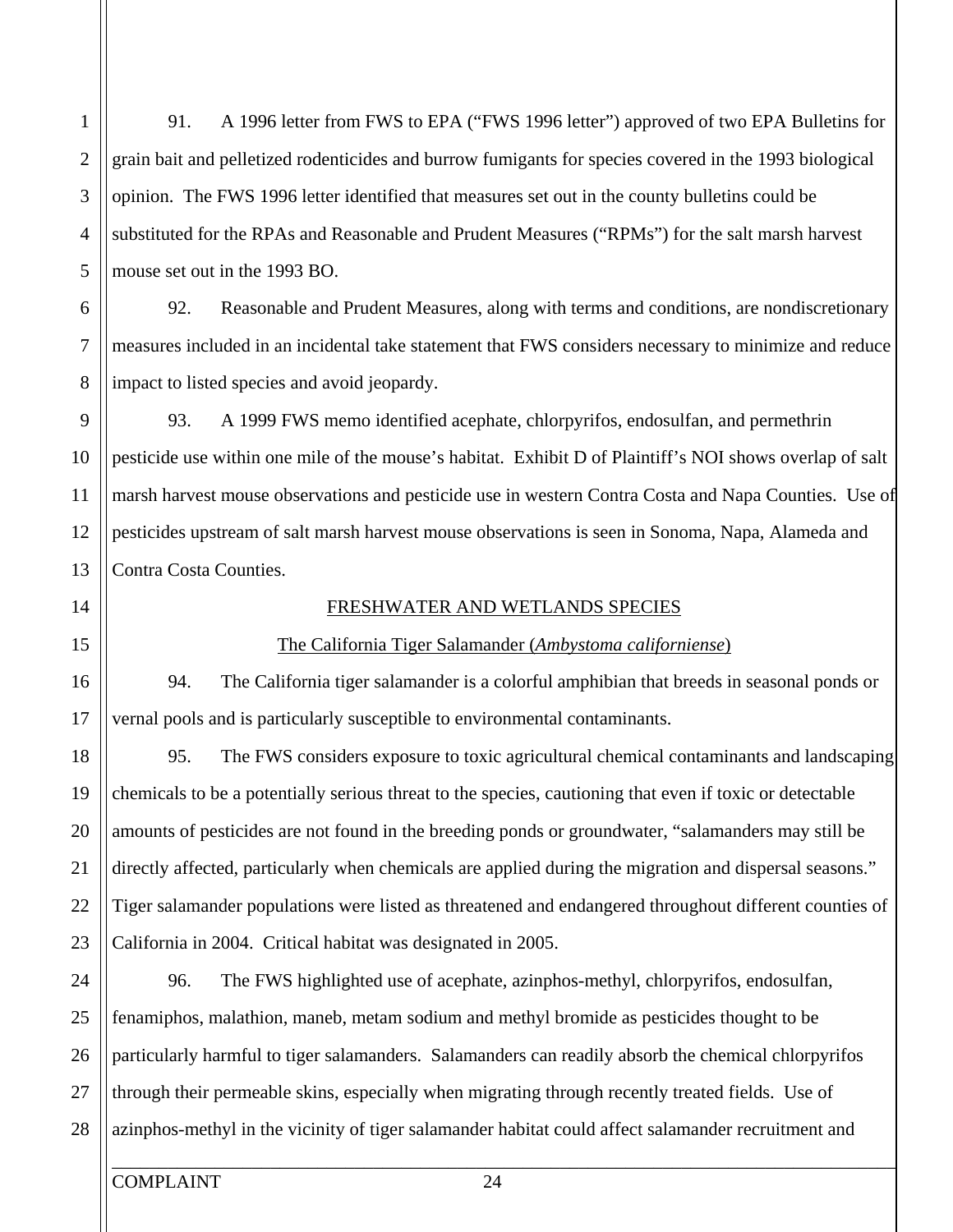91. A 1996 letter from FWS to EPA ("FWS 1996 letter") approved of two EPA Bulletins for grain bait and pelletized rodenticides and burrow fumigants for species covered in the 1993 biological opinion. The FWS 1996 letter identified that measures set out in the county bulletins could be substituted for the RPAs and Reasonable and Prudent Measures ("RPMs") for the salt marsh harvest mouse set out in the 1993 BO.

92. Reasonable and Prudent Measures, along with terms and conditions, are nondiscretionary measures included in an incidental take statement that FWS considers necessary to minimize and reduce impact to listed species and avoid jeopardy.

93. A 1999 FWS memo identified acephate, chlorpyrifos, endosulfan, and permethrin pesticide use within one mile of the mouse's habitat. Exhibit D of Plaintiff's NOI shows overlap of salt marsh harvest mouse observations and pesticide use in western Contra Costa and Napa Counties. Use of pesticides upstream of salt marsh harvest mouse observations is seen in Sonoma, Napa, Alameda and Contra Costa Counties.

## FRESHWATER AND WETLANDS SPECIES

### The California Tiger Salamander (*Ambystoma californiense*)

94. The California tiger salamander is a colorful amphibian that breeds in seasonal ponds or vernal pools and is particularly susceptible to environmental contaminants.

95. The FWS considers exposure to toxic agricultural chemical contaminants and landscaping chemicals to be a potentially serious threat to the species, cautioning that even if toxic or detectable amounts of pesticides are not found in the breeding ponds or groundwater, "salamanders may still be directly affected, particularly when chemicals are applied during the migration and dispersal seasons." Tiger salamander populations were listed as threatened and endangered throughout different counties of California in 2004. Critical habitat was designated in 2005.

96. The FWS highlighted use of acephate, azinphos-methyl, chlorpyrifos, endosulfan, fenamiphos, malathion, maneb, metam sodium and methyl bromide as pesticides thought to be particularly harmful to tiger salamanders. Salamanders can readily absorb the chemical chlorpyrifos through their permeable skins, especially when migrating through recently treated fields. Use of azinphos-methyl in the vicinity of tiger salamander habitat could affect salamander recruitment and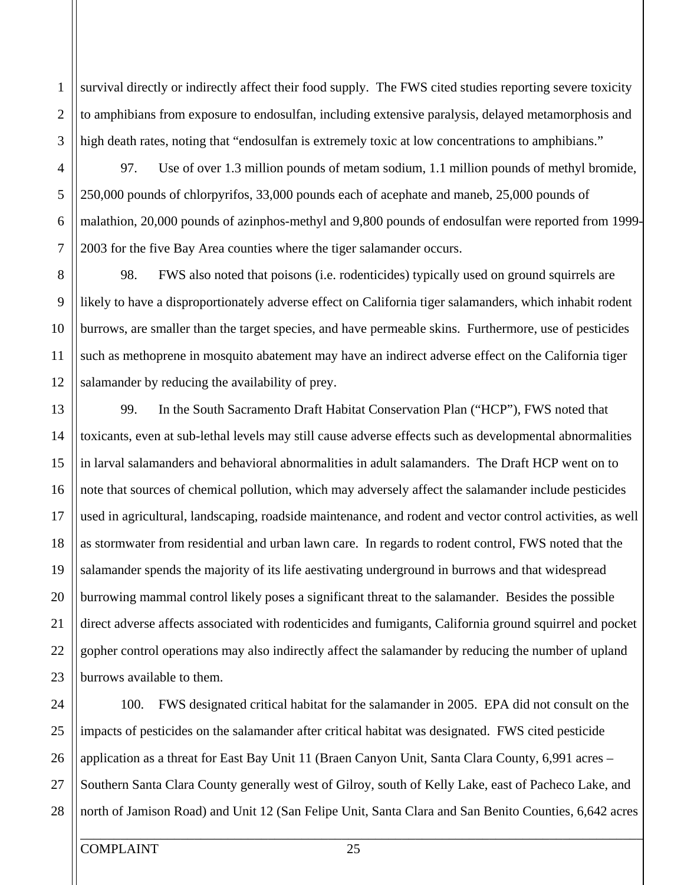survival directly or indirectly affect their food supply. The FWS cited studies reporting severe toxicity to amphibians from exposure to endosulfan, including extensive paralysis, delayed metamorphosis and high death rates, noting that "endosulfan is extremely toxic at low concentrations to amphibians."

97. Use of over 1.3 million pounds of metam sodium, 1.1 million pounds of methyl bromide, 250,000 pounds of chlorpyrifos, 33,000 pounds each of acephate and maneb, 25,000 pounds of malathion, 20,000 pounds of azinphos-methyl and 9,800 pounds of endosulfan were reported from 1999-2003 for the five Bay Area counties where the tiger salamander occurs.

98. FWS also noted that poisons (i.e. rodenticides) typically used on ground squirrels are likely to have a disproportionately adverse effect on California tiger salamanders, which inhabit rodent burrows, are smaller than the target species, and have permeable skins. Furthermore, use of pesticides such as methoprene in mosquito abatement may have an indirect adverse effect on the California tiger salamander by reducing the availability of prey.

99. In the South Sacramento Draft Habitat Conservation Plan ("HCP"), FWS noted that toxicants, even at sub-lethal levels may still cause adverse effects such as developmental abnormalities in larval salamanders and behavioral abnormalities in adult salamanders. The Draft HCP went on to note that sources of chemical pollution, which may adversely affect the salamander include pesticides used in agricultural, landscaping, roadside maintenance, and rodent and vector control activities, as well as stormwater from residential and urban lawn care. In regards to rodent control, FWS noted that the salamander spends the majority of its life aestivating underground in burrows and that widespread burrowing mammal control likely poses a significant threat to the salamander. Besides the possible direct adverse affects associated with rodenticides and fumigants, California ground squirrel and pocket gopher control operations may also indirectly affect the salamander by reducing the number of upland burrows available to them.

100. FWS designated critical habitat for the salamander in 2005. EPA did not consult on the impacts of pesticides on the salamander after critical habitat was designated. FWS cited pesticide application as a threat for East Bay Unit 11 (Braen Canyon Unit, Santa Clara County, 6,991 acres – Southern Santa Clara County generally west of Gilroy, south of Kelly Lake, east of Pacheco Lake, and north of Jamison Road) and Unit 12 (San Felipe Unit, Santa Clara and San Benito Counties, 6,642 acres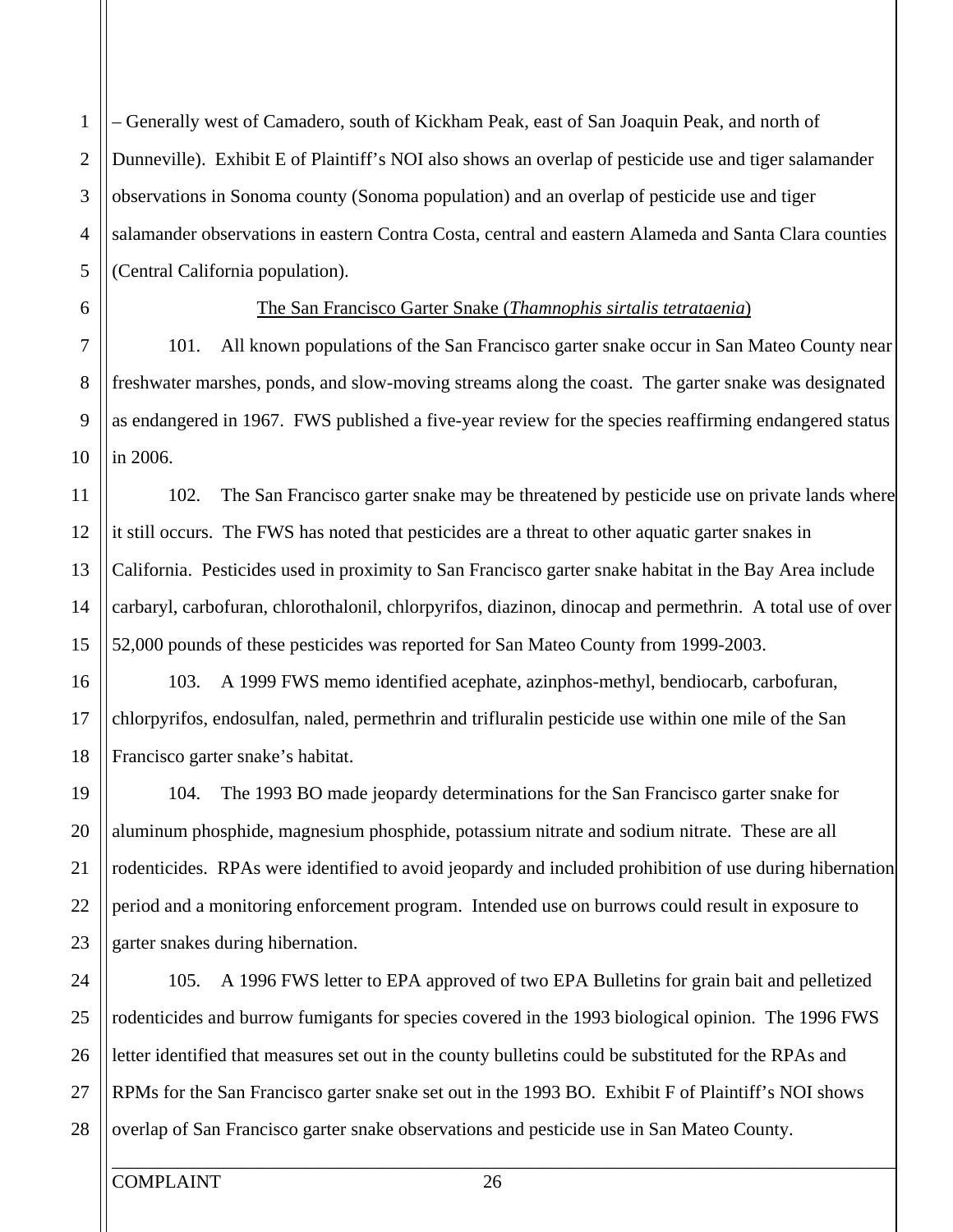– Generally west of Camadero, south of Kickham Peak, east of San Joaquin Peak, and north of Dunneville). Exhibit E of Plaintiff's NOI also shows an overlap of pesticide use and tiger salamander observations in Sonoma county (Sonoma population) and an overlap of pesticide use and tiger salamander observations in eastern Contra Costa, central and eastern Alameda and Santa Clara counties (Central California population).

<u>The San Francisco Garter Snake (*Thamnophis sirtalis tetrataenia*)</u>

101. All known populations of the San Francisco garter snake occur in San Mateo County near freshwater marshes, ponds, and slow-moving streams along the coast. The garter snake was designated as endangered in 1967. FWS published a five-year review for the species reaffirming endangered status in 2006.

102. The San Francisco garter snake may be threatened by pesticide use on private lands where it still occurs. The FWS has noted that pesticides are a threat to other aquatic garter snakes in California. Pesticides used in proximity to San Francisco garter snake habitat in the Bay Area include carbaryl, carbofuran, chlorothalonil, chlorpyrifos, diazinon, dinocap and permethrin. A total use of over 52,000 pounds of these pesticides was reported for San Mateo County from 1999-2003.

103. A 1999 FWS memo identified acephate, azinphos-methyl, bendiocarb, carbofuran, chlorpyrifos, endosulfan, naled, permethrin and trifluralin pesticide use within one mile of the San Francisco garter snake's habitat.

104. The 1993 BO made jeopardy determinations for the San Francisco garter snake for aluminum phosphide, magnesium phosphide, potassium nitrate and sodium nitrate. These are all rodenticides. RPAs were identified to avoid jeopardy and included prohibition of use during hibernation period and a monitoring enforcement program. Intended use on burrows could result in exposure to garter snakes during hibernation.

105. A 1996 FWS letter to EPA approved of two EPA Bulletins for grain bait and pelletized rodenticides and burrow fumigants for species covered in the 1993 biological opinion. The 1996 FWS letter identified that measures set out in the county bulletins could be substituted for the RPAs and RPMs for the San Francisco garter snake set out in the 1993 BO. Exhibit F of Plaintiff's NOI shows overlap of San Francisco garter snake observations and pesticide use in San Mateo County.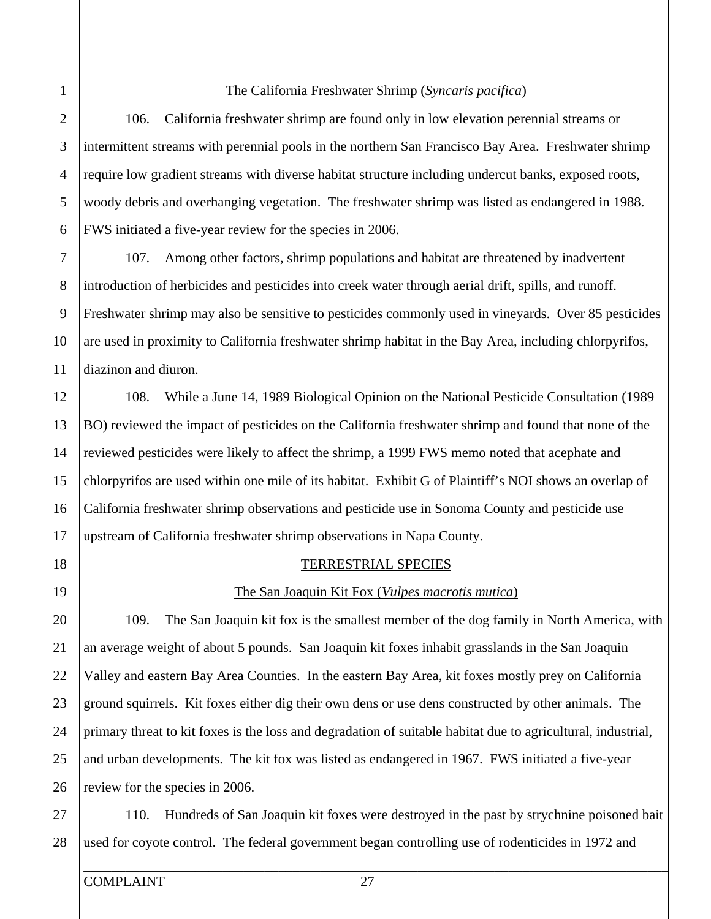## The California Freshwater Shrimp (*Syncaris pacifica*)

106. California freshwater shrimp are found only in low elevation perennial streams or intermittent streams with perennial pools in the northern San Francisco Bay Area. Freshwater shrimp require low gradient streams with diverse habitat structure including undercut banks, exposed roots, woody debris and overhanging vegetation. The freshwater shrimp was listed as endangered in 1988. FWS initiated a five-year review for the species in 2006.

107. Among other factors, shrimp populations and habitat are threatened by inadvertent introduction of herbicides and pesticides into creek water through aerial drift, spills, and runoff. Freshwater shrimp may also be sensitive to pesticides commonly used in vineyards. Over 85 pesticides are used in proximity to California freshwater shrimp habitat in the Bay Area, including chlorpyrifos, diazinon and diuron.

108. While a June 14, 1989 Biological Opinion on the National Pesticide Consultation (1989 BO) reviewed the impact of pesticides on the California freshwater shrimp and found that none of the reviewed pesticides were likely to affect the shrimp, a 1999 FWS memo noted that acephate and chlorpyrifos are used within one mile of its habitat. Exhibit G of Plaintiff's NOI shows an overlap of California freshwater shrimp observations and pesticide use in Sonoma County and pesticide use upstream of California freshwater shrimp observations in Napa County.

## TERRESTRIAL SPECIES

### The San Joaquin Kit Fox (*Vulpes macrotis mutica*)

109. The San Joaquin kit fox is the smallest member of the dog family in North America, with an average weight of about 5 pounds. San Joaquin kit foxes inhabit grasslands in the San Joaquin Valley and eastern Bay Area Counties. In the eastern Bay Area, kit foxes mostly prey on California ground squirrels. Kit foxes either dig their own dens or use dens constructed by other animals. The primary threat to kit foxes is the loss and degradation of suitable habitat due to agricultural, industrial, and urban developments. The kit fox was listed as endangered in 1967. FWS initiated a five-year review for the species in 2006.

110. Hundreds of San Joaquin kit foxes were destroyed in the past by strychnine poisoned bait used for coyote control. The federal government began controlling use of rodenticides in 1972 and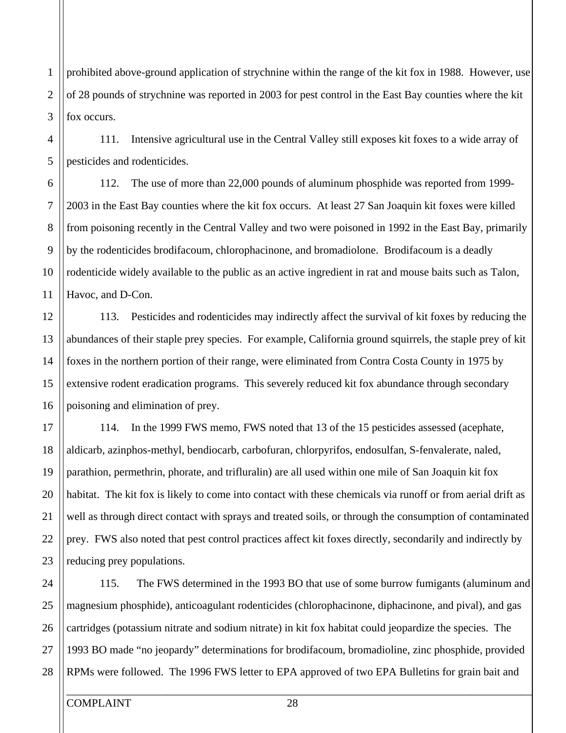prohibited above-ground application of strychnine within the range of the kit fox in 1988. However, use of 28 pounds of strychnine was reported in 2003 for pest control in the East Bay counties where the kit fox occurs.

111. Intensive agricultural use in the Central Valley still exposes kit foxes to a wide array of pesticides and rodenticides.

112. The use of more than 22,000 pounds of aluminum phosphide was reported from 1999-2003 in the East Bay counties where the kit fox occurs. At least 27 San Joaquin kit foxes were killed from poisoning recently in the Central Valley and two were poisoned in 1992 in the East Bay, primarily by the rodenticides brodifacoum, chlorophacinone, and bromadiolone. Brodifacoum is a deadly rodenticide widely available to the public as an active ingredient in rat and mouse baits such as Talon, Havoc, and D-Con.

113. Pesticides and rodenticides may indirectly affect the survival of kit foxes by reducing the abundances of their staple prey species. For example, California ground squirrels, the staple prey of kit foxes in the northern portion of their range, were eliminated from Contra Costa County in 1975 by extensive rodent eradication programs. This severely reduced kit fox abundance through secondary poisoning and elimination of prey.

114. In the 1999 FWS memo, FWS noted that 13 of the 15 pesticides assessed (acephate, aldicarb, azinphos-methyl, bendiocarb, carbofuran, chlorpyrifos, endosulfan, S-fenvalerate, naled, parathion, permethrin, phorate, and trifluralin) are all used within one mile of San Joaquin kit fox habitat. The kit fox is likely to come into contact with these chemicals via runoff or from aerial drift as well as through direct contact with sprays and treated soils, or through the consumption of contaminated prey. FWS also noted that pest control practices affect kit foxes directly, secondarily and indirectly by reducing prey populations.

115. The FWS determined in the 1993 BO that use of some burrow fumigants (aluminum and magnesium phosphide), anticoagulant rodenticides (chlorophacinone, diphacinone, and pival), and gas cartridges (potassium nitrate and sodium nitrate) in kit fox habitat could jeopardize the species. The 1993 BO made "no jeopardy" determinations for brodifacoum, bromadioline, zinc phosphide, provided RPMs were followed. The 1996 FWS letter to EPA approved of two EPA Bulletins for grain bait and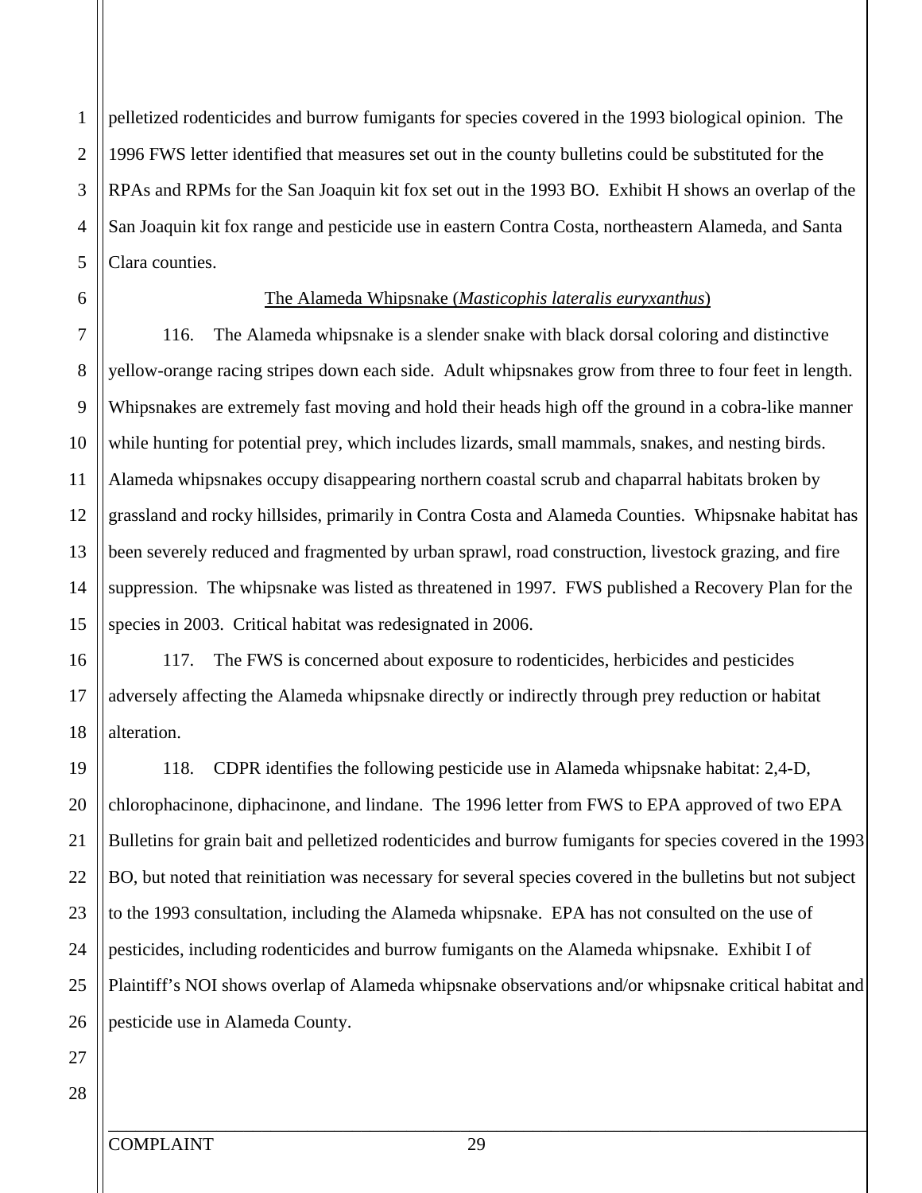pelletized rodenticides and burrow fumigants for species covered in the 1993 biological opinion. The 1996 FWS letter identified that measures set out in the county bulletins could be substituted for the RPAs and RPMs for the San Joaquin kit fox set out in the 1993 BO. Exhibit H shows an overlap of the San Joaquin kit fox range and pesticide use in eastern Contra Costa, northeastern Alameda, and Santa Clara counties.

The Alameda Whipsnake (*Masticophis lateralis euryxanthus*)

116. The Alameda whipsnake is a slender snake with black dorsal coloring and distinctive yellow-orange racing stripes down each side. Adult whipsnakes grow from three to four feet in length. Whipsnakes are extremely fast moving and hold their heads high off the ground in a cobra-like manner while hunting for potential prey, which includes lizards, small mammals, snakes, and nesting birds. Alameda whipsnakes occupy disappearing northern coastal scrub and chaparral habitats broken by grassland and rocky hillsides, primarily in Contra Costa and Alameda Counties. Whipsnake habitat has been severely reduced and fragmented by urban sprawl, road construction, livestock grazing, and fire suppression. The whipsnake was listed as threatened in 1997. FWS published a Recovery Plan for the species in 2003. Critical habitat was redesignated in 2006.

117. The FWS is concerned about exposure to rodenticides, herbicides and pesticides adversely affecting the Alameda whipsnake directly or indirectly through prey reduction or habitat alteration.

118. CDPR identifies the following pesticide use in Alameda whipsnake habitat: 2,4-D, chlorophacinone, diphacinone, and lindane. The 1996 letter from FWS to EPA approved of two EPA Bulletins for grain bait and pelletized rodenticides and burrow fumigants for species covered in the 1993 BO, but noted that reinitiation was necessary for several species covered in the bulletins but not subject to the 1993 consultation, including the Alameda whipsnake. EPA has not consulted on the use of pesticides, including rodenticides and burrow fumigants on the Alameda whipsnake. Exhibit I of Plaintiff's NOI shows overlap of Alameda whipsnake observations and/or whipsnake critical habitat and pesticide use in Alameda County.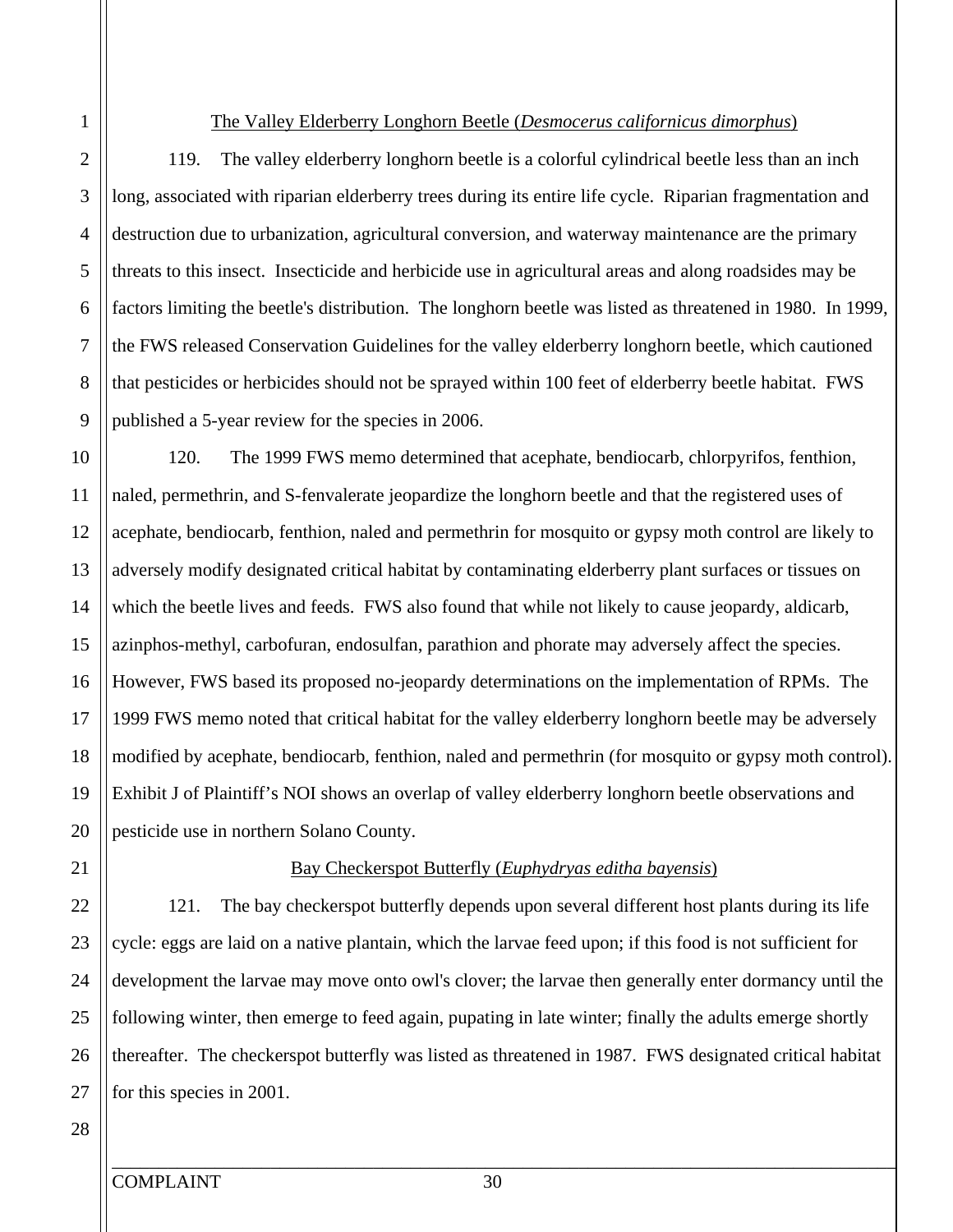<u>The Valley Elderberry Longhorn Beetle (*Desmocerus californicus dimorphus*)</u>

119. The valley elderberry longhorn beetle is a colorful cylindrical beetle less than an inch long, associated with riparian elderberry trees during its entire life cycle. Riparian fragmentation and destruction due to urbanization, agricultural conversion, and waterway maintenance are the primary threats to this insect. Insecticide and herbicide use in agricultural areas and along roadsides may be factors limiting the beetle's distribution. The longhorn beetle was listed as threatened in 1980. In 1999, the FWS released Conservation Guidelines for the valley elderberry longhorn beetle, which cautioned that pesticides or herbicides should not be sprayed within 100 feet of elderberry beetle habitat. FWS published a 5-year review for the species in 2006.

120. The 1999 FWS memo determined that acephate, bendiocarb, chlorpyrifos, fenthion, naled, permethrin, and S-fenvalerate jeopardize the longhorn beetle and that the registered uses of acephate, bendiocarb, fenthion, naled and permethrin for mosquito or gypsy moth control are likely to adversely modify designated critical habitat by contaminating elderberry plant surfaces or tissues on which the beetle lives and feeds. FWS also found that while not likely to cause jeopardy, aldicarb, azinphos-methyl, carbofuran, endosulfan, parathion and phorate may adversely affect the species. However, FWS based its proposed no-jeopardy determinations on the implementation of RPMs. The 1999 FWS memo noted that critical habitat for the valley elderberry longhorn beetle may be adversely modified by acephate, bendiocarb, fenthion, naled and permethrin (for mosquito or gypsy moth control). Exhibit J of Plaintiff's NOI shows an overlap of valley elderberry longhorn beetle observations and pesticide use in northern Solano County.

<u>Bay Checkerspot Butterfly (*Euphydryas editha bayensis*)</u>

121. The bay checkerspot butterfly depends upon several different host plants during its life cycle: eggs are laid on a native plantain, which the larvae feed upon; if this food is not sufficient for development the larvae may move onto owl's clover; the larvae then generally enter dormancy until the following winter, then emerge to feed again, pupating in late winter; finally the adults emerge shortly thereafter. The checkerspot butterfly was listed as threatened in 1987. FWS designated critical habitat for this species in 2001.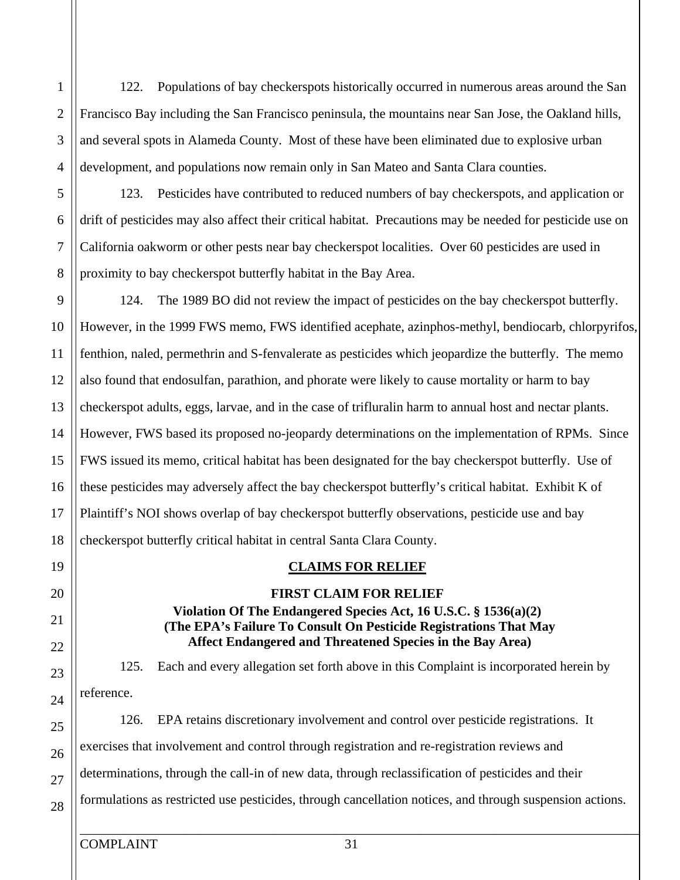122. Populations of bay checkerspots historically occurred in numerous areas around the San Francisco Bay including the San Francisco peninsula, the mountains near San Jose, the Oakland hills, and several spots in Alameda County. Most of these have been eliminated due to explosive urban development, and populations now remain only in San Mateo and Santa Clara counties.

123. Pesticides have contributed to reduced numbers of bay checkerspots, and application or drift of pesticides may also affect their critical habitat. Precautions may be needed for pesticide use on California oakworm or other pests near bay checkerspot localities. Over 60 pesticides are used in proximity to bay checkerspot butterfly habitat in the Bay Area.

124. The 1989 BO did not review the impact of pesticides on the bay checkerspot butterfly. However, in the 1999 FWS memo, FWS identified acephate, azinphos-methyl, bendiocarb, chlorpyrifos, fenthion, naled, permethrin and S-fenvalerate as pesticides which jeopardize the butterfly. The memo also found that endosulfan, parathion, and phorate were likely to cause mortality or harm to bay checkerspot adults, eggs, larvae, and in the case of trifluralin harm to annual host and nectar plants. However, FWS based its proposed no-jeopardy determinations on the implementation of RPMs. Since FWS issued its memo, critical habitat has been designated for the bay checkerspot butterfly. Use of these pesticides may adversely affect the bay checkerspot butterfly's critical habitat. Exhibit K of Plaintiff's NOI shows overlap of bay checkerspot butterfly observations, pesticide use and bay checkerspot butterfly critical habitat in central Santa Clara County.

## CLAIMS FOR RELIEF

### FIRST CLAIM FOR RELIEF

**Violation Of The Endangered Species Act, 16 U.S.C. § 1536(a)(2)**
**(The EPA's Failure To Consult On Pesticide Registrations That May Affect Endangered and Threatened Species in the Bay Area)**

125. Each and every allegation set forth above in this Complaint is incorporated herein by reference.

126. EPA retains discretionary involvement and control over pesticide registrations. It exercises that involvement and control through registration and re-registration reviews and determinations, through the call-in of new data, through reclassification of pesticides and their formulations as restricted use pesticides, through cancellation notices, and through suspension actions.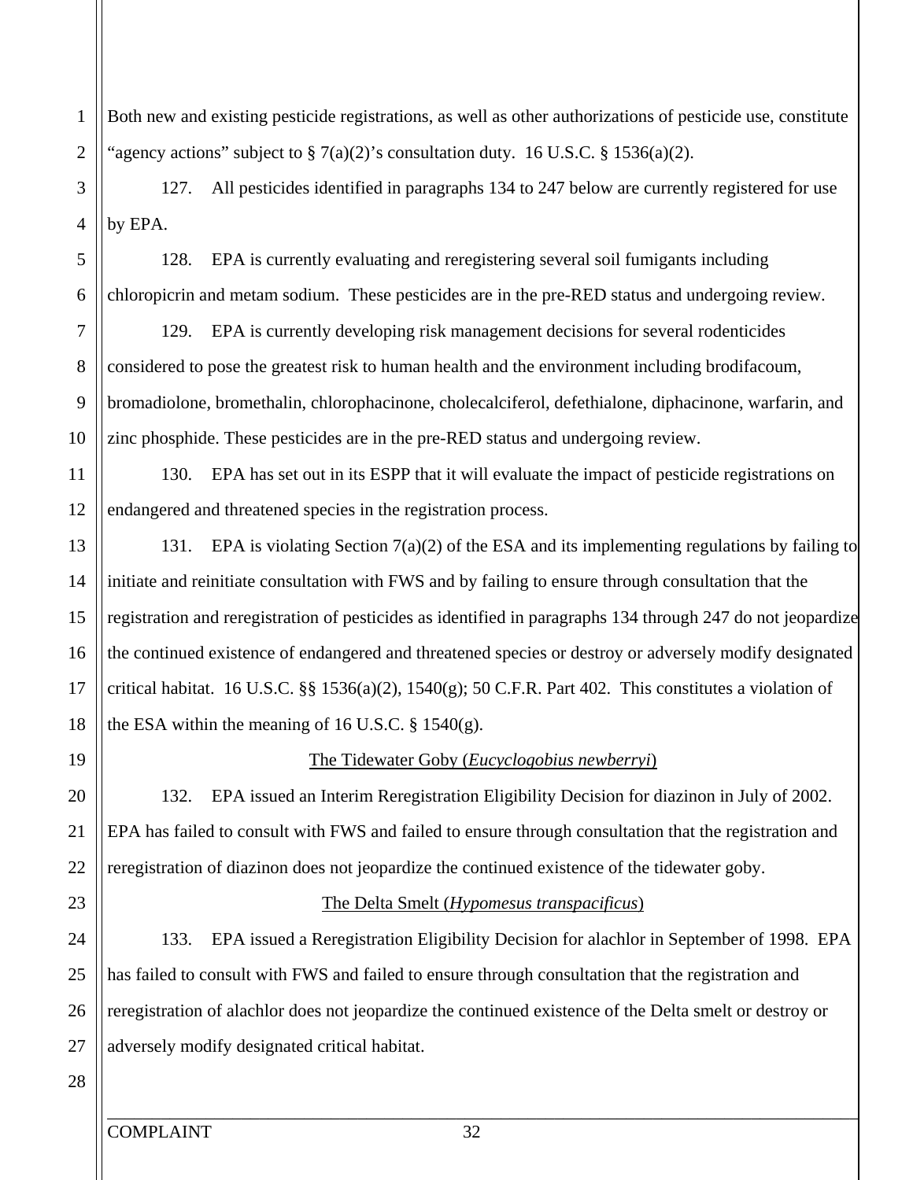Both new and existing pesticide registrations, as well as other authorizations of pesticide use, constitute "agency actions" subject to § 7(a)(2)'s consultation duty. 16 U.S.C. § 1536(a)(2).

127. All pesticides identified in paragraphs 134 to 247 below are currently registered for use by EPA.

128. EPA is currently evaluating and reregistering several soil fumigants including chloropicrin and metam sodium. These pesticides are in the pre-RED status and undergoing review.

129. EPA is currently developing risk management decisions for several rodenticides considered to pose the greatest risk to human health and the environment including brodifacoum, bromadiolone, bromethalin, chlorophacinone, cholecalciferol, defethialone, diphacinone, warfarin, and zinc phosphide. These pesticides are in the pre-RED status and undergoing review.

130. EPA has set out in its ESPP that it will evaluate the impact of pesticide registrations on endangered and threatened species in the registration process.

131. EPA is violating Section 7(a)(2) of the ESA and its implementing regulations by failing to initiate and reinitiate consultation with FWS and by failing to ensure through consultation that the registration and reregistration of pesticides as identified in paragraphs 134 through 247 do not jeopardize the continued existence of endangered and threatened species or destroy or adversely modify designated critical habitat. 16 U.S.C. §§ 1536(a)(2), 1540(g); 50 C.F.R. Part 402. This constitutes a violation of the ESA within the meaning of 16 U.S.C. § 1540(g).

The Tidewater Goby (*Eucyclogobius newberryi*)

132. EPA issued an Interim Reregistration Eligibility Decision for diazinon in July of 2002. EPA has failed to consult with FWS and failed to ensure through consultation that the registration and reregistration of diazinon does not jeopardize the continued existence of the tidewater goby.

The Delta Smelt (*Hypomesus transpacificus*)

133. EPA issued a Reregistration Eligibility Decision for alachlor in September of 1998. EPA has failed to consult with FWS and failed to ensure through consultation that the registration and reregistration of alachlor does not jeopardize the continued existence of the Delta smelt or destroy or adversely modify designated critical habitat.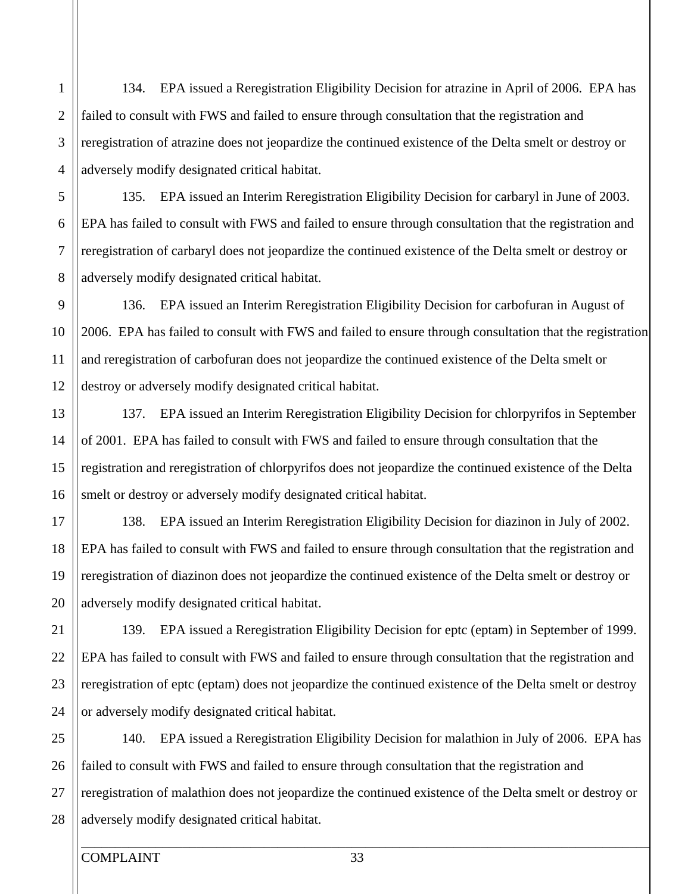134. EPA issued a Reregistration Eligibility Decision for atrazine in April of 2006. EPA has failed to consult with FWS and failed to ensure through consultation that the registration and reregistration of atrazine does not jeopardize the continued existence of the Delta smelt or destroy or adversely modify designated critical habitat.

135. EPA issued an Interim Reregistration Eligibility Decision for carbaryl in June of 2003. EPA has failed to consult with FWS and failed to ensure through consultation that the registration and reregistration of carbaryl does not jeopardize the continued existence of the Delta smelt or destroy or adversely modify designated critical habitat.

136. EPA issued an Interim Reregistration Eligibility Decision for carbofuran in August of 2006. EPA has failed to consult with FWS and failed to ensure through consultation that the registration and reregistration of carbofuran does not jeopardize the continued existence of the Delta smelt or destroy or adversely modify designated critical habitat.

137. EPA issued an Interim Reregistration Eligibility Decision for chlorpyrifos in September of 2001. EPA has failed to consult with FWS and failed to ensure through consultation that the registration and reregistration of chlorpyrifos does not jeopardize the continued existence of the Delta smelt or destroy or adversely modify designated critical habitat.

138. EPA issued an Interim Reregistration Eligibility Decision for diazinon in July of 2002. EPA has failed to consult with FWS and failed to ensure through consultation that the registration and reregistration of diazinon does not jeopardize the continued existence of the Delta smelt or destroy or adversely modify designated critical habitat.

139. EPA issued a Reregistration Eligibility Decision for eptc (eptam) in September of 1999. EPA has failed to consult with FWS and failed to ensure through consultation that the registration and reregistration of eptc (eptam) does not jeopardize the continued existence of the Delta smelt or destroy or adversely modify designated critical habitat.

140. EPA issued a Reregistration Eligibility Decision for malathion in July of 2006. EPA has failed to consult with FWS and failed to ensure through consultation that the registration and reregistration of malathion does not jeopardize the continued existence of the Delta smelt or destroy or adversely modify designated critical habitat.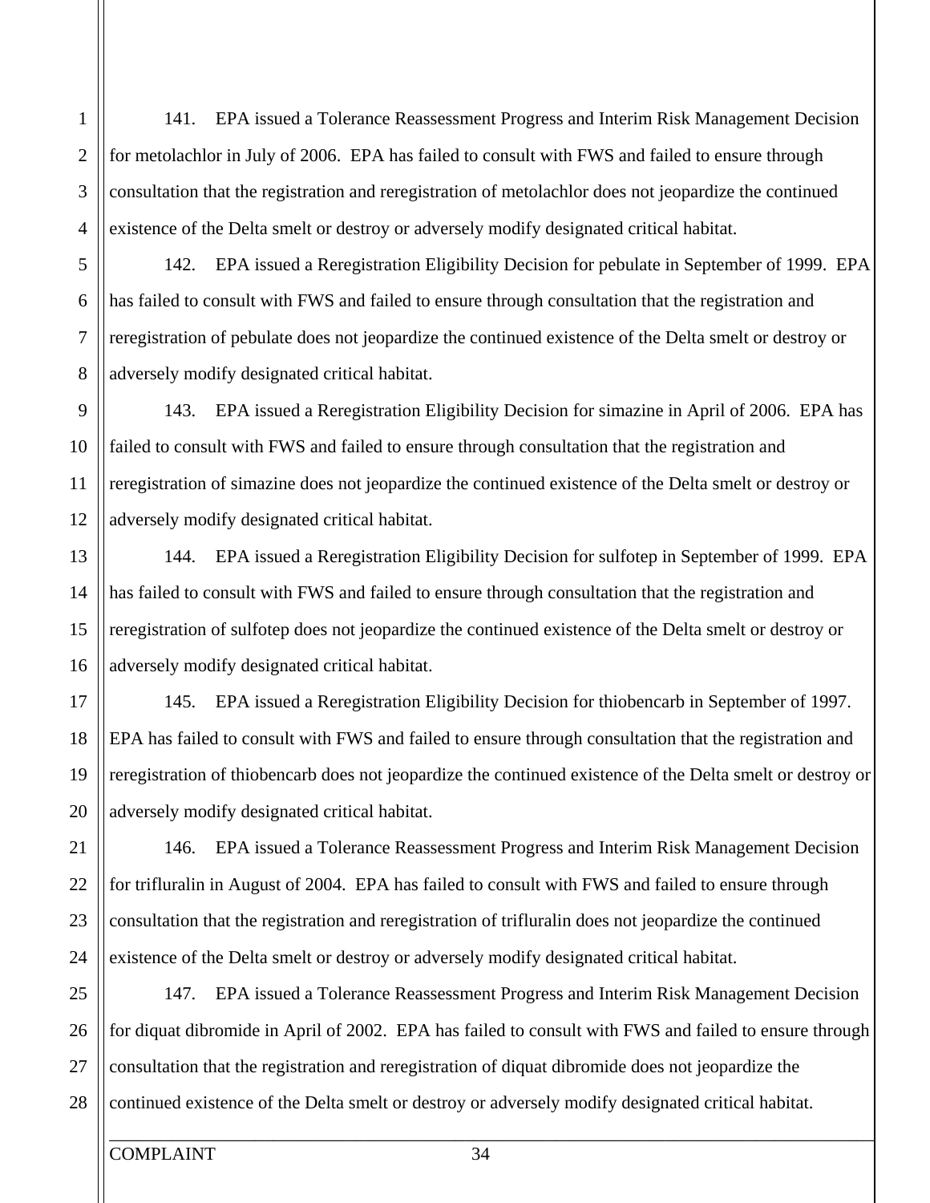141. EPA issued a Tolerance Reassessment Progress and Interim Risk Management Decision for metolachlor in July of 2006. EPA has failed to consult with FWS and failed to ensure through consultation that the registration and reregistration of metolachlor does not jeopardize the continued existence of the Delta smelt or destroy or adversely modify designated critical habitat.

142. EPA issued a Reregistration Eligibility Decision for pebulate in September of 1999. EPA has failed to consult with FWS and failed to ensure through consultation that the registration and reregistration of pebulate does not jeopardize the continued existence of the Delta smelt or destroy or adversely modify designated critical habitat.

143. EPA issued a Reregistration Eligibility Decision for simazine in April of 2006. EPA has failed to consult with FWS and failed to ensure through consultation that the registration and reregistration of simazine does not jeopardize the continued existence of the Delta smelt or destroy or adversely modify designated critical habitat.

144. EPA issued a Reregistration Eligibility Decision for sulfotep in September of 1999. EPA has failed to consult with FWS and failed to ensure through consultation that the registration and reregistration of sulfotep does not jeopardize the continued existence of the Delta smelt or destroy or adversely modify designated critical habitat.

145. EPA issued a Reregistration Eligibility Decision for thiobencarb in September of 1997. EPA has failed to consult with FWS and failed to ensure through consultation that the registration and reregistration of thiobencarb does not jeopardize the continued existence of the Delta smelt or destroy or adversely modify designated critical habitat.

146. EPA issued a Tolerance Reassessment Progress and Interim Risk Management Decision for trifluralin in August of 2004. EPA has failed to consult with FWS and failed to ensure through consultation that the registration and reregistration of trifluralin does not jeopardize the continued existence of the Delta smelt or destroy or adversely modify designated critical habitat.

147. EPA issued a Tolerance Reassessment Progress and Interim Risk Management Decision for diquat dibromide in April of 2002. EPA has failed to consult with FWS and failed to ensure through consultation that the registration and reregistration of diquat dibromide does not jeopardize the continued existence of the Delta smelt or destroy or adversely modify designated critical habitat.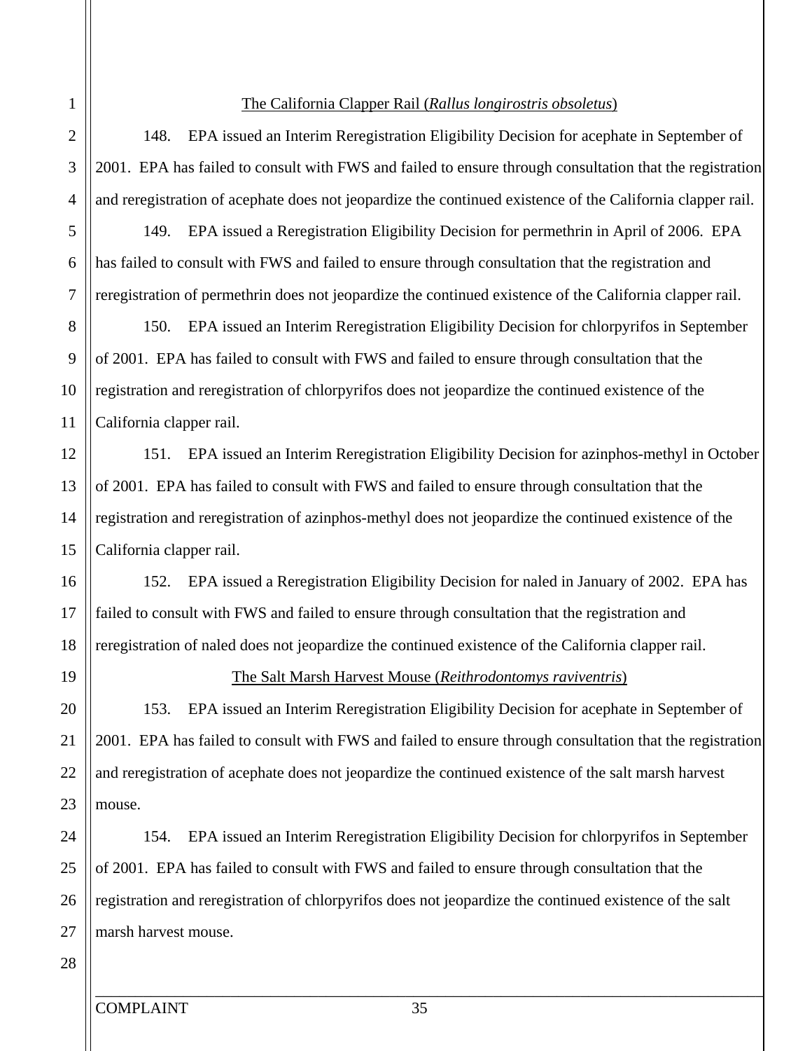<u>The California Clapper Rail (*Rallus longirostris obsoletus*)</u>

148. EPA issued an Interim Reregistration Eligibility Decision for acephate in September of 2001. EPA has failed to consult with FWS and failed to ensure through consultation that the registration and reregistration of acephate does not jeopardize the continued existence of the California clapper rail.

149. EPA issued a Reregistration Eligibility Decision for permethrin in April of 2006. EPA has failed to consult with FWS and failed to ensure through consultation that the registration and reregistration of permethrin does not jeopardize the continued existence of the California clapper rail.

150. EPA issued an Interim Reregistration Eligibility Decision for chlorpyrifos in September of 2001. EPA has failed to consult with FWS and failed to ensure through consultation that the registration and reregistration of chlorpyrifos does not jeopardize the continued existence of the California clapper rail.

151. EPA issued an Interim Reregistration Eligibility Decision for azinphos-methyl in October of 2001. EPA has failed to consult with FWS and failed to ensure through consultation that the registration and reregistration of azinphos-methyl does not jeopardize the continued existence of the California clapper rail.

152. EPA issued a Reregistration Eligibility Decision for naled in January of 2002. EPA has failed to consult with FWS and failed to ensure through consultation that the registration and reregistration of naled does not jeopardize the continued existence of the California clapper rail.

<u>The Salt Marsh Harvest Mouse (*Reithrodontomys raviventris*)</u>

153. EPA issued an Interim Reregistration Eligibility Decision for acephate in September of 2001. EPA has failed to consult with FWS and failed to ensure through consultation that the registration and reregistration of acephate does not jeopardize the continued existence of the salt marsh harvest mouse.

154. EPA issued an Interim Reregistration Eligibility Decision for chlorpyrifos in September of 2001. EPA has failed to consult with FWS and failed to ensure through consultation that the registration and reregistration of chlorpyrifos does not jeopardize the continued existence of the salt marsh harvest mouse.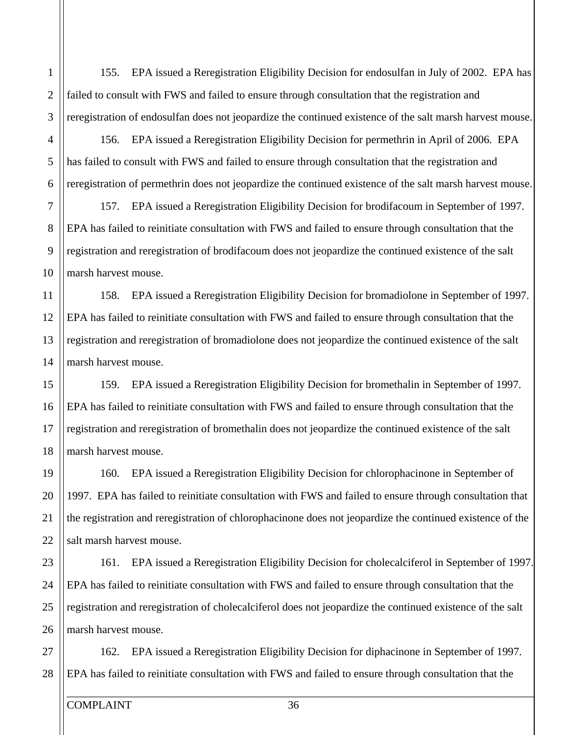155. EPA issued a Reregistration Eligibility Decision for endosulfan in July of 2002. EPA has failed to consult with FWS and failed to ensure through consultation that the registration and reregistration of endosulfan does not jeopardize the continued existence of the salt marsh harvest mouse.

156. EPA issued a Reregistration Eligibility Decision for permethrin in April of 2006. EPA has failed to consult with FWS and failed to ensure through consultation that the registration and reregistration of permethrin does not jeopardize the continued existence of the salt marsh harvest mouse.

157. EPA issued a Reregistration Eligibility Decision for brodifacoum in September of 1997. EPA has failed to reinitiate consultation with FWS and failed to ensure through consultation that the registration and reregistration of brodifacoum does not jeopardize the continued existence of the salt marsh harvest mouse.

158. EPA issued a Reregistration Eligibility Decision for bromadiolone in September of 1997. EPA has failed to reinitiate consultation with FWS and failed to ensure through consultation that the registration and reregistration of bromadiolone does not jeopardize the continued existence of the salt marsh harvest mouse.

159. EPA issued a Reregistration Eligibility Decision for bromethalin in September of 1997. EPA has failed to reinitiate consultation with FWS and failed to ensure through consultation that the registration and reregistration of bromethalin does not jeopardize the continued existence of the salt marsh harvest mouse.

160. EPA issued a Reregistration Eligibility Decision for chlorophacinone in September of 1997. EPA has failed to reinitiate consultation with FWS and failed to ensure through consultation that the registration and reregistration of chlorophacinone does not jeopardize the continued existence of the salt marsh harvest mouse.

161. EPA issued a Reregistration Eligibility Decision for cholecalciferol in September of 1997. EPA has failed to reinitiate consultation with FWS and failed to ensure through consultation that the registration and reregistration of cholecalciferol does not jeopardize the continued existence of the salt marsh harvest mouse.

162. EPA issued a Reregistration Eligibility Decision for diphacinone in September of 1997. EPA has failed to reinitiate consultation with FWS and failed to ensure through consultation that the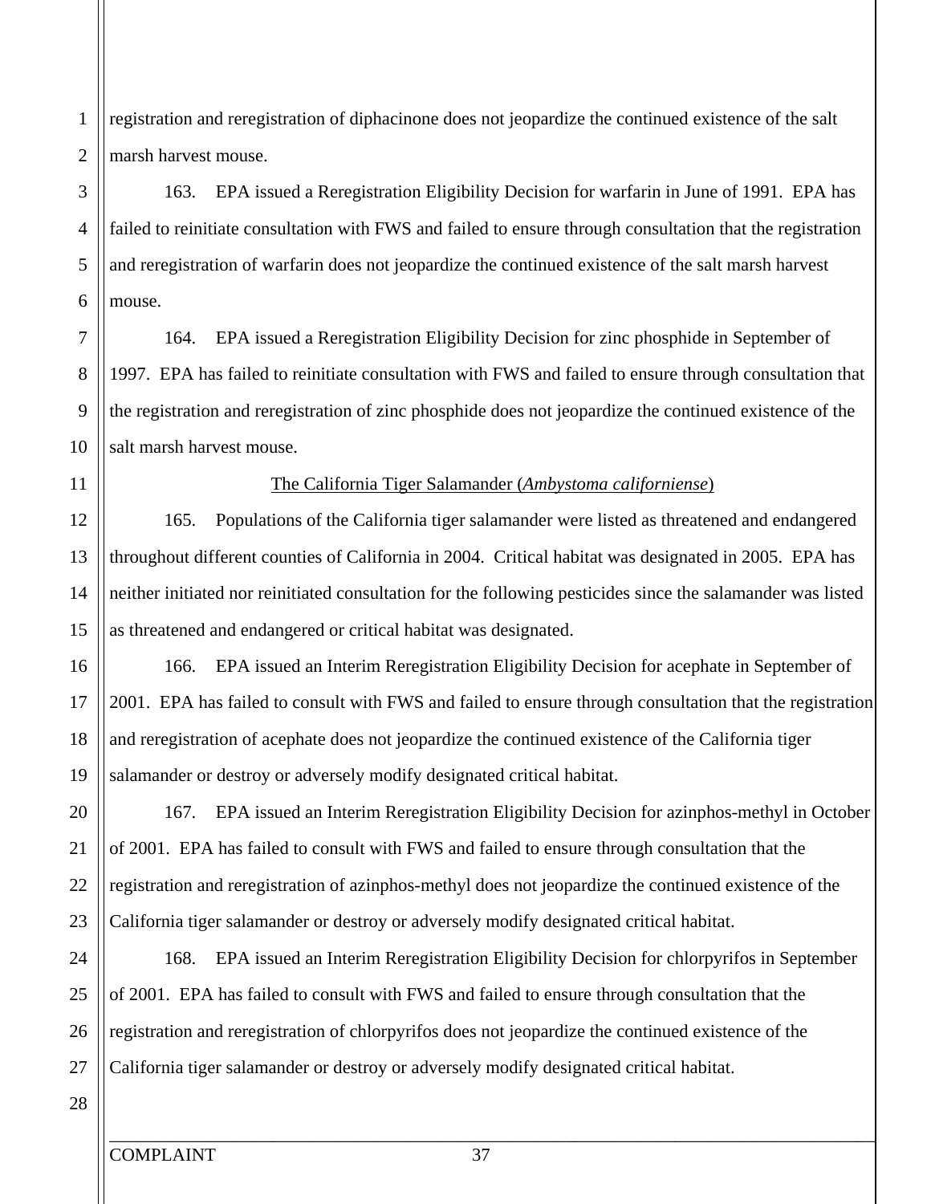registration and reregistration of diphacinone does not jeopardize the continued existence of the salt marsh harvest mouse.

163. EPA issued a Reregistration Eligibility Decision for warfarin in June of 1991. EPA has failed to reinitiate consultation with FWS and failed to ensure through consultation that the registration and reregistration of warfarin does not jeopardize the continued existence of the salt marsh harvest mouse.

164. EPA issued a Reregistration Eligibility Decision for zinc phosphide in September of 1997. EPA has failed to reinitiate consultation with FWS and failed to ensure through consultation that the registration and reregistration of zinc phosphide does not jeopardize the continued existence of the salt marsh harvest mouse.

<u>The California Tiger Salamander (*Ambystoma californiense*)</u>

165. Populations of the California tiger salamander were listed as threatened and endangered throughout different counties of California in 2004. Critical habitat was designated in 2005. EPA has neither initiated nor reinitiated consultation for the following pesticides since the salamander was listed as threatened and endangered or critical habitat was designated.

166. EPA issued an Interim Reregistration Eligibility Decision for acephate in September of 2001. EPA has failed to consult with FWS and failed to ensure through consultation that the registration and reregistration of acephate does not jeopardize the continued existence of the California tiger salamander or destroy or adversely modify designated critical habitat.

167. EPA issued an Interim Reregistration Eligibility Decision for azinphos-methyl in October of 2001. EPA has failed to consult with FWS and failed to ensure through consultation that the registration and reregistration of azinphos-methyl does not jeopardize the continued existence of the California tiger salamander or destroy or adversely modify designated critical habitat.

168. EPA issued an Interim Reregistration Eligibility Decision for chlorpyrifos in September of 2001. EPA has failed to consult with FWS and failed to ensure through consultation that the registration and reregistration of chlorpyrifos does not jeopardize the continued existence of the California tiger salamander or destroy or adversely modify designated critical habitat.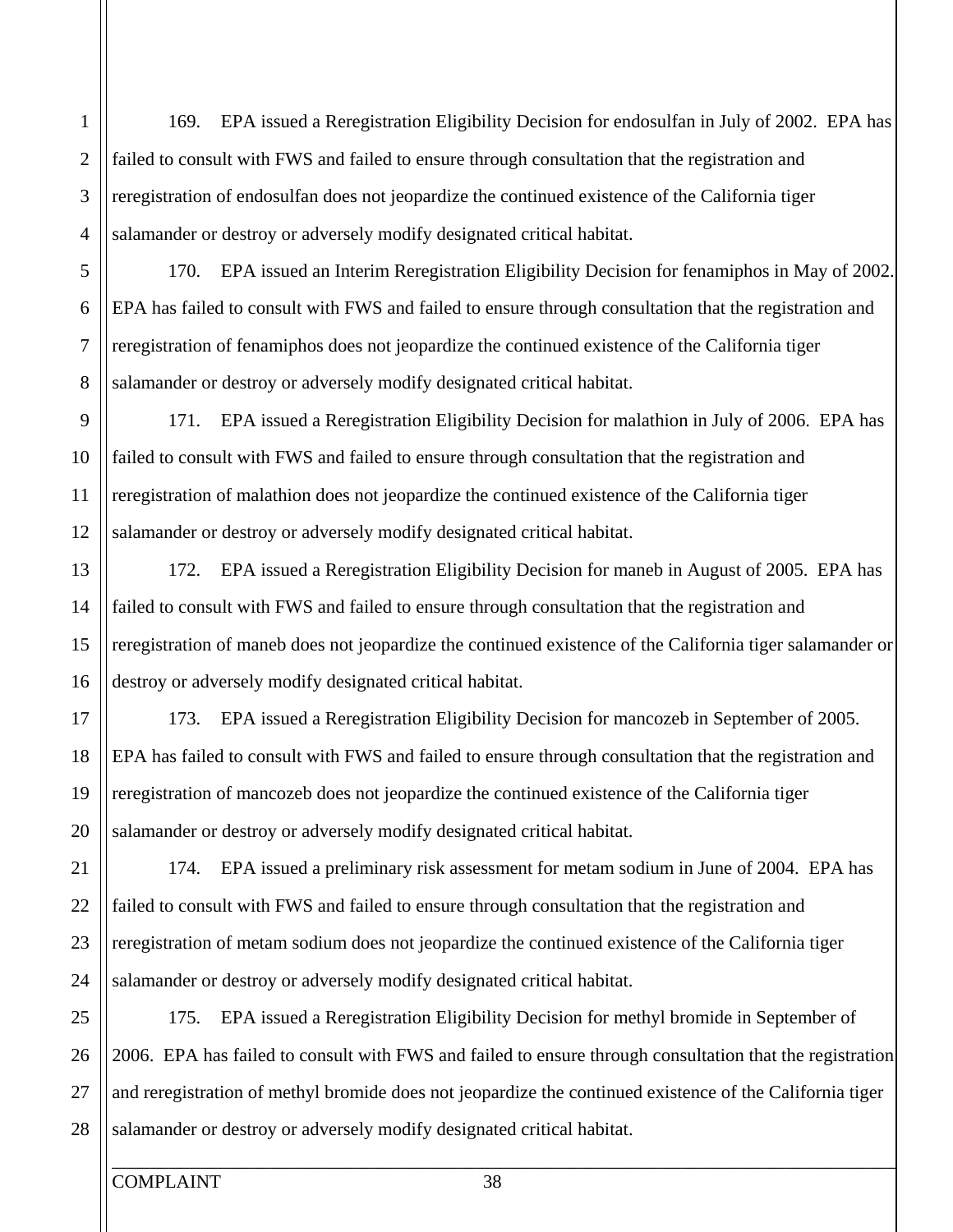169. EPA issued a Reregistration Eligibility Decision for endosulfan in July of 2002. EPA has failed to consult with FWS and failed to ensure through consultation that the registration and reregistration of endosulfan does not jeopardize the continued existence of the California tiger salamander or destroy or adversely modify designated critical habitat.

170. EPA issued an Interim Reregistration Eligibility Decision for fenamiphos in May of 2002. EPA has failed to consult with FWS and failed to ensure through consultation that the registration and reregistration of fenamiphos does not jeopardize the continued existence of the California tiger salamander or destroy or adversely modify designated critical habitat.

171. EPA issued a Reregistration Eligibility Decision for malathion in July of 2006. EPA has failed to consult with FWS and failed to ensure through consultation that the registration and reregistration of malathion does not jeopardize the continued existence of the California tiger salamander or destroy or adversely modify designated critical habitat.

172. EPA issued a Reregistration Eligibility Decision for maneb in August of 2005. EPA has failed to consult with FWS and failed to ensure through consultation that the registration and reregistration of maneb does not jeopardize the continued existence of the California tiger salamander or destroy or adversely modify designated critical habitat.

173. EPA issued a Reregistration Eligibility Decision for mancozeb in September of 2005. EPA has failed to consult with FWS and failed to ensure through consultation that the registration and reregistration of mancozeb does not jeopardize the continued existence of the California tiger salamander or destroy or adversely modify designated critical habitat.

174. EPA issued a preliminary risk assessment for metam sodium in June of 2004. EPA has failed to consult with FWS and failed to ensure through consultation that the registration and reregistration of metam sodium does not jeopardize the continued existence of the California tiger salamander or destroy or adversely modify designated critical habitat.

175. EPA issued a Reregistration Eligibility Decision for methyl bromide in September of 2006. EPA has failed to consult with FWS and failed to ensure through consultation that the registration and reregistration of methyl bromide does not jeopardize the continued existence of the California tiger salamander or destroy or adversely modify designated critical habitat.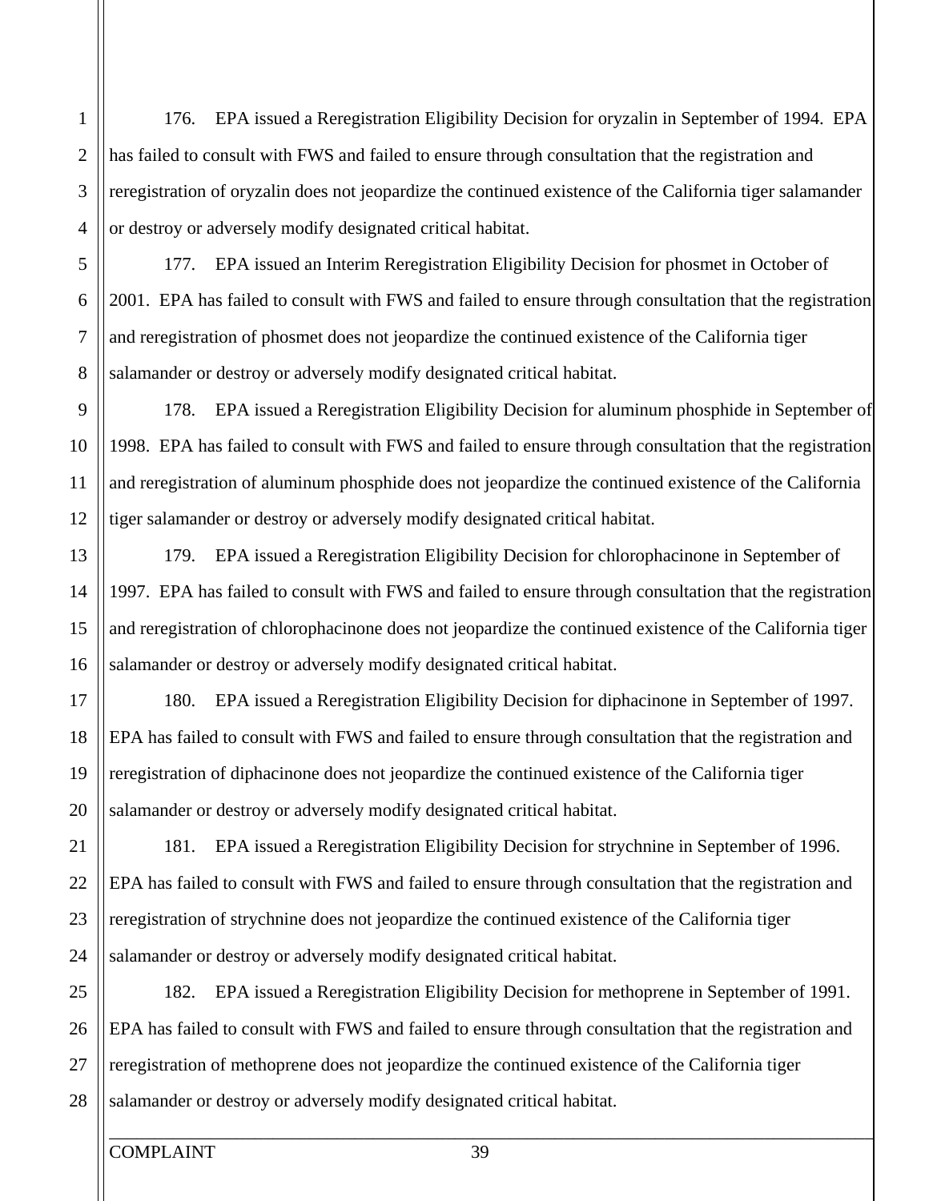176. EPA issued a Reregistration Eligibility Decision for oryzalin in September of 1994. EPA has failed to consult with FWS and failed to ensure through consultation that the registration and reregistration of oryzalin does not jeopardize the continued existence of the California tiger salamander or destroy or adversely modify designated critical habitat.

177. EPA issued an Interim Reregistration Eligibility Decision for phosmet in October of 2001. EPA has failed to consult with FWS and failed to ensure through consultation that the registration and reregistration of phosmet does not jeopardize the continued existence of the California tiger salamander or destroy or adversely modify designated critical habitat.

178. EPA issued a Reregistration Eligibility Decision for aluminum phosphide in September of 1998. EPA has failed to consult with FWS and failed to ensure through consultation that the registration and reregistration of aluminum phosphide does not jeopardize the continued existence of the California tiger salamander or destroy or adversely modify designated critical habitat.

179. EPA issued a Reregistration Eligibility Decision for chlorophacinone in September of 1997. EPA has failed to consult with FWS and failed to ensure through consultation that the registration and reregistration of chlorophacinone does not jeopardize the continued existence of the California tiger salamander or destroy or adversely modify designated critical habitat.

180. EPA issued a Reregistration Eligibility Decision for diphacinone in September of 1997. EPA has failed to consult with FWS and failed to ensure through consultation that the registration and reregistration of diphacinone does not jeopardize the continued existence of the California tiger salamander or destroy or adversely modify designated critical habitat.

181. EPA issued a Reregistration Eligibility Decision for strychnine in September of 1996. EPA has failed to consult with FWS and failed to ensure through consultation that the registration and reregistration of strychnine does not jeopardize the continued existence of the California tiger salamander or destroy or adversely modify designated critical habitat.

182. EPA issued a Reregistration Eligibility Decision for methoprene in September of 1991. EPA has failed to consult with FWS and failed to ensure through consultation that the registration and reregistration of methoprene does not jeopardize the continued existence of the California tiger salamander or destroy or adversely modify designated critical habitat.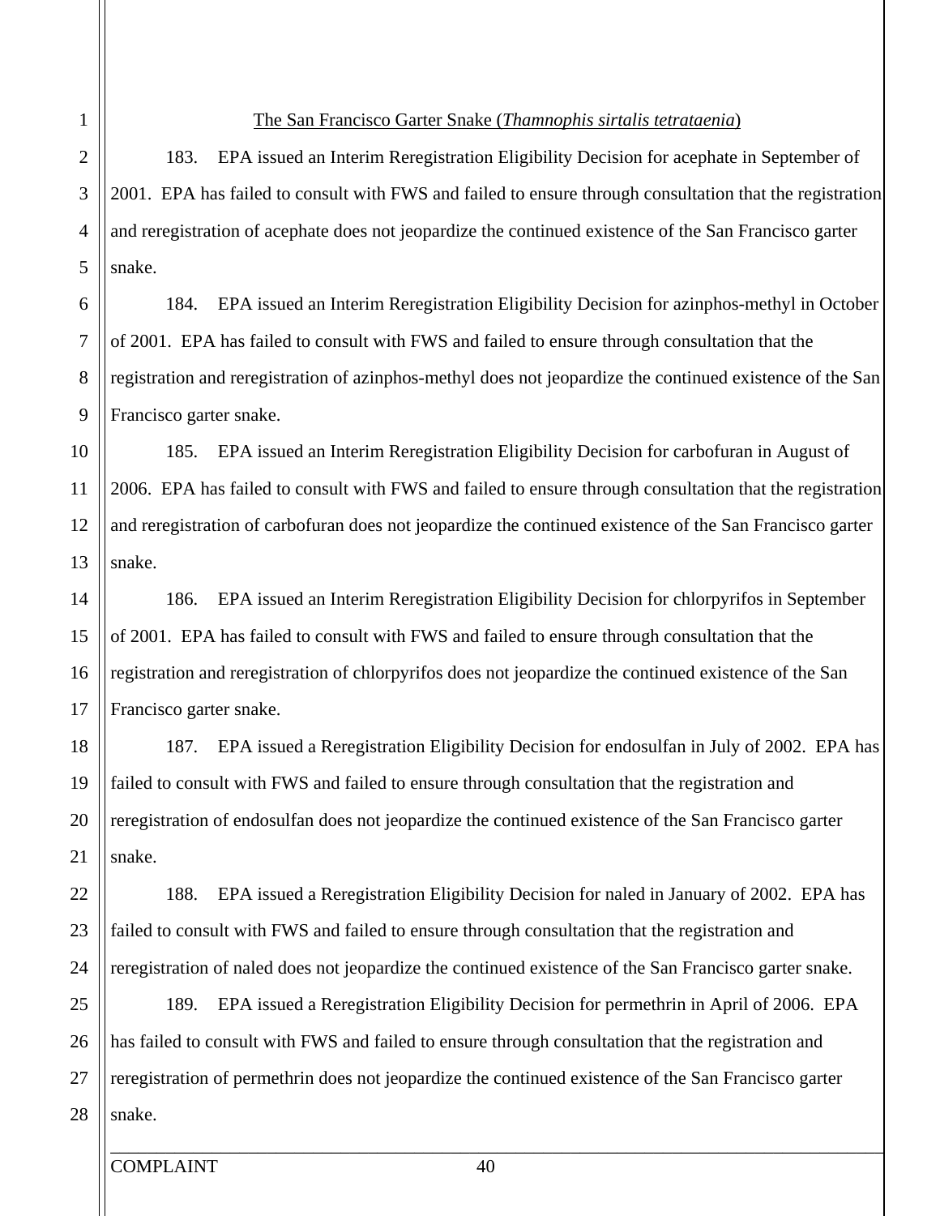<u>The San Francisco Garter Snake (*Thamnophis sirtalis tetrataenia*)</u>

183. EPA issued an Interim Reregistration Eligibility Decision for acephate in September of 2001. EPA has failed to consult with FWS and failed to ensure through consultation that the registration and reregistration of acephate does not jeopardize the continued existence of the San Francisco garter snake.

184. EPA issued an Interim Reregistration Eligibility Decision for azinphos-methyl in October of 2001. EPA has failed to consult with FWS and failed to ensure through consultation that the registration and reregistration of azinphos-methyl does not jeopardize the continued existence of the San Francisco garter snake.

185. EPA issued an Interim Reregistration Eligibility Decision for carbofuran in August of 2006. EPA has failed to consult with FWS and failed to ensure through consultation that the registration and reregistration of carbofuran does not jeopardize the continued existence of the San Francisco garter snake.

186. EPA issued an Interim Reregistration Eligibility Decision for chlorpyrifos in September of 2001. EPA has failed to consult with FWS and failed to ensure through consultation that the registration and reregistration of chlorpyrifos does not jeopardize the continued existence of the San Francisco garter snake.

187. EPA issued a Reregistration Eligibility Decision for endosulfan in July of 2002. EPA has failed to consult with FWS and failed to ensure through consultation that the registration and reregistration of endosulfan does not jeopardize the continued existence of the San Francisco garter snake.

188. EPA issued a Reregistration Eligibility Decision for naled in January of 2002. EPA has failed to consult with FWS and failed to ensure through consultation that the registration and reregistration of naled does not jeopardize the continued existence of the San Francisco garter snake.

189. EPA issued a Reregistration Eligibility Decision for permethrin in April of 2006. EPA has failed to consult with FWS and failed to ensure through consultation that the registration and reregistration of permethrin does not jeopardize the continued existence of the San Francisco garter snake.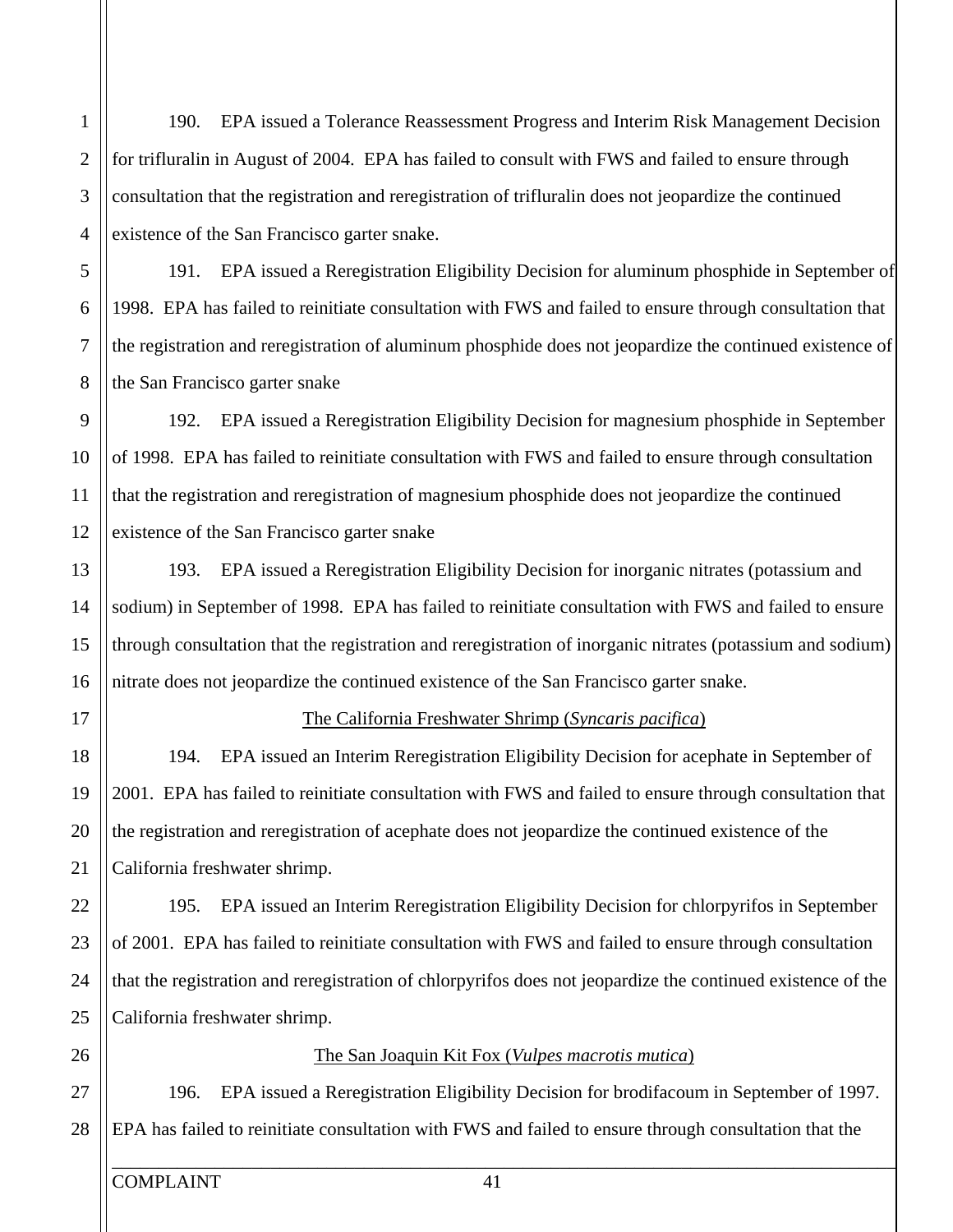190. EPA issued a Tolerance Reassessment Progress and Interim Risk Management Decision for trifluralin in August of 2004. EPA has failed to consult with FWS and failed to ensure through consultation that the registration and reregistration of trifluralin does not jeopardize the continued existence of the San Francisco garter snake.

191. EPA issued a Reregistration Eligibility Decision for aluminum phosphide in September of 1998. EPA has failed to reinitiate consultation with FWS and failed to ensure through consultation that the registration and reregistration of aluminum phosphide does not jeopardize the continued existence of the San Francisco garter snake

192. EPA issued a Reregistration Eligibility Decision for magnesium phosphide in September of 1998. EPA has failed to reinitiate consultation with FWS and failed to ensure through consultation that the registration and reregistration of magnesium phosphide does not jeopardize the continued existence of the San Francisco garter snake

193. EPA issued a Reregistration Eligibility Decision for inorganic nitrates (potassium and sodium) in September of 1998. EPA has failed to reinitiate consultation with FWS and failed to ensure through consultation that the registration and reregistration of inorganic nitrates (potassium and sodium) nitrate does not jeopardize the continued existence of the San Francisco garter snake.

<u>The California Freshwater Shrimp (*Syncaris pacifica*)</u>

194. EPA issued an Interim Reregistration Eligibility Decision for acephate in September of 2001. EPA has failed to reinitiate consultation with FWS and failed to ensure through consultation that the registration and reregistration of acephate does not jeopardize the continued existence of the California freshwater shrimp.

195. EPA issued an Interim Reregistration Eligibility Decision for chlorpyrifos in September of 2001. EPA has failed to reinitiate consultation with FWS and failed to ensure through consultation that the registration and reregistration of chlorpyrifos does not jeopardize the continued existence of the California freshwater shrimp.

<u>The San Joaquin Kit Fox (*Vulpes macrotis mutica*)</u>

196. EPA issued a Reregistration Eligibility Decision for brodifacoum in September of 1997. EPA has failed to reinitiate consultation with FWS and failed to ensure through consultation that the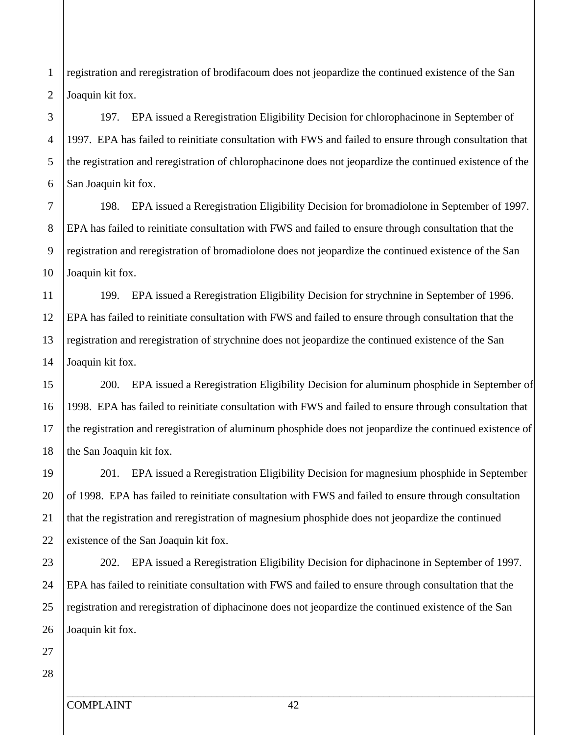registration and reregistration of brodifacoum does not jeopardize the continued existence of the San Joaquin kit fox.

197. EPA issued a Reregistration Eligibility Decision for chlorophacinone in September of 1997. EPA has failed to reinitiate consultation with FWS and failed to ensure through consultation that the registration and reregistration of chlorophacinone does not jeopardize the continued existence of the San Joaquin kit fox.

198. EPA issued a Reregistration Eligibility Decision for bromadiolone in September of 1997. EPA has failed to reinitiate consultation with FWS and failed to ensure through consultation that the registration and reregistration of bromadiolone does not jeopardize the continued existence of the San Joaquin kit fox.

199. EPA issued a Reregistration Eligibility Decision for strychnine in September of 1996. EPA has failed to reinitiate consultation with FWS and failed to ensure through consultation that the registration and reregistration of strychnine does not jeopardize the continued existence of the San Joaquin kit fox.

200. EPA issued a Reregistration Eligibility Decision for aluminum phosphide in September of 1998. EPA has failed to reinitiate consultation with FWS and failed to ensure through consultation that the registration and reregistration of aluminum phosphide does not jeopardize the continued existence of the San Joaquin kit fox.

201. EPA issued a Reregistration Eligibility Decision for magnesium phosphide in September of 1998. EPA has failed to reinitiate consultation with FWS and failed to ensure through consultation that the registration and reregistration of magnesium phosphide does not jeopardize the continued existence of the San Joaquin kit fox.

202. EPA issued a Reregistration Eligibility Decision for diphacinone in September of 1997. EPA has failed to reinitiate consultation with FWS and failed to ensure through consultation that the registration and reregistration of diphacinone does not jeopardize the continued existence of the San Joaquin kit fox.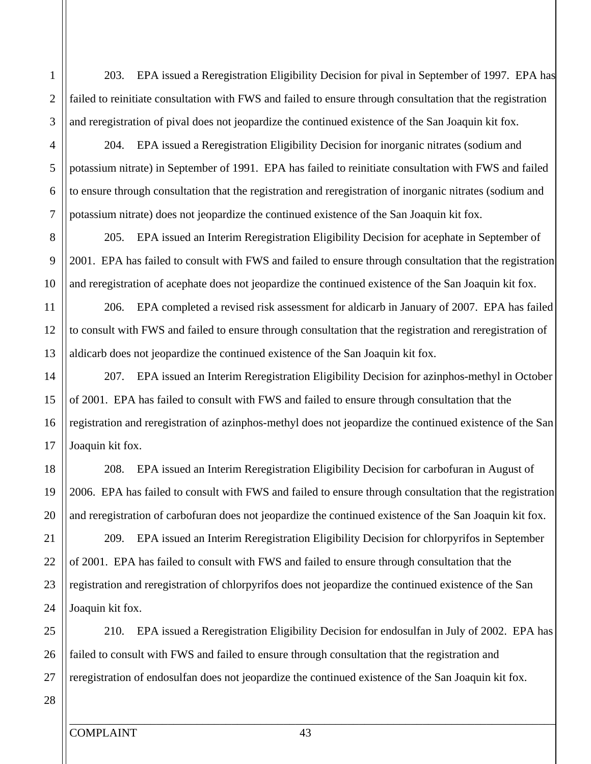203. EPA issued a Reregistration Eligibility Decision for pival in September of 1997. EPA has failed to reinitiate consultation with FWS and failed to ensure through consultation that the registration and reregistration of pival does not jeopardize the continued existence of the San Joaquin kit fox.

204. EPA issued a Reregistration Eligibility Decision for inorganic nitrates (sodium and potassium nitrate) in September of 1991. EPA has failed to reinitiate consultation with FWS and failed to ensure through consultation that the registration and reregistration of inorganic nitrates (sodium and potassium nitrate) does not jeopardize the continued existence of the San Joaquin kit fox.

205. EPA issued an Interim Reregistration Eligibility Decision for acephate in September of 2001. EPA has failed to consult with FWS and failed to ensure through consultation that the registration and reregistration of acephate does not jeopardize the continued existence of the San Joaquin kit fox.

206. EPA completed a revised risk assessment for aldicarb in January of 2007. EPA has failed to consult with FWS and failed to ensure through consultation that the registration and reregistration of aldicarb does not jeopardize the continued existence of the San Joaquin kit fox.

207. EPA issued an Interim Reregistration Eligibility Decision for azinphos-methyl in October of 2001. EPA has failed to consult with FWS and failed to ensure through consultation that the registration and reregistration of azinphos-methyl does not jeopardize the continued existence of the San Joaquin kit fox.

208. EPA issued an Interim Reregistration Eligibility Decision for carbofuran in August of 2006. EPA has failed to consult with FWS and failed to ensure through consultation that the registration and reregistration of carbofuran does not jeopardize the continued existence of the San Joaquin kit fox.

209. EPA issued an Interim Reregistration Eligibility Decision for chlorpyrifos in September of 2001. EPA has failed to consult with FWS and failed to ensure through consultation that the registration and reregistration of chlorpyrifos does not jeopardize the continued existence of the San Joaquin kit fox.

210. EPA issued a Reregistration Eligibility Decision for endosulfan in July of 2002. EPA has failed to consult with FWS and failed to ensure through consultation that the registration and reregistration of endosulfan does not jeopardize the continued existence of the San Joaquin kit fox.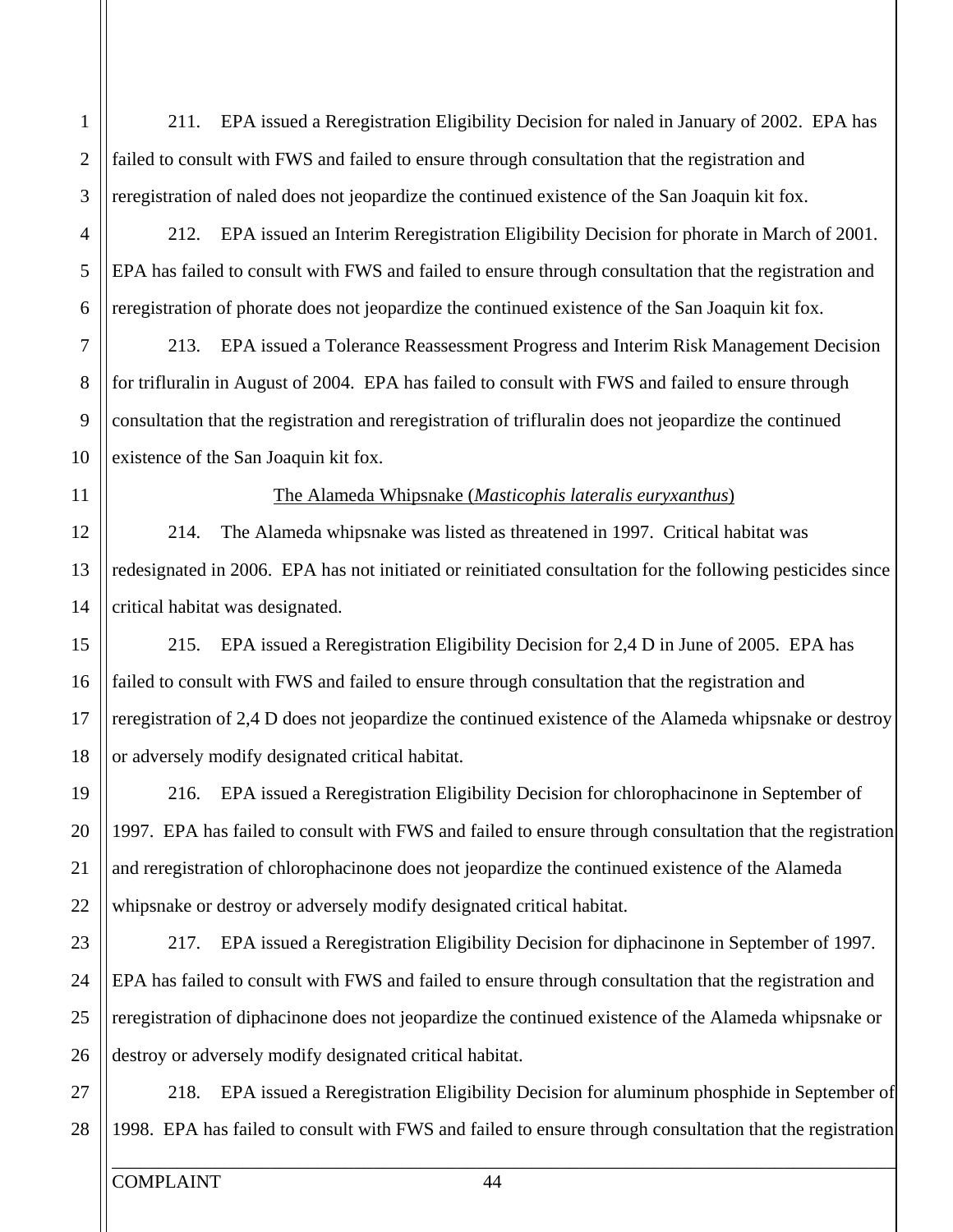211. EPA issued a Reregistration Eligibility Decision for naled in January of 2002. EPA has failed to consult with FWS and failed to ensure through consultation that the registration and reregistration of naled does not jeopardize the continued existence of the San Joaquin kit fox.

212. EPA issued an Interim Reregistration Eligibility Decision for phorate in March of 2001. EPA has failed to consult with FWS and failed to ensure through consultation that the registration and reregistration of phorate does not jeopardize the continued existence of the San Joaquin kit fox.

213. EPA issued a Tolerance Reassessment Progress and Interim Risk Management Decision for trifluralin in August of 2004. EPA has failed to consult with FWS and failed to ensure through consultation that the registration and reregistration of trifluralin does not jeopardize the continued existence of the San Joaquin kit fox.

The Alameda Whipsnake (*Masticophis lateralis euryxanthus*)

214. The Alameda whipsnake was listed as threatened in 1997. Critical habitat was redesignated in 2006. EPA has not initiated or reinitiated consultation for the following pesticides since critical habitat was designated.

215. EPA issued a Reregistration Eligibility Decision for 2,4 D in June of 2005. EPA has failed to consult with FWS and failed to ensure through consultation that the registration and reregistration of 2,4 D does not jeopardize the continued existence of the Alameda whipsnake or destroy or adversely modify designated critical habitat.

216. EPA issued a Reregistration Eligibility Decision for chlorophacinone in September of 1997. EPA has failed to consult with FWS and failed to ensure through consultation that the registration and reregistration of chlorophacinone does not jeopardize the continued existence of the Alameda whipsnake or destroy or adversely modify designated critical habitat.

217. EPA issued a Reregistration Eligibility Decision for diphacinone in September of 1997. EPA has failed to consult with FWS and failed to ensure through consultation that the registration and reregistration of diphacinone does not jeopardize the continued existence of the Alameda whipsnake or destroy or adversely modify designated critical habitat.

218. EPA issued a Reregistration Eligibility Decision for aluminum phosphide in September of 1998. EPA has failed to consult with FWS and failed to ensure through consultation that the registration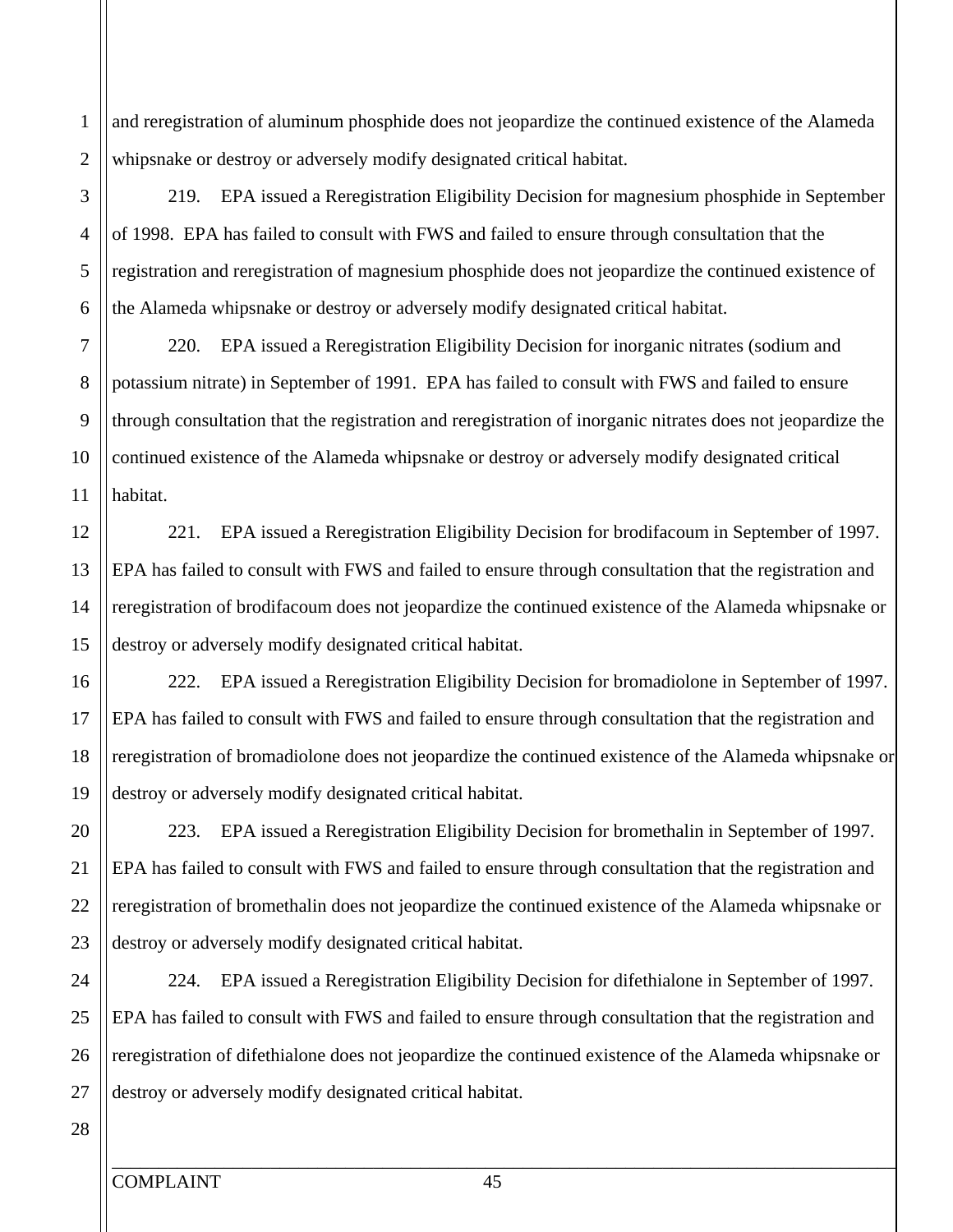and reregistration of aluminum phosphide does not jeopardize the continued existence of the Alameda whipsnake or destroy or adversely modify designated critical habitat.

219. EPA issued a Reregistration Eligibility Decision for magnesium phosphide in September of 1998. EPA has failed to consult with FWS and failed to ensure through consultation that the registration and reregistration of magnesium phosphide does not jeopardize the continued existence of the Alameda whipsnake or destroy or adversely modify designated critical habitat.

220. EPA issued a Reregistration Eligibility Decision for inorganic nitrates (sodium and potassium nitrate) in September of 1991. EPA has failed to consult with FWS and failed to ensure through consultation that the registration and reregistration of inorganic nitrates does not jeopardize the continued existence of the Alameda whipsnake or destroy or adversely modify designated critical habitat.

221. EPA issued a Reregistration Eligibility Decision for brodifacoum in September of 1997. EPA has failed to consult with FWS and failed to ensure through consultation that the registration and reregistration of brodifacoum does not jeopardize the continued existence of the Alameda whipsnake or destroy or adversely modify designated critical habitat.

222. EPA issued a Reregistration Eligibility Decision for bromadiolone in September of 1997. EPA has failed to consult with FWS and failed to ensure through consultation that the registration and reregistration of bromadiolone does not jeopardize the continued existence of the Alameda whipsnake or destroy or adversely modify designated critical habitat.

223. EPA issued a Reregistration Eligibility Decision for bromethalin in September of 1997. EPA has failed to consult with FWS and failed to ensure through consultation that the registration and reregistration of bromethalin does not jeopardize the continued existence of the Alameda whipsnake or destroy or adversely modify designated critical habitat.

224. EPA issued a Reregistration Eligibility Decision for difethialone in September of 1997. EPA has failed to consult with FWS and failed to ensure through consultation that the registration and reregistration of difethialone does not jeopardize the continued existence of the Alameda whipsnake or destroy or adversely modify designated critical habitat.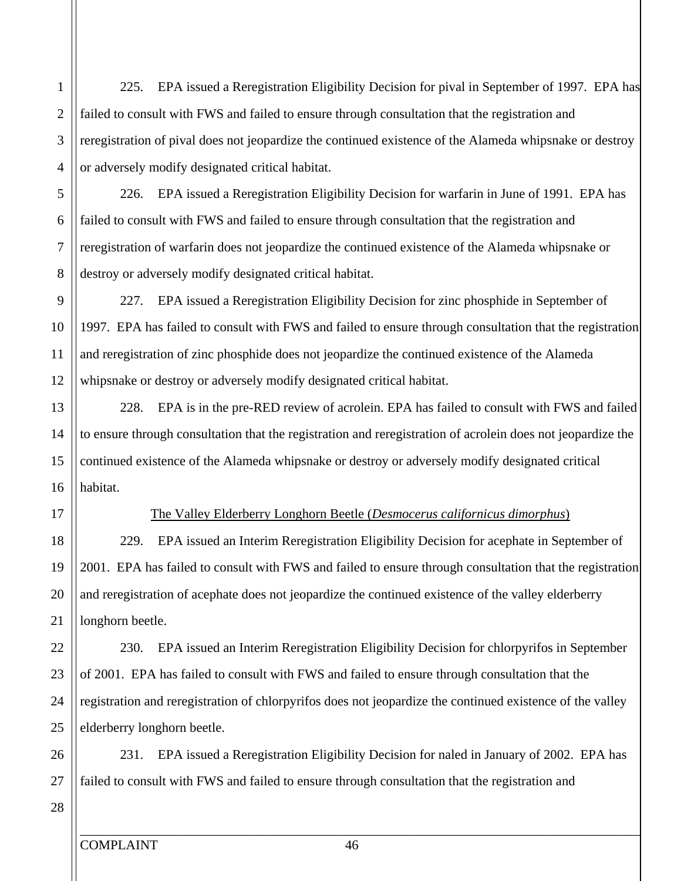225. EPA issued a Reregistration Eligibility Decision for pival in September of 1997. EPA has failed to consult with FWS and failed to ensure through consultation that the registration and reregistration of pival does not jeopardize the continued existence of the Alameda whipsnake or destroy or adversely modify designated critical habitat.

226. EPA issued a Reregistration Eligibility Decision for warfarin in June of 1991. EPA has failed to consult with FWS and failed to ensure through consultation that the registration and reregistration of warfarin does not jeopardize the continued existence of the Alameda whipsnake or destroy or adversely modify designated critical habitat.

227. EPA issued a Reregistration Eligibility Decision for zinc phosphide in September of 1997. EPA has failed to consult with FWS and failed to ensure through consultation that the registration and reregistration of zinc phosphide does not jeopardize the continued existence of the Alameda whipsnake or destroy or adversely modify designated critical habitat.

228. EPA is in the pre-RED review of acrolein. EPA has failed to consult with FWS and failed to ensure through consultation that the registration and reregistration of acrolein does not jeopardize the continued existence of the Alameda whipsnake or destroy or adversely modify designated critical habitat.

The Valley Elderberry Longhorn Beetle (*Desmocerus californicus dimorphus*)

229. EPA issued an Interim Reregistration Eligibility Decision for acephate in September of 2001. EPA has failed to consult with FWS and failed to ensure through consultation that the registration and reregistration of acephate does not jeopardize the continued existence of the valley elderberry longhorn beetle.

230. EPA issued an Interim Reregistration Eligibility Decision for chlorpyrifos in September of 2001. EPA has failed to consult with FWS and failed to ensure through consultation that the registration and reregistration of chlorpyrifos does not jeopardize the continued existence of the valley elderberry longhorn beetle.

231. EPA issued a Reregistration Eligibility Decision for naled in January of 2002. EPA has failed to consult with FWS and failed to ensure through consultation that the registration and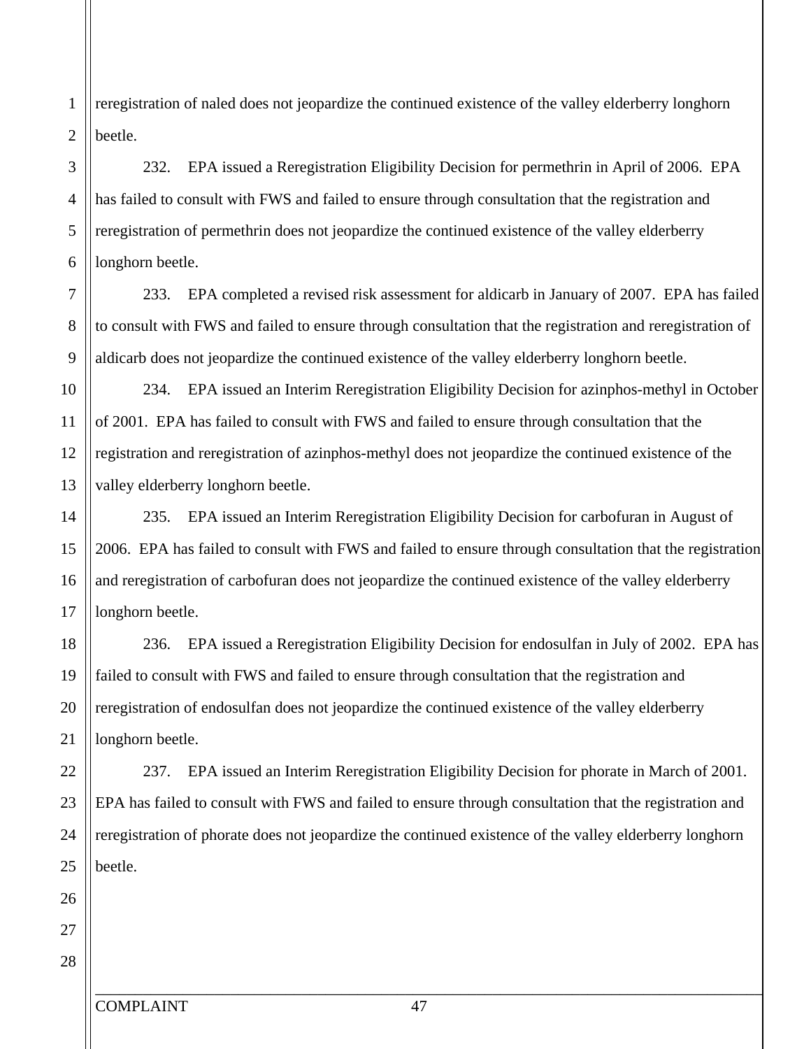reregistration of naled does not jeopardize the continued existence of the valley elderberry longhorn beetle.

232. EPA issued a Reregistration Eligibility Decision for permethrin in April of 2006. EPA has failed to consult with FWS and failed to ensure through consultation that the registration and reregistration of permethrin does not jeopardize the continued existence of the valley elderberry longhorn beetle.

233. EPA completed a revised risk assessment for aldicarb in January of 2007. EPA has failed to consult with FWS and failed to ensure through consultation that the registration and reregistration of aldicarb does not jeopardize the continued existence of the valley elderberry longhorn beetle.

234. EPA issued an Interim Reregistration Eligibility Decision for azinphos-methyl in October of 2001. EPA has failed to consult with FWS and failed to ensure through consultation that the registration and reregistration of azinphos-methyl does not jeopardize the continued existence of the valley elderberry longhorn beetle.

235. EPA issued an Interim Reregistration Eligibility Decision for carbofuran in August of 2006. EPA has failed to consult with FWS and failed to ensure through consultation that the registration and reregistration of carbofuran does not jeopardize the continued existence of the valley elderberry longhorn beetle.

236. EPA issued a Reregistration Eligibility Decision for endosulfan in July of 2002. EPA has failed to consult with FWS and failed to ensure through consultation that the registration and reregistration of endosulfan does not jeopardize the continued existence of the valley elderberry longhorn beetle.

237. EPA issued an Interim Reregistration Eligibility Decision for phorate in March of 2001. EPA has failed to consult with FWS and failed to ensure through consultation that the registration and reregistration of phorate does not jeopardize the continued existence of the valley elderberry longhorn beetle.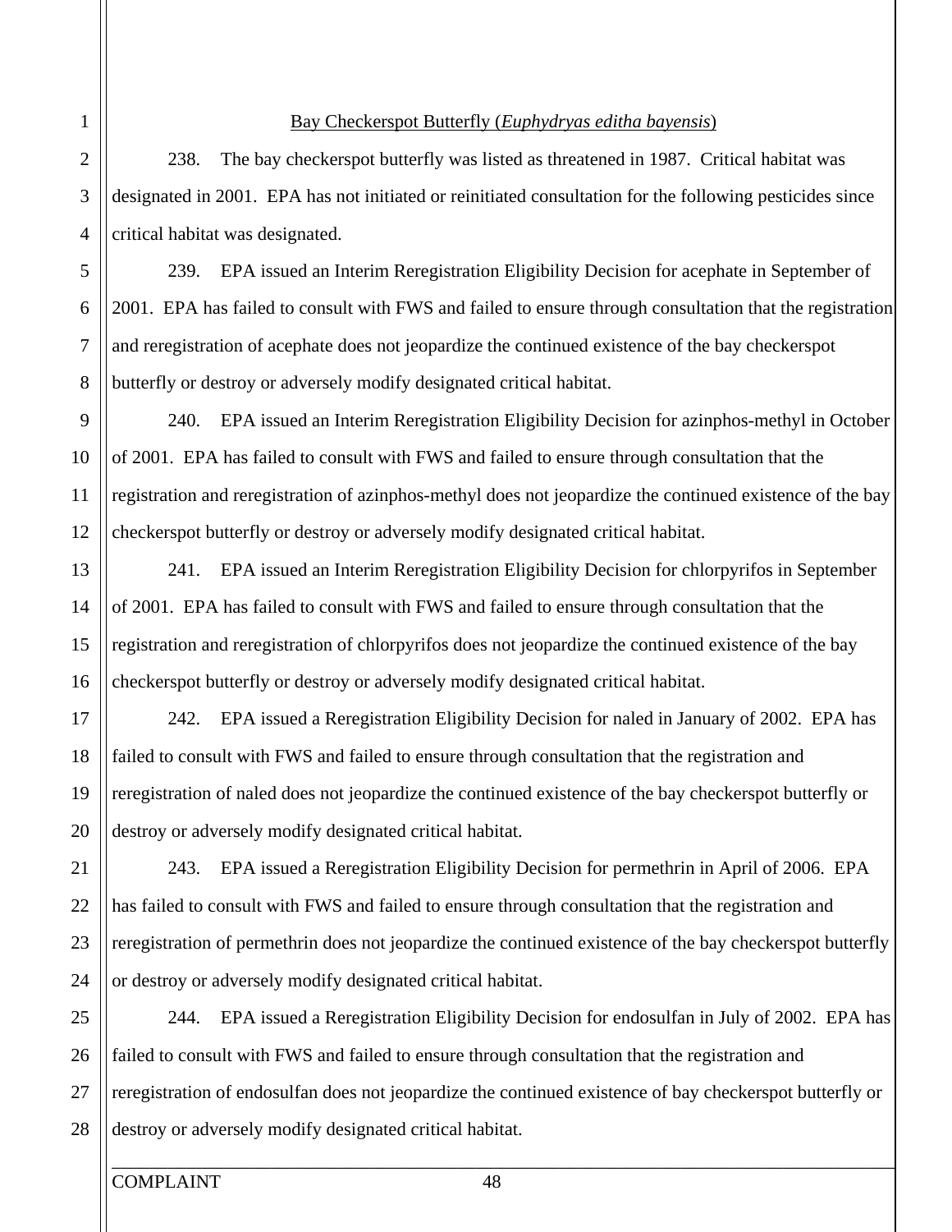Bay Checkerspot Butterfly (*Euphydryas editha bayensis*)

238. The bay checkerspot butterfly was listed as threatened in 1987. Critical habitat was designated in 2001. EPA has not initiated or reinitiated consultation for the following pesticides since critical habitat was designated.

239. EPA issued an Interim Reregistration Eligibility Decision for acephate in September of 2001. EPA has failed to consult with FWS and failed to ensure through consultation that the registration and reregistration of acephate does not jeopardize the continued existence of the bay checkerspot butterfly or destroy or adversely modify designated critical habitat.

240. EPA issued an Interim Reregistration Eligibility Decision for azinphos-methyl in October of 2001. EPA has failed to consult with FWS and failed to ensure through consultation that the registration and reregistration of azinphos-methyl does not jeopardize the continued existence of the bay checkerspot butterfly or destroy or adversely modify designated critical habitat.

241. EPA issued an Interim Reregistration Eligibility Decision for chlorpyrifos in September of 2001. EPA has failed to consult with FWS and failed to ensure through consultation that the registration and reregistration of chlorpyrifos does not jeopardize the continued existence of the bay checkerspot butterfly or destroy or adversely modify designated critical habitat.

242. EPA issued a Reregistration Eligibility Decision for naled in January of 2002. EPA has failed to consult with FWS and failed to ensure through consultation that the registration and reregistration of naled does not jeopardize the continued existence of the bay checkerspot butterfly or destroy or adversely modify designated critical habitat.

243. EPA issued a Reregistration Eligibility Decision for permethrin in April of 2006. EPA has failed to consult with FWS and failed to ensure through consultation that the registration and reregistration of permethrin does not jeopardize the continued existence of the bay checkerspot butterfly or destroy or adversely modify designated critical habitat.

244. EPA issued a Reregistration Eligibility Decision for endosulfan in July of 2002. EPA has failed to consult with FWS and failed to ensure through consultation that the registration and reregistration of endosulfan does not jeopardize the continued existence of bay checkerspot butterfly or destroy or adversely modify designated critical habitat.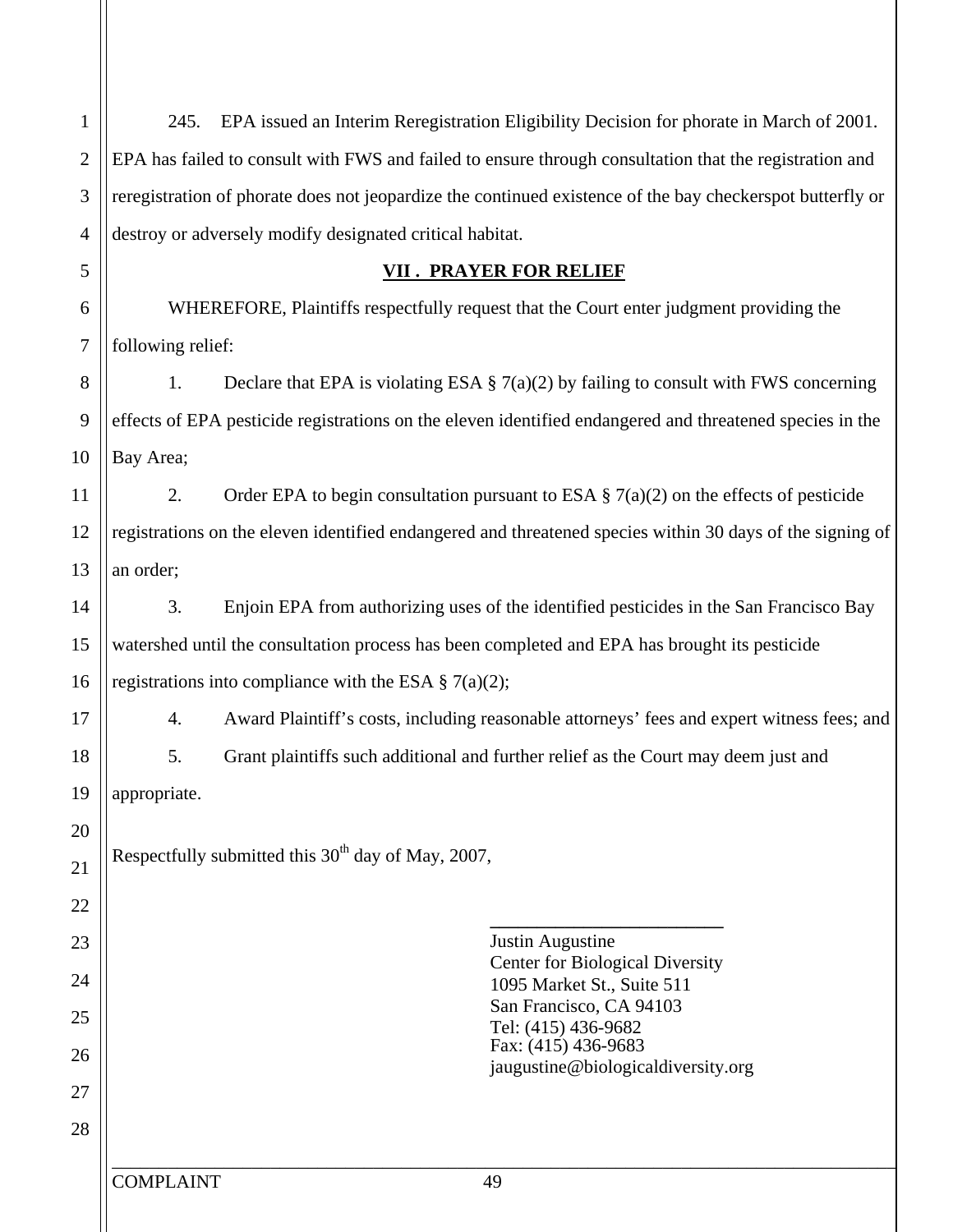245. EPA issued an Interim Reregistration Eligibility Decision for phorate in March of 2001. EPA has failed to consult with FWS and failed to ensure through consultation that the registration and reregistration of phorate does not jeopardize the continued existence of the bay checkerspot butterfly or destroy or adversely modify designated critical habitat.

## VII . PRAYER FOR RELIEF

WHEREFORE, Plaintiffs respectfully request that the Court enter judgment providing the following relief:

1. Declare that EPA is violating ESA § 7(a)(2) by failing to consult with FWS concerning effects of EPA pesticide registrations on the eleven identified endangered and threatened species in the Bay Area;

2. Order EPA to begin consultation pursuant to ESA § 7(a)(2) on the effects of pesticide registrations on the eleven identified endangered and threatened species within 30 days of the signing of an order;

3. Enjoin EPA from authorizing uses of the identified pesticides in the San Francisco Bay watershed until the consultation process has been completed and EPA has brought its pesticide registrations into compliance with the ESA § 7(a)(2);

4. Award Plaintiff's costs, including reasonable attorneys' fees and expert witness fees; and

5. Grant plaintiffs such additional and further relief as the Court may deem just and appropriate.

Respectfully submitted this 30th day of May, 2007,

\_\_\_\_\_\_\_\_\_\_\_\_\_\_\_\_\_\_\_\_\_\_\_\_\_

Justin Augustine
Center for Biological Diversity
1095 Market St., Suite 511
San Francisco, CA 94103
Tel: (415) 436-9682
Fax: (415) 436-9683
jaugustine@biologicaldiversity.org